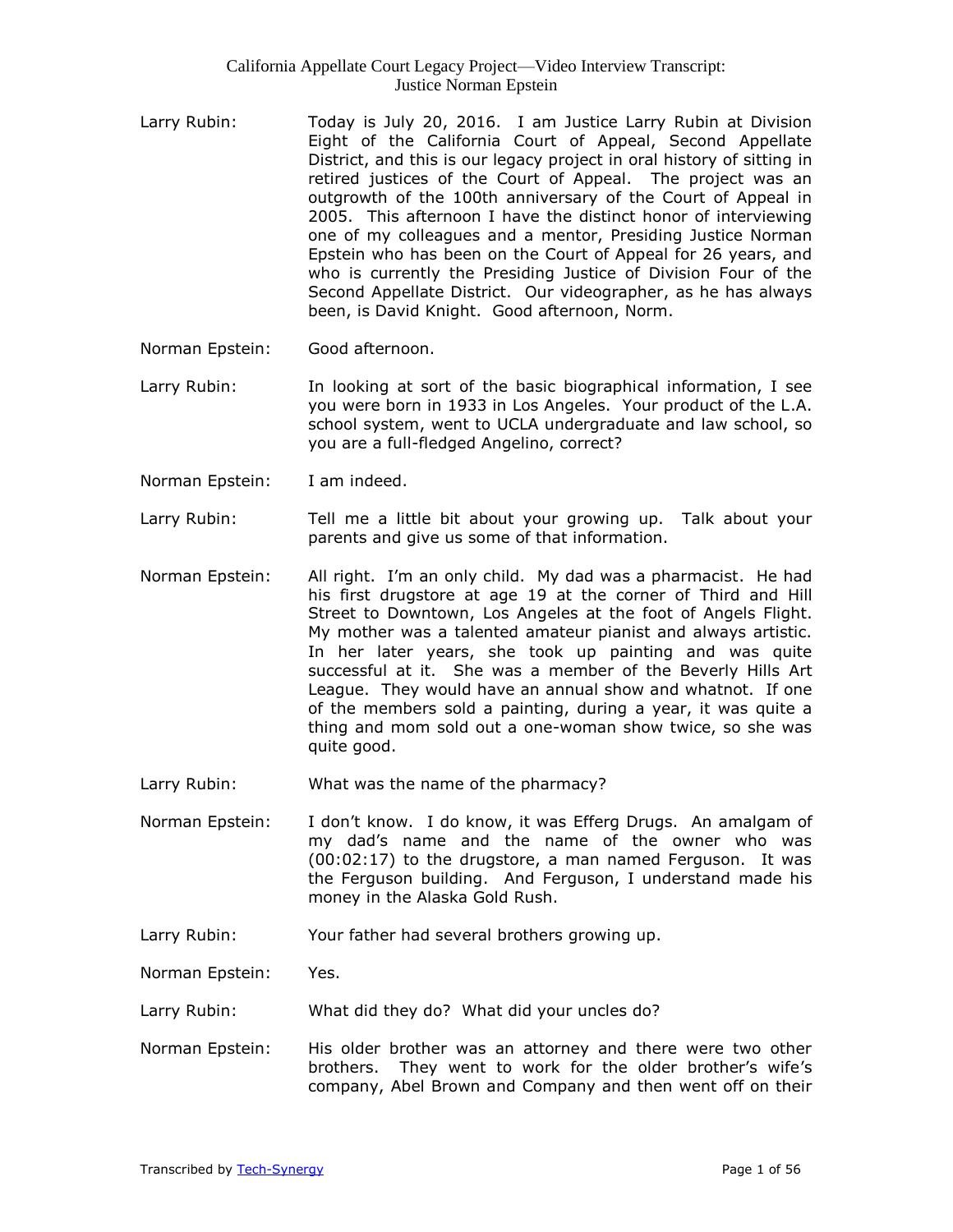Larry Rubin: Today is July 20, 2016. I am Justice Larry Rubin at Division Eight of the California Court of Appeal, Second Appellate District, and this is our legacy project in oral history of sitting in retired justices of the Court of Appeal. The project was an outgrowth of the 100th anniversary of the Court of Appeal in 2005. This afternoon I have the distinct honor of interviewing one of my colleagues and a mentor, Presiding Justice Norman Epstein who has been on the Court of Appeal for 26 years, and who is currently the Presiding Justice of Division Four of the Second Appellate District. Our videographer, as he has always been, is David Knight. Good afternoon, Norm.

Norman Epstein: Good afternoon.

Larry Rubin: In looking at sort of the basic biographical information, I see you were born in 1933 in Los Angeles. Your product of the L.A. school system, went to UCLA undergraduate and law school, so you are a full-fledged Angelino, correct?

Norman Epstein: I am indeed.

Larry Rubin: Tell me a little bit about your growing up. Talk about your parents and give us some of that information.

Norman Epstein: All right. I'm an only child. My dad was a pharmacist. He had his first drugstore at age 19 at the corner of Third and Hill Street to Downtown, Los Angeles at the foot of Angels Flight. My mother was a talented amateur pianist and always artistic. In her later years, she took up painting and was quite successful at it. She was a member of the Beverly Hills Art League. They would have an annual show and whatnot. If one of the members sold a painting, during a year, it was quite a thing and mom sold out a one-woman show twice, so she was quite good.

Larry Rubin: What was the name of the pharmacy?

Norman Epstein: I don't know. I do know, it was Efferg Drugs. An amalgam of my dad's name and the name of the owner who was (00:02:17) to the drugstore, a man named Ferguson. It was the Ferguson building. And Ferguson, I understand made his money in the Alaska Gold Rush.

Larry Rubin: Your father had several brothers growing up.

Norman Epstein: Yes.

Larry Rubin: What did they do? What did your uncles do?

Norman Epstein: His older brother was an attorney and there were two other brothers. They went to work for the older brother's wife's company, Abel Brown and Company and then went off on their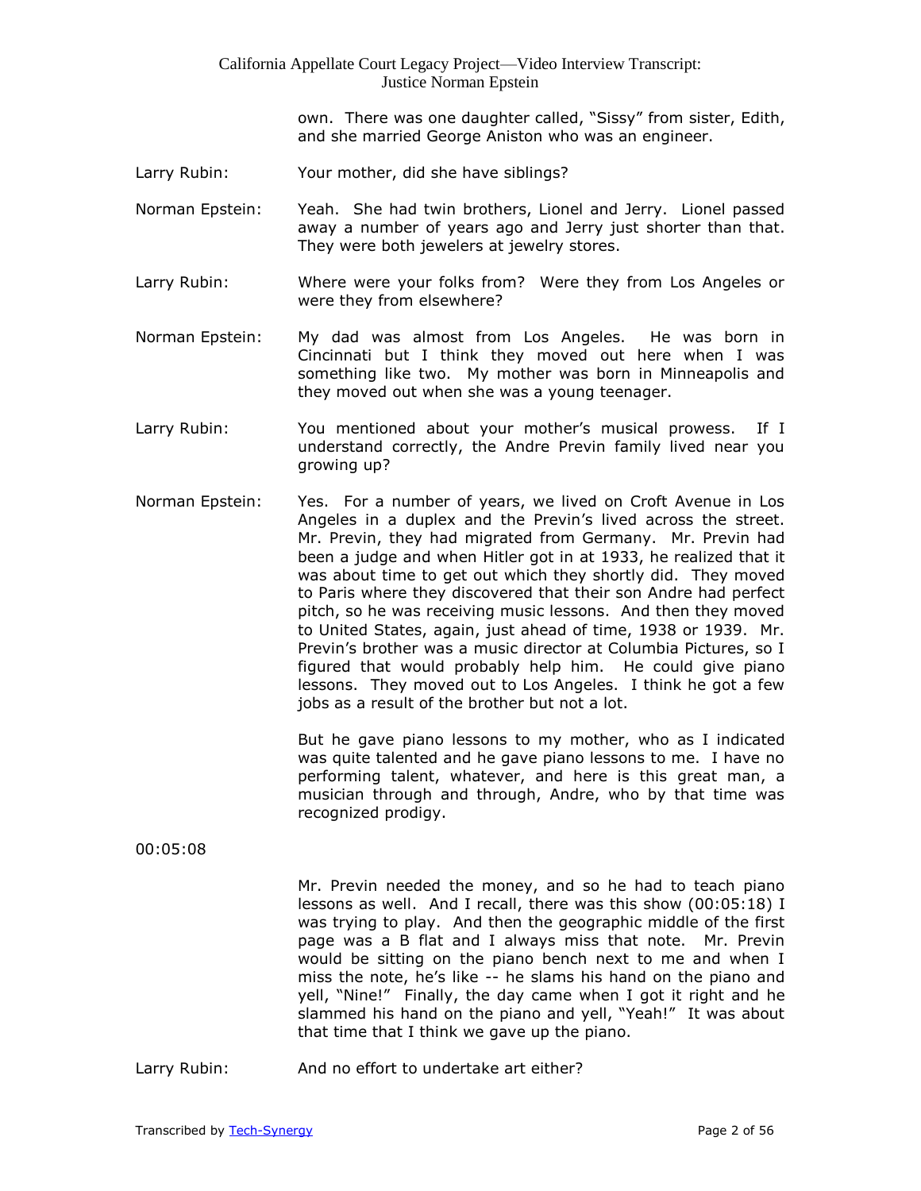own. There was one daughter called, "Sissy" from sister, Edith, and she married George Aniston who was an engineer.

Larry Rubin: Your mother, did she have siblings?

Norman Epstein: Yeah. She had twin brothers, Lionel and Jerry. Lionel passed away a number of years ago and Jerry just shorter than that. They were both jewelers at jewelry stores.

Larry Rubin: Where were your folks from? Were they from Los Angeles or were they from elsewhere?

Norman Epstein: My dad was almost from Los Angeles. He was born in Cincinnati but I think they moved out here when I was something like two. My mother was born in Minneapolis and they moved out when she was a young teenager.

Larry Rubin: You mentioned about your mother's musical prowess. If I understand correctly, the Andre Previn family lived near you growing up?

Norman Epstein: Yes. For a number of years, we lived on Croft Avenue in Los Angeles in a duplex and the Previn's lived across the street. Mr. Previn, they had migrated from Germany. Mr. Previn had been a judge and when Hitler got in at 1933, he realized that it was about time to get out which they shortly did. They moved to Paris where they discovered that their son Andre had perfect pitch, so he was receiving music lessons. And then they moved to United States, again, just ahead of time, 1938 or 1939. Mr. Previn's brother was a music director at Columbia Pictures, so I figured that would probably help him. He could give piano lessons. They moved out to Los Angeles. I think he got a few jobs as a result of the brother but not a lot.

But he gave piano lessons to my mother, who as I indicated was quite talented and he gave piano lessons to me. I have no performing talent, whatever, and here is this great man, a musician through and through, Andre, who by that time was recognized prodigy.

00:05:08

Mr. Previn needed the money, and so he had to teach piano lessons as well. And I recall, there was this show (00:05:18) I was trying to play. And then the geographic middle of the first page was a B flat and I always miss that note. Mr. Previn would be sitting on the piano bench next to me and when I miss the note, he's like -- he slams his hand on the piano and yell, "Nine!" Finally, the day came when I got it right and he slammed his hand on the piano and yell, "Yeah!" It was about that time that I think we gave up the piano.

Larry Rubin: And no effort to undertake art either?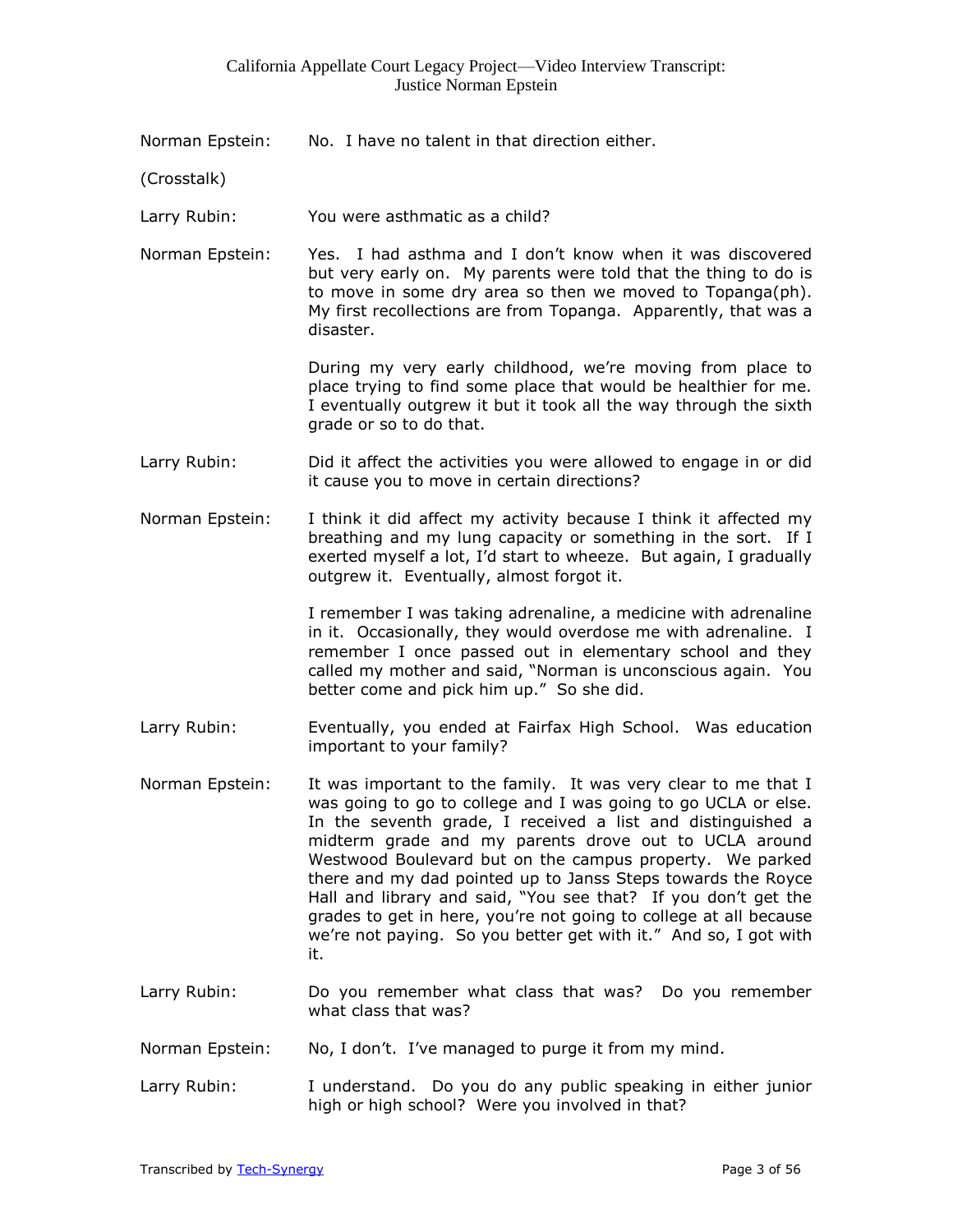Norman Epstein: No. I have no talent in that direction either.

(Crosstalk)

Larry Rubin: You were asthmatic as a child?

Norman Epstein: Yes. I had asthma and I don't know when it was discovered but very early on. My parents were told that the thing to do is to move in some dry area so then we moved to Topanga(ph). My first recollections are from Topanga. Apparently, that was a disaster.

During my very early childhood, we're moving from place to place trying to find some place that would be healthier for me. I eventually outgrew it but it took all the way through the sixth grade or so to do that.

Larry Rubin: Did it affect the activities you were allowed to engage in or did it cause you to move in certain directions?

Norman Epstein: I think it did affect my activity because I think it affected my breathing and my lung capacity or something in the sort. If I exerted myself a lot, I'd start to wheeze. But again, I gradually outgrew it. Eventually, almost forgot it.

I remember I was taking adrenaline, a medicine with adrenaline in it. Occasionally, they would overdose me with adrenaline. I remember I once passed out in elementary school and they called my mother and said, "Norman is unconscious again. You better come and pick him up." So she did.

Larry Rubin: Eventually, you ended at Fairfax High School. Was education important to your family?

Norman Epstein: It was important to the family. It was very clear to me that I was going to go to college and I was going to go UCLA or else. In the seventh grade, I received a list and distinguished a midterm grade and my parents drove out to UCLA around Westwood Boulevard but on the campus property. We parked there and my dad pointed up to Janss Steps towards the Royce Hall and library and said, "You see that? If you don't get the grades to get in here, you're not going to college at all because we're not paying. So you better get with it." And so, I got with it.

Larry Rubin: Do you remember what class that was? Do you remember what class that was?

Norman Epstein: No, I don't. I've managed to purge it from my mind.

Larry Rubin: I understand. Do you do any public speaking in either junior high or high school? Were you involved in that?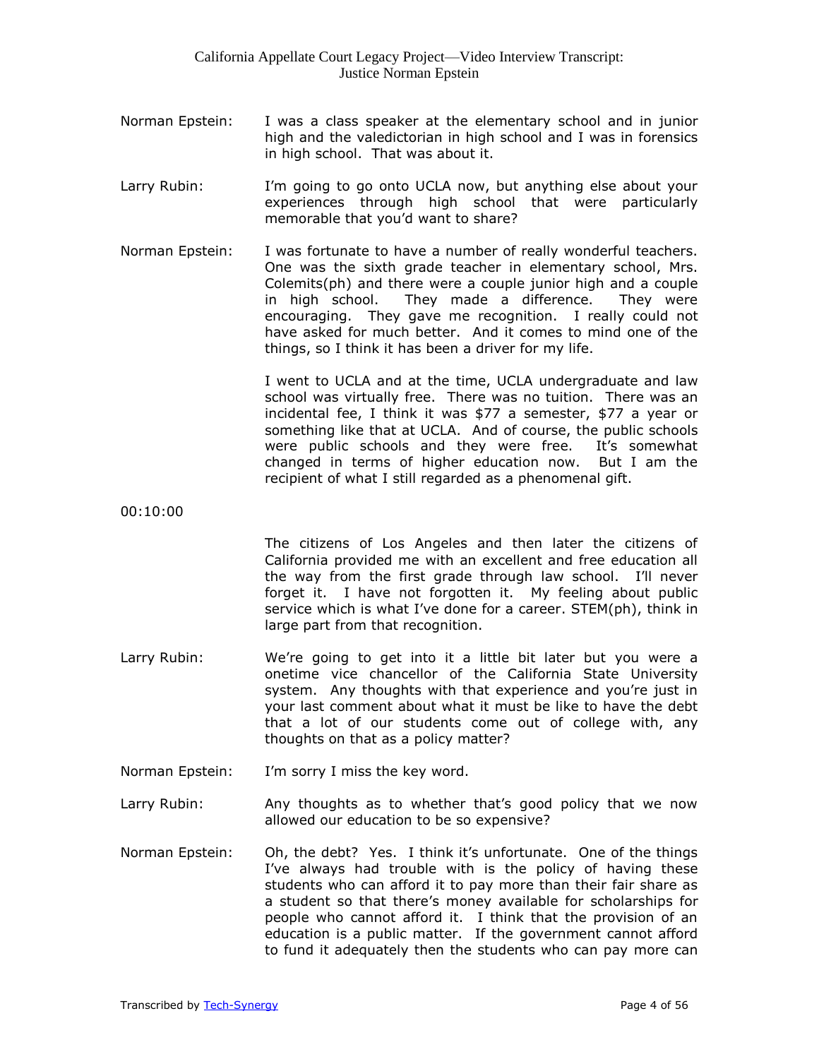Norman Epstein: I was a class speaker at the elementary school and in junior high and the valedictorian in high school and I was in forensics in high school. That was about it.

Larry Rubin: I'm going to go onto UCLA now, but anything else about your experiences through high school that were particularly memorable that you'd want to share?

Norman Epstein: I was fortunate to have a number of really wonderful teachers. One was the sixth grade teacher in elementary school, Mrs. Colemits(ph) and there were a couple junior high and a couple in high school. They made a difference. They were encouraging. They gave me recognition. I really could not have asked for much better. And it comes to mind one of the things, so I think it has been a driver for my life.

I went to UCLA and at the time, UCLA undergraduate and law school was virtually free. There was no tuition. There was an incidental fee, I think it was $77 a semester, $77 a year or something like that at UCLA. And of course, the public schools were public schools and they were free. It's somewhat changed in terms of higher education now. But I am the recipient of what I still regarded as a phenomenal gift.

00:10:00

The citizens of Los Angeles and then later the citizens of California provided me with an excellent and free education all the way from the first grade through law school. I'll never forget it. I have not forgotten it. My feeling about public service which is what I've done for a career. STEM(ph), think in large part from that recognition.

Larry Rubin: We're going to get into it a little bit later but you were a onetime vice chancellor of the California State University system. Any thoughts with that experience and you're just in your last comment about what it must be like to have the debt that a lot of our students come out of college with, any thoughts on that as a policy matter?

Norman Epstein: I'm sorry I miss the key word.

Larry Rubin: Any thoughts as to whether that's good policy that we now allowed our education to be so expensive?

Norman Epstein: Oh, the debt? Yes. I think it's unfortunate. One of the things I've always had trouble with is the policy of having these students who can afford it to pay more than their fair share as a student so that there's money available for scholarships for people who cannot afford it. I think that the provision of an education is a public matter. If the government cannot afford to fund it adequately then the students who can pay more can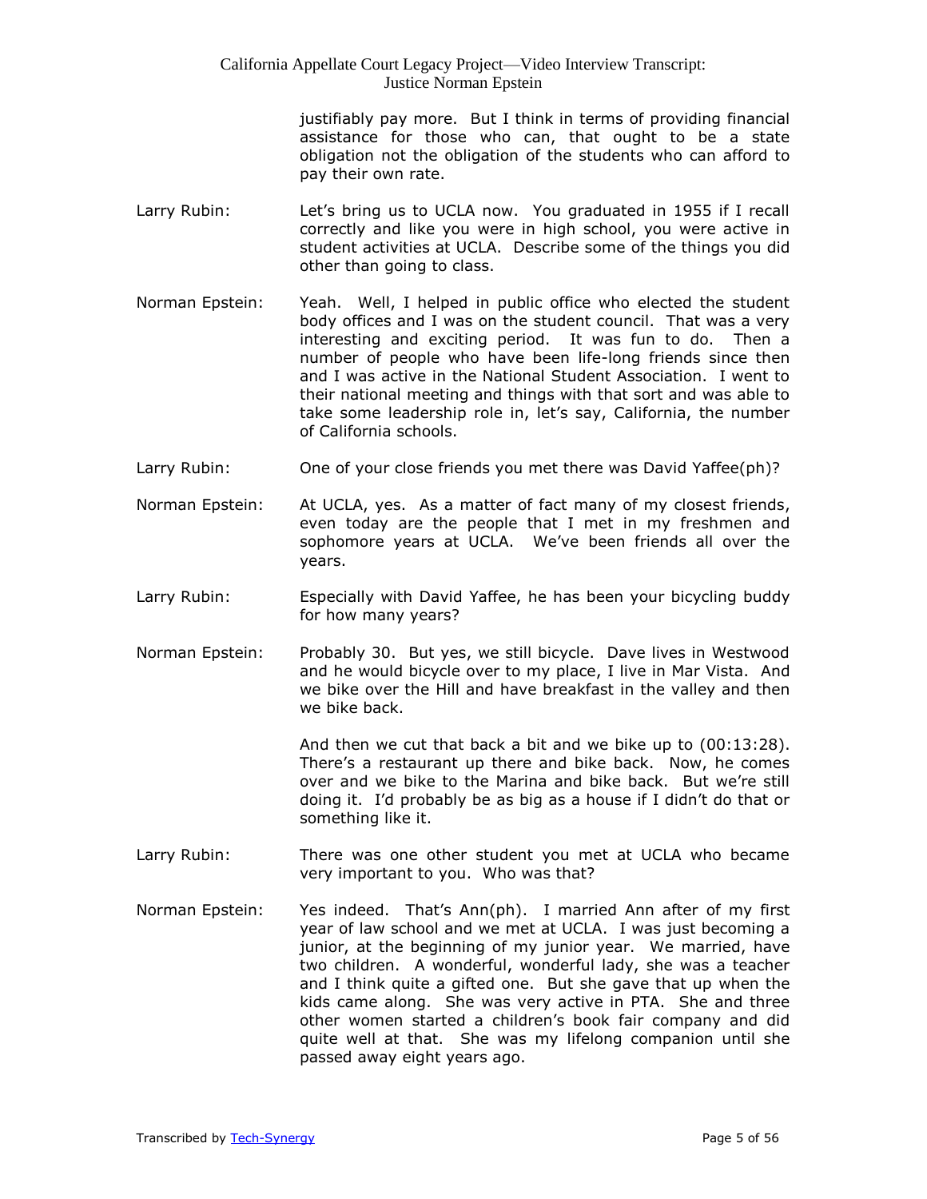justifiably pay more. But I think in terms of providing financial assistance for those who can, that ought to be a state obligation not the obligation of the students who can afford to pay their own rate.

Larry Rubin: Let's bring us to UCLA now. You graduated in 1955 if I recall correctly and like you were in high school, you were active in student activities at UCLA. Describe some of the things you did other than going to class.

Norman Epstein: Yeah. Well, I helped in public office who elected the student body offices and I was on the student council. That was a very interesting and exciting period. It was fun to do. Then a number of people who have been life-long friends since then and I was active in the National Student Association. I went to their national meeting and things with that sort and was able to take some leadership role in, let's say, California, the number of California schools.

Larry Rubin: One of your close friends you met there was David Yaffee(ph)?

Norman Epstein: At UCLA, yes. As a matter of fact many of my closest friends, even today are the people that I met in my freshmen and sophomore years at UCLA. We've been friends all over the years.

Larry Rubin: Especially with David Yaffee, he has been your bicycling buddy for how many years?

Norman Epstein: Probably 30. But yes, we still bicycle. Dave lives in Westwood and he would bicycle over to my place, I live in Mar Vista. And we bike over the Hill and have breakfast in the valley and then we bike back.

And then we cut that back a bit and we bike up to (00:13:28). There's a restaurant up there and bike back. Now, he comes over and we bike to the Marina and bike back. But we're still doing it. I'd probably be as big as a house if I didn't do that or something like it.

Larry Rubin: There was one other student you met at UCLA who became very important to you. Who was that?

Norman Epstein: Yes indeed. That's Ann(ph). I married Ann after of my first year of law school and we met at UCLA. I was just becoming a junior, at the beginning of my junior year. We married, have two children. A wonderful, wonderful lady, she was a teacher and I think quite a gifted one. But she gave that up when the kids came along. She was very active in PTA. She and three other women started a children's book fair company and did quite well at that. She was my lifelong companion until she passed away eight years ago.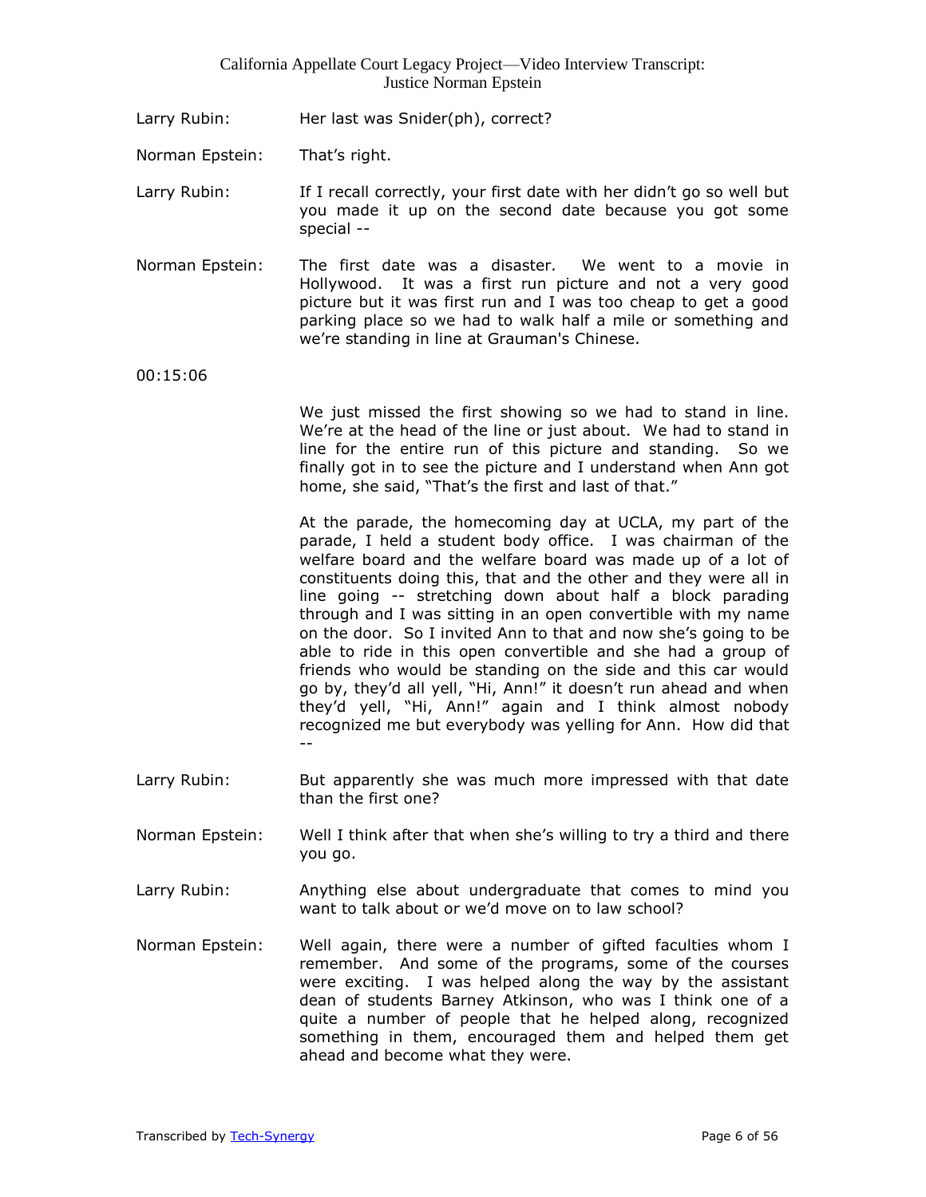Larry Rubin: Her last was Snider(ph), correct?

Norman Epstein: That's right.

Larry Rubin: If I recall correctly, your first date with her didn't go so well but you made it up on the second date because you got some special --

Norman Epstein: The first date was a disaster. We went to a movie in Hollywood. It was a first run picture and not a very good picture but it was first run and I was too cheap to get a good parking place so we had to walk half a mile or something and we're standing in line at Grauman's Chinese.

00:15:06

We just missed the first showing so we had to stand in line. We're at the head of the line or just about. We had to stand in line for the entire run of this picture and standing. So we finally got in to see the picture and I understand when Ann got home, she said, "That's the first and last of that."

At the parade, the homecoming day at UCLA, my part of the parade, I held a student body office. I was chairman of the welfare board and the welfare board was made up of a lot of constituents doing this, that and the other and they were all in line going -- stretching down about half a block parading through and I was sitting in an open convertible with my name on the door. So I invited Ann to that and now she's going to be able to ride in this open convertible and she had a group of friends who would be standing on the side and this car would go by, they'd all yell, "Hi, Ann!" it doesn't run ahead and when they'd yell, "Hi, Ann!" again and I think almost nobody recognized me but everybody was yelling for Ann. How did that --

Larry Rubin: But apparently she was much more impressed with that date than the first one?

Norman Epstein: Well I think after that when she's willing to try a third and there you go.

Larry Rubin: Anything else about undergraduate that comes to mind you want to talk about or we'd move on to law school?

Norman Epstein: Well again, there were a number of gifted faculties whom I remember. And some of the programs, some of the courses were exciting. I was helped along the way by the assistant dean of students Barney Atkinson, who was I think one of a quite a number of people that he helped along, recognized something in them, encouraged them and helped them get ahead and become what they were.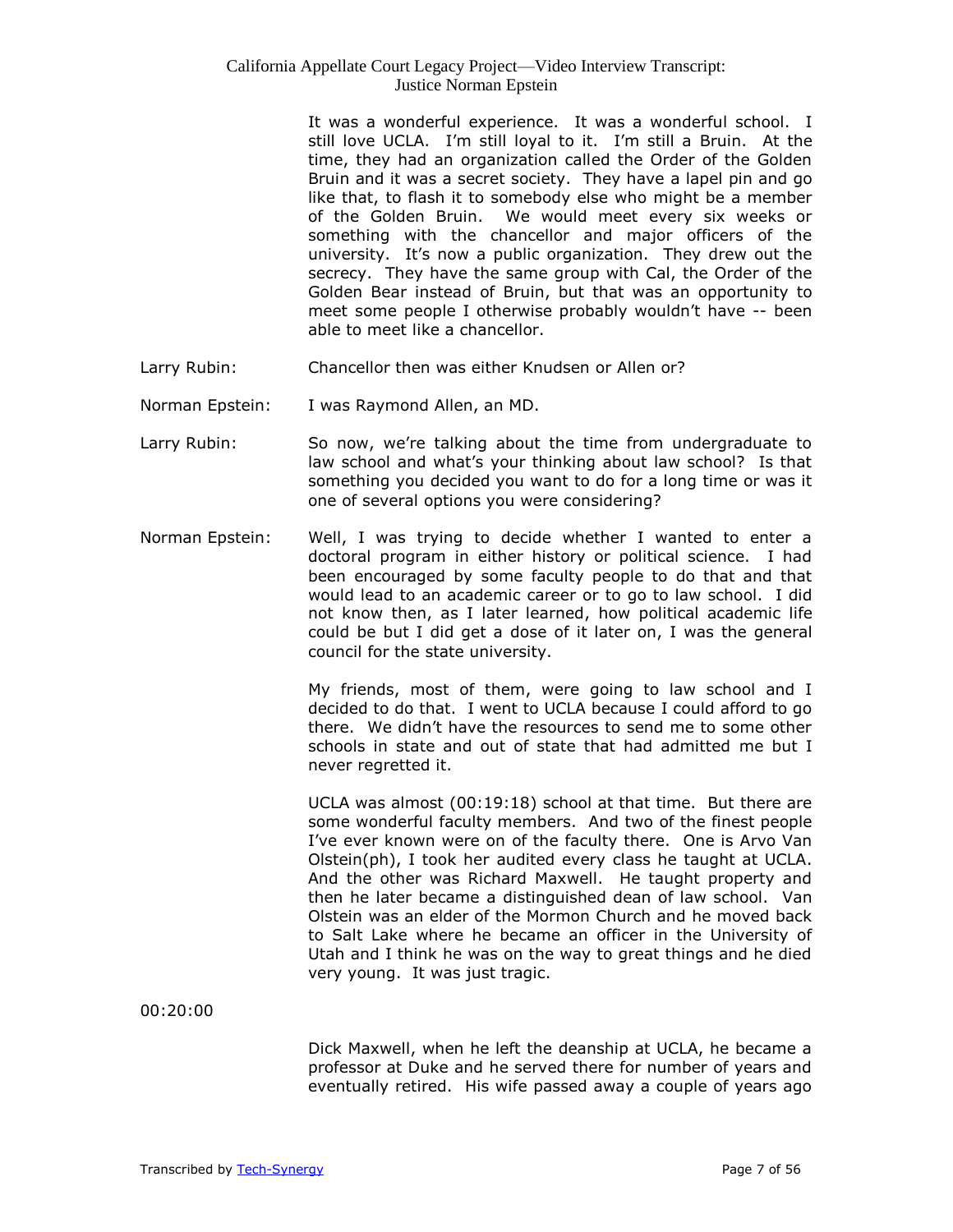It was a wonderful experience. It was a wonderful school. I still love UCLA. I'm still loyal to it. I'm still a Bruin. At the time, they had an organization called the Order of the Golden Bruin and it was a secret society. They have a lapel pin and go like that, to flash it to somebody else who might be a member of the Golden Bruin. We would meet every six weeks or something with the chancellor and major officers of the university. It's now a public organization. They drew out the secrecy. They have the same group with Cal, the Order of the Golden Bear instead of Bruin, but that was an opportunity to meet some people I otherwise probably wouldn't have -- been able to meet like a chancellor.

Larry Rubin: Chancellor then was either Knudsen or Allen or?

Norman Epstein: I was Raymond Allen, an MD.

Larry Rubin: So now, we're talking about the time from undergraduate to law school and what's your thinking about law school? Is that something you decided you want to do for a long time or was it one of several options you were considering?

Norman Epstein: Well, I was trying to decide whether I wanted to enter a doctoral program in either history or political science. I had been encouraged by some faculty people to do that and that would lead to an academic career or to go to law school. I did not know then, as I later learned, how political academic life could be but I did get a dose of it later on, I was the general council for the state university.

My friends, most of them, were going to law school and I decided to do that. I went to UCLA because I could afford to go there. We didn't have the resources to send me to some other schools in state and out of state that had admitted me but I never regretted it.

UCLA was almost (00:19:18) school at that time. But there are some wonderful faculty members. And two of the finest people I've ever known were on of the faculty there. One is Arvo Van Olstein(ph), I took her audited every class he taught at UCLA. And the other was Richard Maxwell. He taught property and then he later became a distinguished dean of law school. Van Olstein was an elder of the Mormon Church and he moved back to Salt Lake where he became an officer in the University of Utah and I think he was on the way to great things and he died very young. It was just tragic.

00:20:00

Dick Maxwell, when he left the deanship at UCLA, he became a professor at Duke and he served there for number of years and eventually retired. His wife passed away a couple of years ago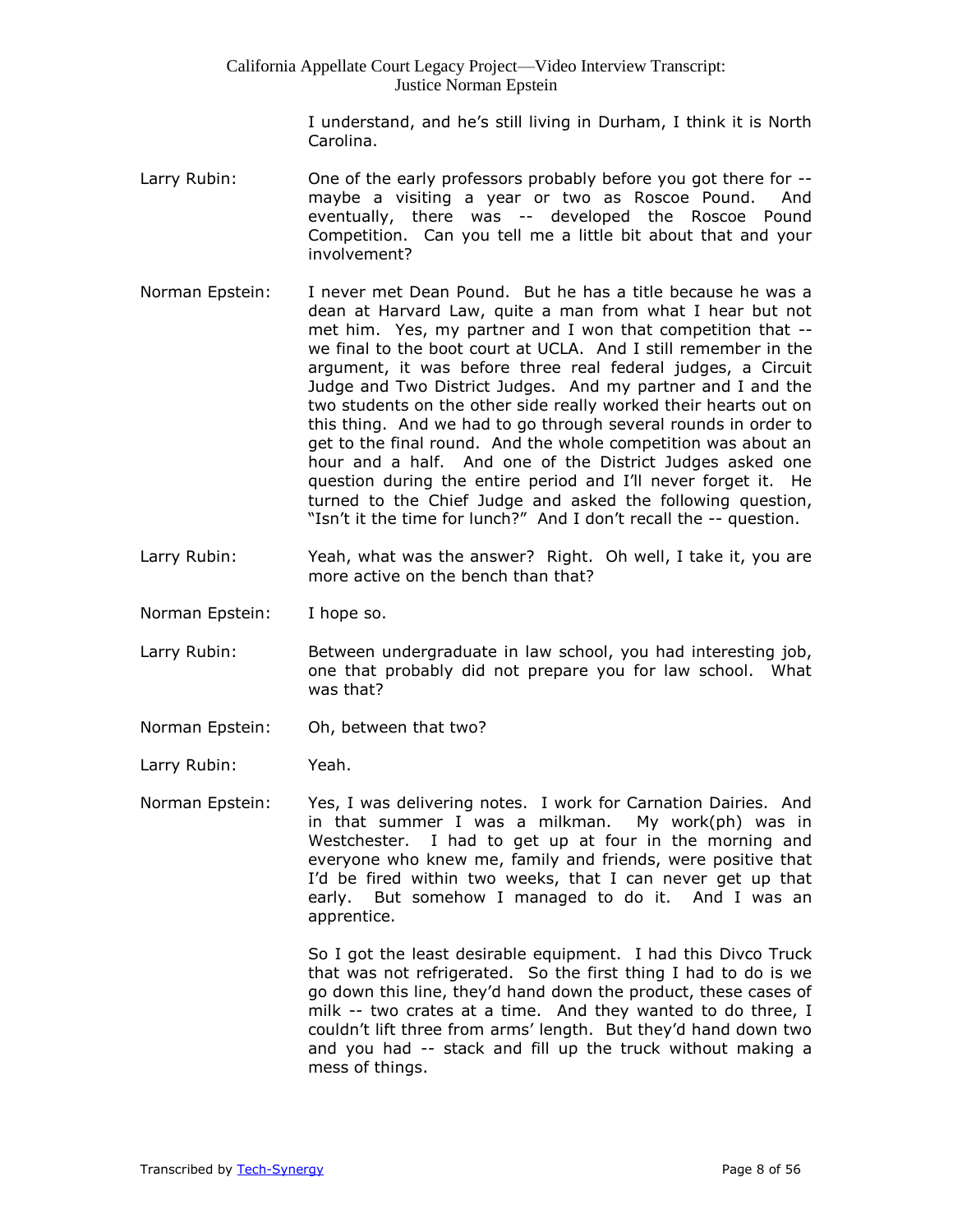I understand, and he's still living in Durham, I think it is North Carolina.

Larry Rubin: One of the early professors probably before you got there for -- maybe a visiting a year or two as Roscoe Pound. And eventually, there was -- developed the Roscoe Pound Competition. Can you tell me a little bit about that and your involvement?

Norman Epstein: I never met Dean Pound. But he has a title because he was a dean at Harvard Law, quite a man from what I hear but not met him. Yes, my partner and I won that competition that -- we final to the boot court at UCLA. And I still remember in the argument, it was before three real federal judges, a Circuit Judge and Two District Judges. And my partner and I and the two students on the other side really worked their hearts out on this thing. And we had to go through several rounds in order to get to the final round. And the whole competition was about an hour and a half. And one of the District Judges asked one question during the entire period and I'll never forget it. He turned to the Chief Judge and asked the following question, "Isn't it the time for lunch?" And I don't recall the -- question.

Larry Rubin: Yeah, what was the answer? Right. Oh well, I take it, you are more active on the bench than that?

Norman Epstein: I hope so.

Larry Rubin: Between undergraduate in law school, you had interesting job, one that probably did not prepare you for law school. What was that?

Norman Epstein: Oh, between that two?

Larry Rubin: Yeah.

Norman Epstein: Yes, I was delivering notes. I work for Carnation Dairies. And in that summer I was a milkman. My work(ph) was in Westchester. I had to get up at four in the morning and everyone who knew me, family and friends, were positive that I'd be fired within two weeks, that I can never get up that early. But somehow I managed to do it. And I was an apprentice.

So I got the least desirable equipment. I had this Divco Truck that was not refrigerated. So the first thing I had to do is we go down this line, they'd hand down the product, these cases of milk -- two crates at a time. And they wanted to do three, I couldn't lift three from arms' length. But they'd hand down two and you had -- stack and fill up the truck without making a mess of things.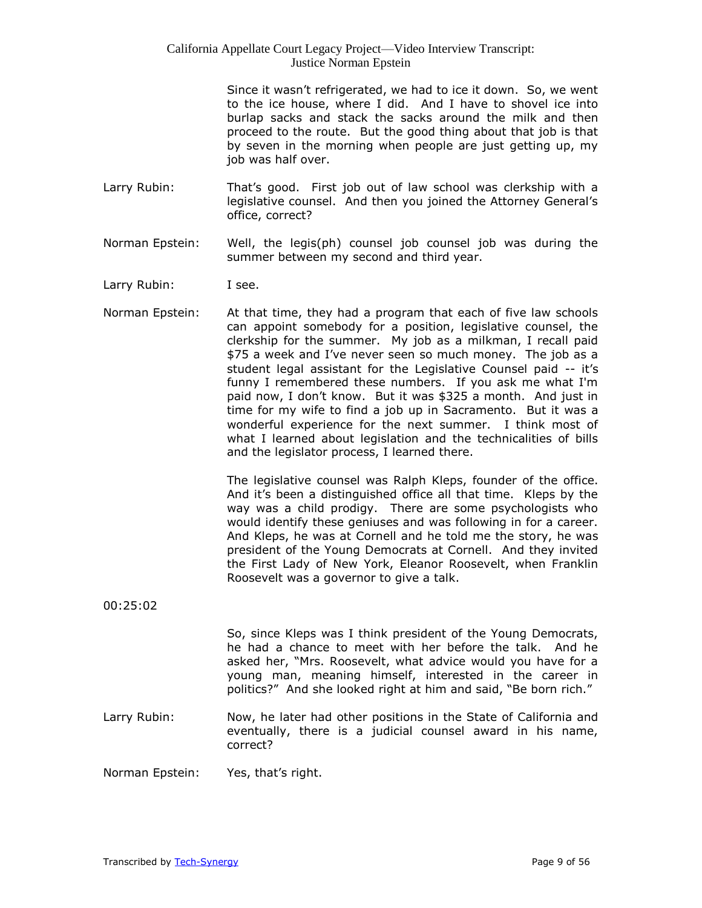Since it wasn't refrigerated, we had to ice it down. So, we went to the ice house, where I did. And I have to shovel ice into burlap sacks and stack the sacks around the milk and then proceed to the route. But the good thing about that job is that by seven in the morning when people are just getting up, my job was half over.

Larry Rubin: That's good. First job out of law school was clerkship with a legislative counsel. And then you joined the Attorney General's office, correct?

Norman Epstein: Well, the legis(ph) counsel job counsel job was during the summer between my second and third year.

Larry Rubin: I see.

Norman Epstein: At that time, they had a program that each of five law schools can appoint somebody for a position, legislative counsel, the clerkship for the summer. My job as a milkman, I recall paid $75 a week and I've never seen so much money. The job as a student legal assistant for the Legislative Counsel paid -- it's funny I remembered these numbers. If you ask me what I'm paid now, I don't know. But it was $325 a month. And just in time for my wife to find a job up in Sacramento. But it was a wonderful experience for the next summer. I think most of what I learned about legislation and the technicalities of bills and the legislator process, I learned there.

The legislative counsel was Ralph Kleps, founder of the office. And it's been a distinguished office all that time. Kleps by the way was a child prodigy. There are some psychologists who would identify these geniuses and was following in for a career. And Kleps, he was at Cornell and he told me the story, he was president of the Young Democrats at Cornell. And they invited the First Lady of New York, Eleanor Roosevelt, when Franklin Roosevelt was a governor to give a talk.

00:25:02

So, since Kleps was I think president of the Young Democrats, he had a chance to meet with her before the talk. And he asked her, "Mrs. Roosevelt, what advice would you have for a young man, meaning himself, interested in the career in politics?" And she looked right at him and said, "Be born rich."

Larry Rubin: Now, he later had other positions in the State of California and eventually, there is a judicial counsel award in his name, correct?

Norman Epstein: Yes, that's right.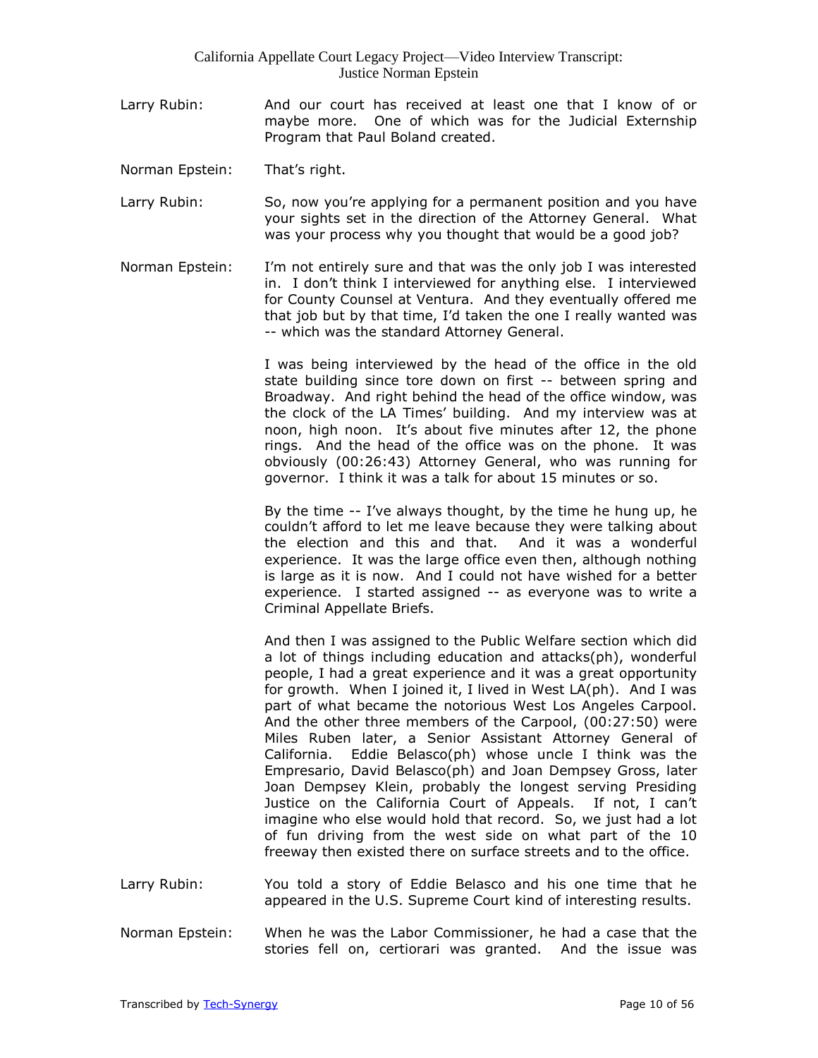Larry Rubin: And our court has received at least one that I know of or maybe more. One of which was for the Judicial Externship Program that Paul Boland created.

Norman Epstein: That's right.

Larry Rubin: So, now you're applying for a permanent position and you have your sights set in the direction of the Attorney General. What was your process why you thought that would be a good job?

Norman Epstein: I'm not entirely sure and that was the only job I was interested in. I don't think I interviewed for anything else. I interviewed for County Counsel at Ventura. And they eventually offered me that job but by that time, I'd taken the one I really wanted was -- which was the standard Attorney General.

I was being interviewed by the head of the office in the old state building since tore down on first -- between spring and Broadway. And right behind the head of the office window, was the clock of the LA Times' building. And my interview was at noon, high noon. It's about five minutes after 12, the phone rings. And the head of the office was on the phone. It was obviously (00:26:43) Attorney General, who was running for governor. I think it was a talk for about 15 minutes or so.

By the time -- I've always thought, by the time he hung up, he couldn't afford to let me leave because they were talking about the election and this and that. And it was a wonderful experience. It was the large office even then, although nothing is large as it is now. And I could not have wished for a better experience. I started assigned -- as everyone was to write a Criminal Appellate Briefs.

And then I was assigned to the Public Welfare section which did a lot of things including education and attacks(ph), wonderful people, I had a great experience and it was a great opportunity for growth. When I joined it, I lived in West LA(ph). And I was part of what became the notorious West Los Angeles Carpool. And the other three members of the Carpool, (00:27:50) were Miles Ruben later, a Senior Assistant Attorney General of California. Eddie Belasco(ph) whose uncle I think was the Empresario, David Belasco(ph) and Joan Dempsey Gross, later Joan Dempsey Klein, probably the longest serving Presiding Justice on the California Court of Appeals. If not, I can't imagine who else would hold that record. So, we just had a lot of fun driving from the west side on what part of the 10 freeway then existed there on surface streets and to the office.

Larry Rubin: You told a story of Eddie Belasco and his one time that he appeared in the U.S. Supreme Court kind of interesting results.

Norman Epstein: When he was the Labor Commissioner, he had a case that the stories fell on, certiorari was granted. And the issue was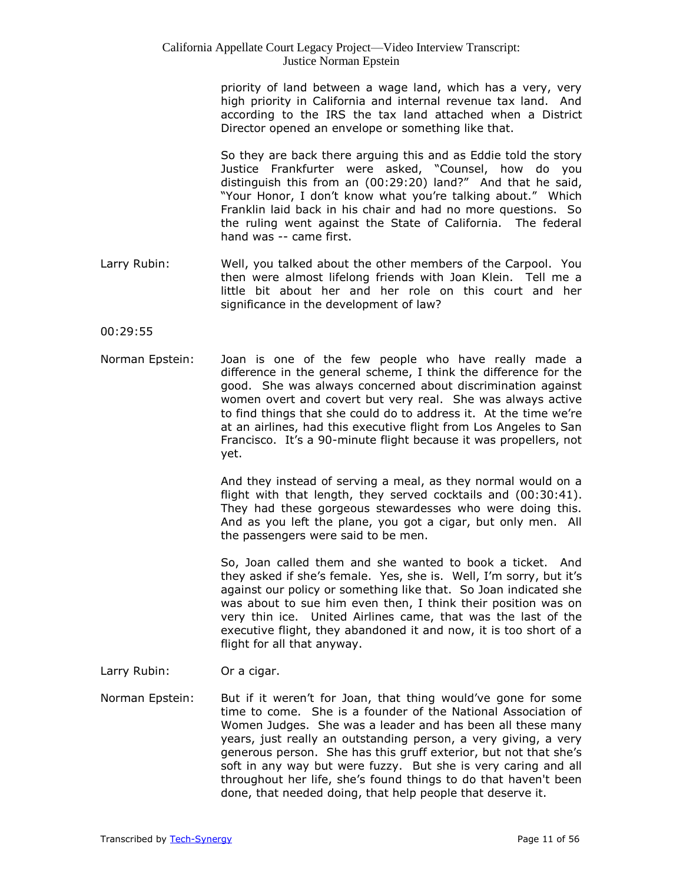priority of land between a wage land, which has a very, very high priority in California and internal revenue tax land. And according to the IRS the tax land attached when a District Director opened an envelope or something like that.

So they are back there arguing this and as Eddie told the story Justice Frankfurter were asked, "Counsel, how do you distinguish this from an (00:29:20) land?" And that he said, "Your Honor, I don't know what you're talking about." Which Franklin laid back in his chair and had no more questions. So the ruling went against the State of California. The federal hand was -- came first.

Larry Rubin: Well, you talked about the other members of the Carpool. You then were almost lifelong friends with Joan Klein. Tell me a little bit about her and her role on this court and her significance in the development of law?

00:29:55

Norman Epstein: Joan is one of the few people who have really made a difference in the general scheme, I think the difference for the good. She was always concerned about discrimination against women overt and covert but very real. She was always active to find things that she could do to address it. At the time we're at an airlines, had this executive flight from Los Angeles to San Francisco. It's a 90-minute flight because it was propellers, not yet.

And they instead of serving a meal, as they normal would on a flight with that length, they served cocktails and (00:30:41). They had these gorgeous stewardesses who were doing this. And as you left the plane, you got a cigar, but only men. All the passengers were said to be men.

So, Joan called them and she wanted to book a ticket. And they asked if she's female. Yes, she is. Well, I'm sorry, but it's against our policy or something like that. So Joan indicated she was about to sue him even then, I think their position was on very thin ice. United Airlines came, that was the last of the executive flight, they abandoned it and now, it is too short of a flight for all that anyway.

Larry Rubin: Or a cigar.

Norman Epstein: But if it weren't for Joan, that thing would've gone for some time to come. She is a founder of the National Association of Women Judges. She was a leader and has been all these many years, just really an outstanding person, a very giving, a very generous person. She has this gruff exterior, but not that she's soft in any way but were fuzzy. But she is very caring and all throughout her life, she's found things to do that haven't been done, that needed doing, that help people that deserve it.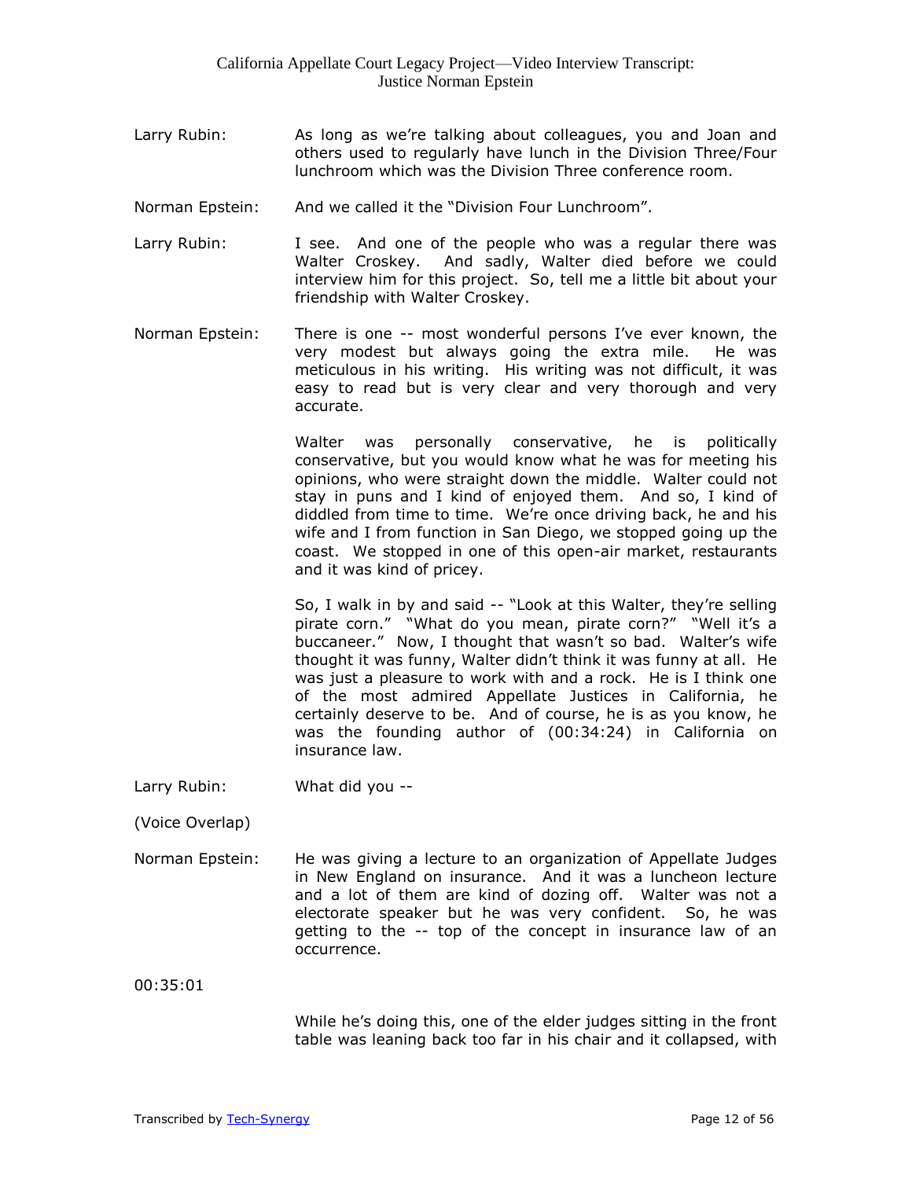Larry Rubin: As long as we're talking about colleagues, you and Joan and others used to regularly have lunch in the Division Three/Four lunchroom which was the Division Three conference room.

Norman Epstein: And we called it the "Division Four Lunchroom".

Larry Rubin: I see. And one of the people who was a regular there was Walter Croskey. And sadly, Walter died before we could interview him for this project. So, tell me a little bit about your friendship with Walter Croskey.

Norman Epstein: There is one -- most wonderful persons I've ever known, the very modest but always going the extra mile. He was meticulous in his writing. His writing was not difficult, it was easy to read but is very clear and very thorough and very accurate.

Walter was personally conservative, he is politically conservative, but you would know what he was for meeting his opinions, who were straight down the middle. Walter could not stay in puns and I kind of enjoyed them. And so, I kind of diddled from time to time. We're once driving back, he and his wife and I from function in San Diego, we stopped going up the coast. We stopped in one of this open-air market, restaurants and it was kind of pricey.

So, I walk in by and said -- "Look at this Walter, they're selling pirate corn." "What do you mean, pirate corn?" "Well it's a buccaneer." Now, I thought that wasn't so bad. Walter's wife thought it was funny, Walter didn't think it was funny at all. He was just a pleasure to work with and a rock. He is I think one of the most admired Appellate Justices in California, he certainly deserve to be. And of course, he is as you know, he was the founding author of (00:34:24) in California on insurance law.

Larry Rubin: What did you --

(Voice Overlap)

Norman Epstein: He was giving a lecture to an organization of Appellate Judges in New England on insurance. And it was a luncheon lecture and a lot of them are kind of dozing off. Walter was not a electorate speaker but he was very confident. So, he was getting to the -- top of the concept in insurance law of an occurrence.

00:35:01

While he's doing this, one of the elder judges sitting in the front table was leaning back too far in his chair and it collapsed, with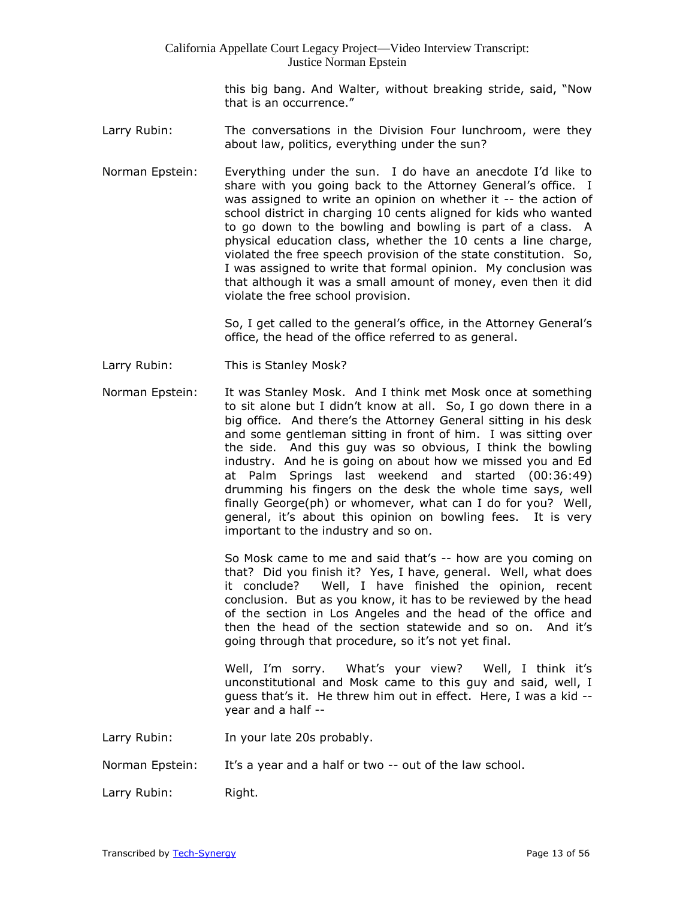this big bang. And Walter, without breaking stride, said, "Now that is an occurrence."

Larry Rubin: The conversations in the Division Four lunchroom, were they about law, politics, everything under the sun?

Norman Epstein: Everything under the sun. I do have an anecdote I'd like to share with you going back to the Attorney General's office. I was assigned to write an opinion on whether it -- the action of school district in charging 10 cents aligned for kids who wanted to go down to the bowling and bowling is part of a class. A physical education class, whether the 10 cents a line charge, violated the free speech provision of the state constitution. So, I was assigned to write that formal opinion. My conclusion was that although it was a small amount of money, even then it did violate the free school provision.

So, I get called to the general's office, in the Attorney General's office, the head of the office referred to as general.

Larry Rubin: This is Stanley Mosk?

Norman Epstein: It was Stanley Mosk. And I think met Mosk once at something to sit alone but I didn't know at all. So, I go down there in a big office. And there's the Attorney General sitting in his desk and some gentleman sitting in front of him. I was sitting over the side. And this guy was so obvious, I think the bowling industry. And he is going on about how we missed you and Ed at Palm Springs last weekend and started (00:36:49) drumming his fingers on the desk the whole time says, well finally George(ph) or whomever, what can I do for you? Well, general, it's about this opinion on bowling fees. It is very important to the industry and so on.

So Mosk came to me and said that's -- how are you coming on that? Did you finish it? Yes, I have, general. Well, what does it conclude? Well, I have finished the opinion, recent conclusion. But as you know, it has to be reviewed by the head of the section in Los Angeles and the head of the office and then the head of the section statewide and so on. And it's going through that procedure, so it's not yet final.

Well, I'm sorry. What's your view? Well, I think it's unconstitutional and Mosk came to this guy and said, well, I guess that's it. He threw him out in effect. Here, I was a kid -- year and a half --

Larry Rubin: In your late 20s probably.

Norman Epstein: It's a year and a half or two -- out of the law school.

Larry Rubin: Right.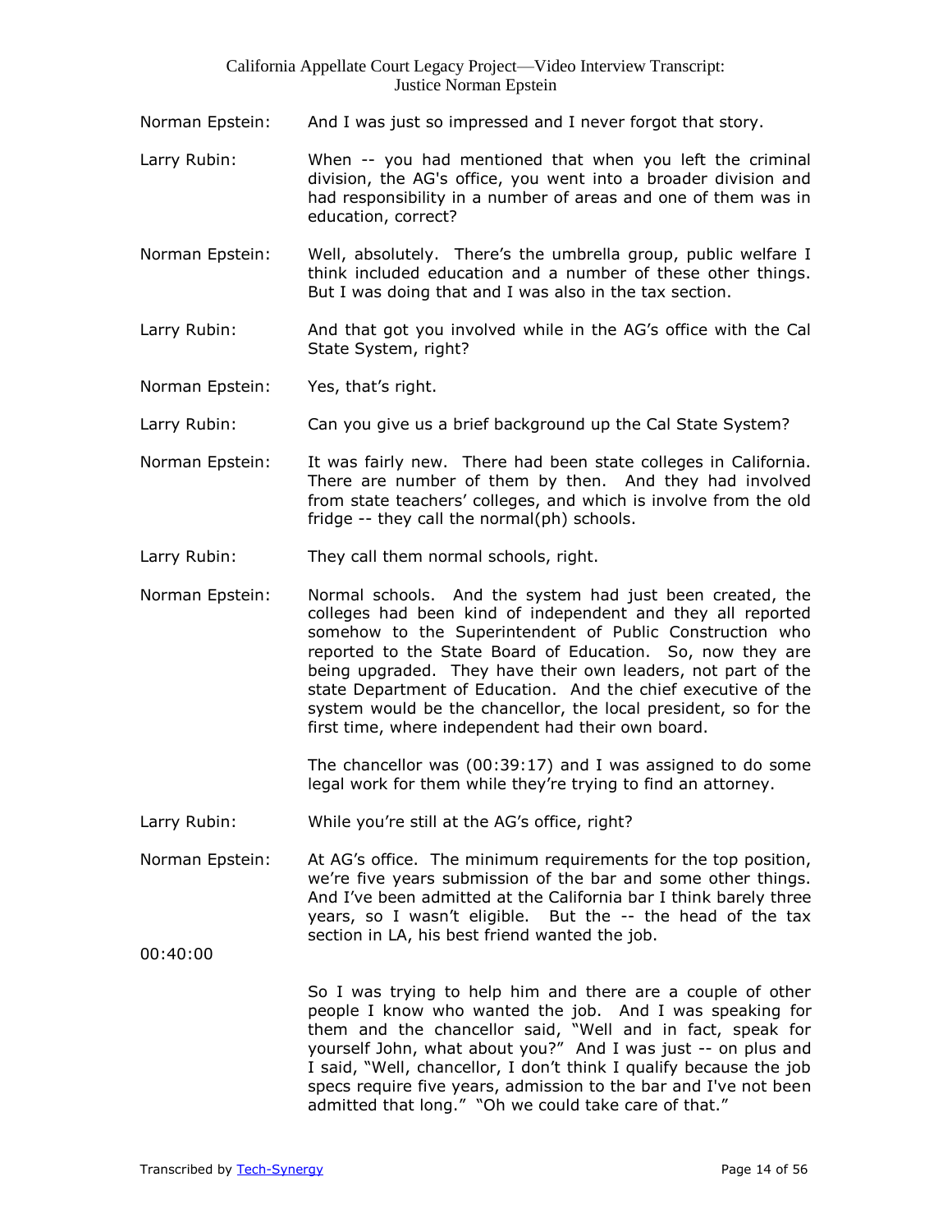Norman Epstein: And I was just so impressed and I never forgot that story.

Larry Rubin: When -- you had mentioned that when you left the criminal division, the AG's office, you went into a broader division and had responsibility in a number of areas and one of them was in education, correct?

Norman Epstein: Well, absolutely. There's the umbrella group, public welfare I think included education and a number of these other things. But I was doing that and I was also in the tax section.

Larry Rubin: And that got you involved while in the AG's office with the Cal State System, right?

Norman Epstein: Yes, that's right.

Larry Rubin: Can you give us a brief background up the Cal State System?

Norman Epstein: It was fairly new. There had been state colleges in California. There are number of them by then. And they had involved from state teachers' colleges, and which is involve from the old fridge -- they call the normal(ph) schools.

Larry Rubin: They call them normal schools, right.

Norman Epstein: Normal schools. And the system had just been created, the colleges had been kind of independent and they all reported somehow to the Superintendent of Public Construction who reported to the State Board of Education. So, now they are being upgraded. They have their own leaders, not part of the state Department of Education. And the chief executive of the system would be the chancellor, the local president, so for the first time, where independent had their own board.

The chancellor was (00:39:17) and I was assigned to do some legal work for them while they're trying to find an attorney.

Larry Rubin: While you're still at the AG's office, right?

Norman Epstein: At AG's office. The minimum requirements for the top position, we're five years submission of the bar and some other things. And I've been admitted at the California bar I think barely three years, so I wasn't eligible. But the -- the head of the tax section in LA, his best friend wanted the job.

00:40:00

So I was trying to help him and there are a couple of other people I know who wanted the job. And I was speaking for them and the chancellor said, "Well and in fact, speak for yourself John, what about you?" And I was just -- on plus and I said, "Well, chancellor, I don't think I qualify because the job specs require five years, admission to the bar and I've not been admitted that long." "Oh we could take care of that."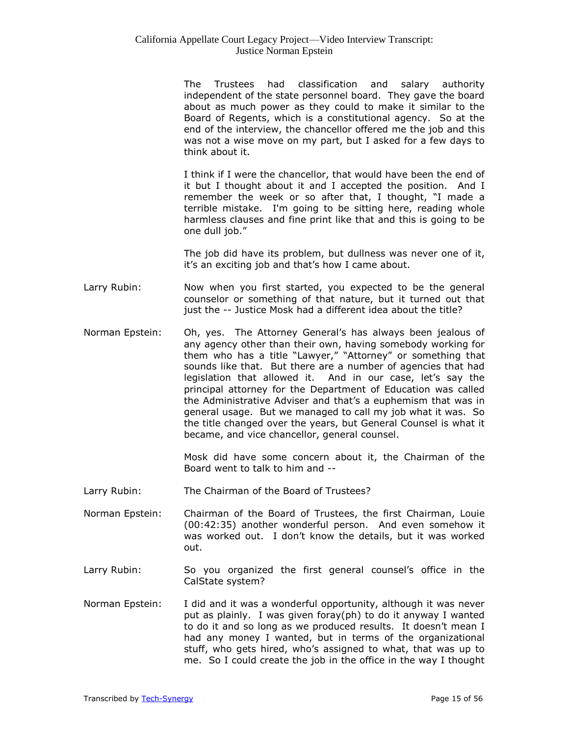The Trustees had classification and salary authority independent of the state personnel board. They gave the board about as much power as they could to make it similar to the Board of Regents, which is a constitutional agency. So at the end of the interview, the chancellor offered me the job and this was not a wise move on my part, but I asked for a few days to think about it.

I think if I were the chancellor, that would have been the end of it but I thought about it and I accepted the position. And I remember the week or so after that, I thought, "I made a terrible mistake. I'm going to be sitting here, reading whole harmless clauses and fine print like that and this is going to be one dull job."

The job did have its problem, but dullness was never one of it, it's an exciting job and that's how I came about.

Larry Rubin: Now when you first started, you expected to be the general counselor or something of that nature, but it turned out that just the -- Justice Mosk had a different idea about the title?

Norman Epstein: Oh, yes. The Attorney General's has always been jealous of any agency other than their own, having somebody working for them who has a title "Lawyer," "Attorney" or something that sounds like that. But there are a number of agencies that had legislation that allowed it. And in our case, let's say the principal attorney for the Department of Education was called the Administrative Adviser and that's a euphemism that was in general usage. But we managed to call my job what it was. So the title changed over the years, but General Counsel is what it became, and vice chancellor, general counsel.

Mosk did have some concern about it, the Chairman of the Board went to talk to him and --

Larry Rubin: The Chairman of the Board of Trustees?

Norman Epstein: Chairman of the Board of Trustees, the first Chairman, Louie (00:42:35) another wonderful person. And even somehow it was worked out. I don't know the details, but it was worked out.

Larry Rubin: So you organized the first general counsel's office in the CalState system?

Norman Epstein: I did and it was a wonderful opportunity, although it was never put as plainly. I was given foray(ph) to do it anyway I wanted to do it and so long as we produced results. It doesn't mean I had any money I wanted, but in terms of the organizational stuff, who gets hired, who's assigned to what, that was up to me. So I could create the job in the office in the way I thought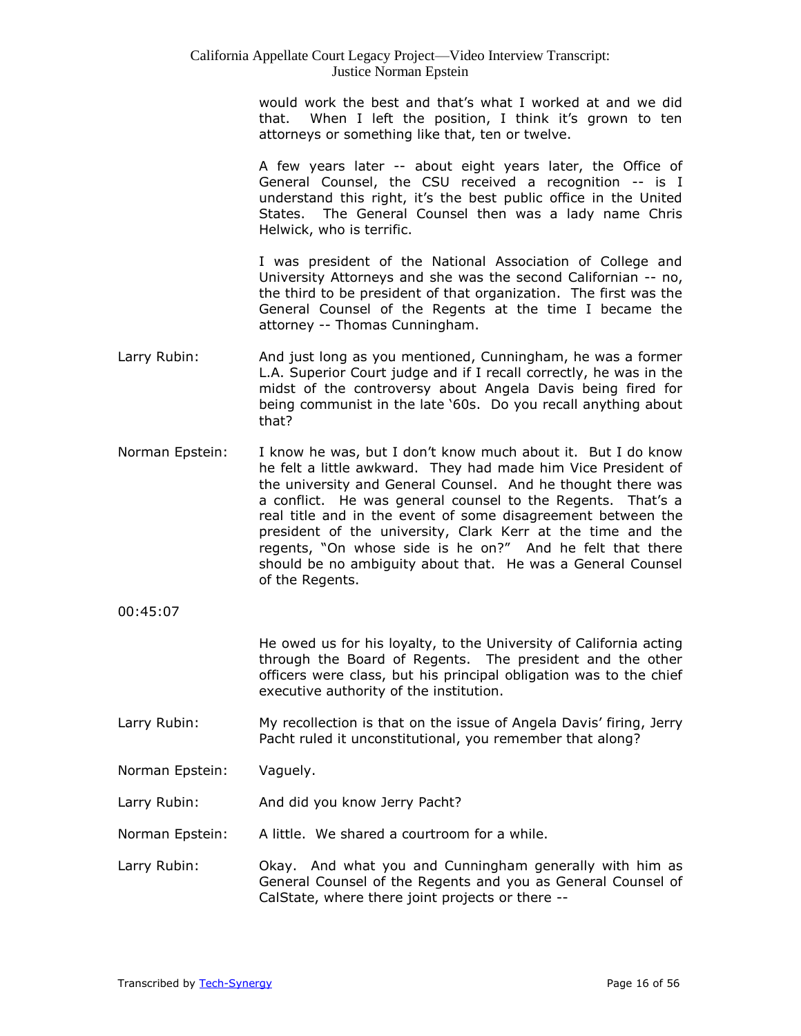would work the best and that's what I worked at and we did that. When I left the position, I think it's grown to ten attorneys or something like that, ten or twelve.

A few years later -- about eight years later, the Office of General Counsel, the CSU received a recognition -- is I understand this right, it's the best public office in the United States. The General Counsel then was a lady name Chris Helwick, who is terrific.

I was president of the National Association of College and University Attorneys and she was the second Californian -- no, the third to be president of that organization. The first was the General Counsel of the Regents at the time I became the attorney -- Thomas Cunningham.

Larry Rubin: And just long as you mentioned, Cunningham, he was a former L.A. Superior Court judge and if I recall correctly, he was in the midst of the controversy about Angela Davis being fired for being communist in the late '60s. Do you recall anything about that?

Norman Epstein: I know he was, but I don't know much about it. But I do know he felt a little awkward. They had made him Vice President of the university and General Counsel. And he thought there was a conflict. He was general counsel to the Regents. That's a real title and in the event of some disagreement between the president of the university, Clark Kerr at the time and the regents, "On whose side is he on?" And he felt that there should be no ambiguity about that. He was a General Counsel of the Regents.

00:45:07

He owed us for his loyalty, to the University of California acting through the Board of Regents. The president and the other officers were class, but his principal obligation was to the chief executive authority of the institution.

Larry Rubin: My recollection is that on the issue of Angela Davis' firing, Jerry Pacht ruled it unconstitutional, you remember that along?

Norman Epstein: Vaguely.

Larry Rubin: And did you know Jerry Pacht?

Norman Epstein: A little. We shared a courtroom for a while.

Larry Rubin: Okay. And what you and Cunningham generally with him as General Counsel of the Regents and you as General Counsel of CalState, where there joint projects or there --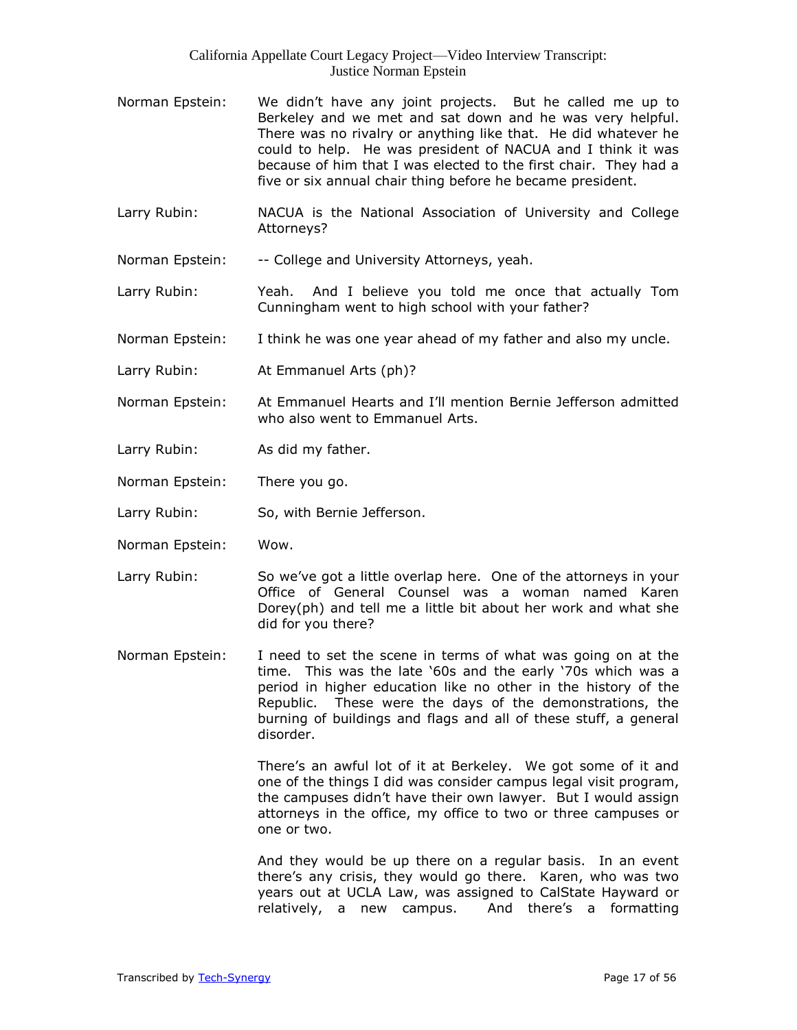Norman Epstein: We didn't have any joint projects. But he called me up to Berkeley and we met and sat down and he was very helpful. There was no rivalry or anything like that. He did whatever he could to help. He was president of NACUA and I think it was because of him that I was elected to the first chair. They had a five or six annual chair thing before he became president.

Larry Rubin: NACUA is the National Association of University and College Attorneys?

Norman Epstein: -- College and University Attorneys, yeah.

Larry Rubin: Yeah. And I believe you told me once that actually Tom Cunningham went to high school with your father?

Norman Epstein: I think he was one year ahead of my father and also my uncle.

Larry Rubin: At Emmanuel Arts (ph)?

Norman Epstein: At Emmanuel Hearts and I'll mention Bernie Jefferson admitted who also went to Emmanuel Arts.

Larry Rubin: As did my father.

Norman Epstein: There you go.

Larry Rubin: So, with Bernie Jefferson.

Norman Epstein: Wow.

Larry Rubin: So we've got a little overlap here. One of the attorneys in your Office of General Counsel was a woman named Karen Dorey(ph) and tell me a little bit about her work and what she did for you there?

Norman Epstein: I need to set the scene in terms of what was going on at the time. This was the late '60s and the early '70s which was a period in higher education like no other in the history of the Republic. These were the days of the demonstrations, the burning of buildings and flags and all of these stuff, a general disorder.

There's an awful lot of it at Berkeley. We got some of it and one of the things I did was consider campus legal visit program, the campuses didn't have their own lawyer. But I would assign attorneys in the office, my office to two or three campuses or one or two.

And they would be up there on a regular basis. In an event there's any crisis, they would go there. Karen, who was two years out at UCLA Law, was assigned to CalState Hayward or relatively, a new campus. And there's a formatting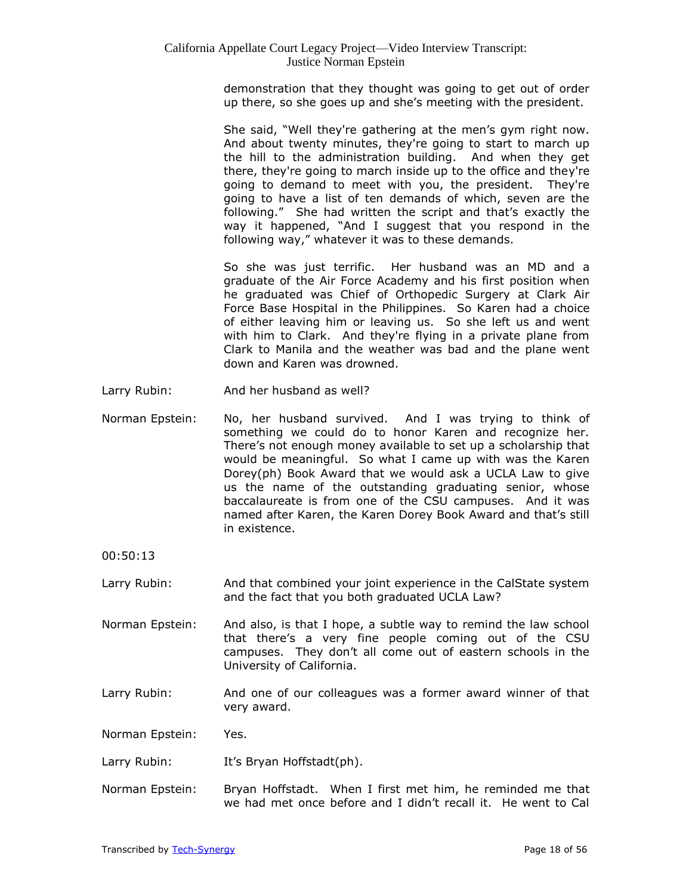demonstration that they thought was going to get out of order up there, so she goes up and she's meeting with the president.

She said, "Well they're gathering at the men's gym right now. And about twenty minutes, they're going to start to march up the hill to the administration building. And when they get there, they're going to march inside up to the office and they're going to demand to meet with you, the president. They're going to have a list of ten demands of which, seven are the following." She had written the script and that's exactly the way it happened, "And I suggest that you respond in the following way," whatever it was to these demands.

So she was just terrific. Her husband was an MD and a graduate of the Air Force Academy and his first position when he graduated was Chief of Orthopedic Surgery at Clark Air Force Base Hospital in the Philippines. So Karen had a choice of either leaving him or leaving us. So she left us and went with him to Clark. And they're flying in a private plane from Clark to Manila and the weather was bad and the plane went down and Karen was drowned.

Larry Rubin: And her husband as well?

Norman Epstein: No, her husband survived. And I was trying to think of something we could do to honor Karen and recognize her. There's not enough money available to set up a scholarship that would be meaningful. So what I came up with was the Karen Dorey(ph) Book Award that we would ask a UCLA Law to give us the name of the outstanding graduating senior, whose baccalaureate is from one of the CSU campuses. And it was named after Karen, the Karen Dorey Book Award and that's still in existence.

00:50:13

Larry Rubin: And that combined your joint experience in the CalState system and the fact that you both graduated UCLA Law?

Norman Epstein: And also, is that I hope, a subtle way to remind the law school that there's a very fine people coming out of the CSU campuses. They don't all come out of eastern schools in the University of California.

Larry Rubin: And one of our colleagues was a former award winner of that very award.

Norman Epstein: Yes.

Larry Rubin: It's Bryan Hoffstadt(ph).

Norman Epstein: Bryan Hoffstadt. When I first met him, he reminded me that we had met once before and I didn't recall it. He went to Cal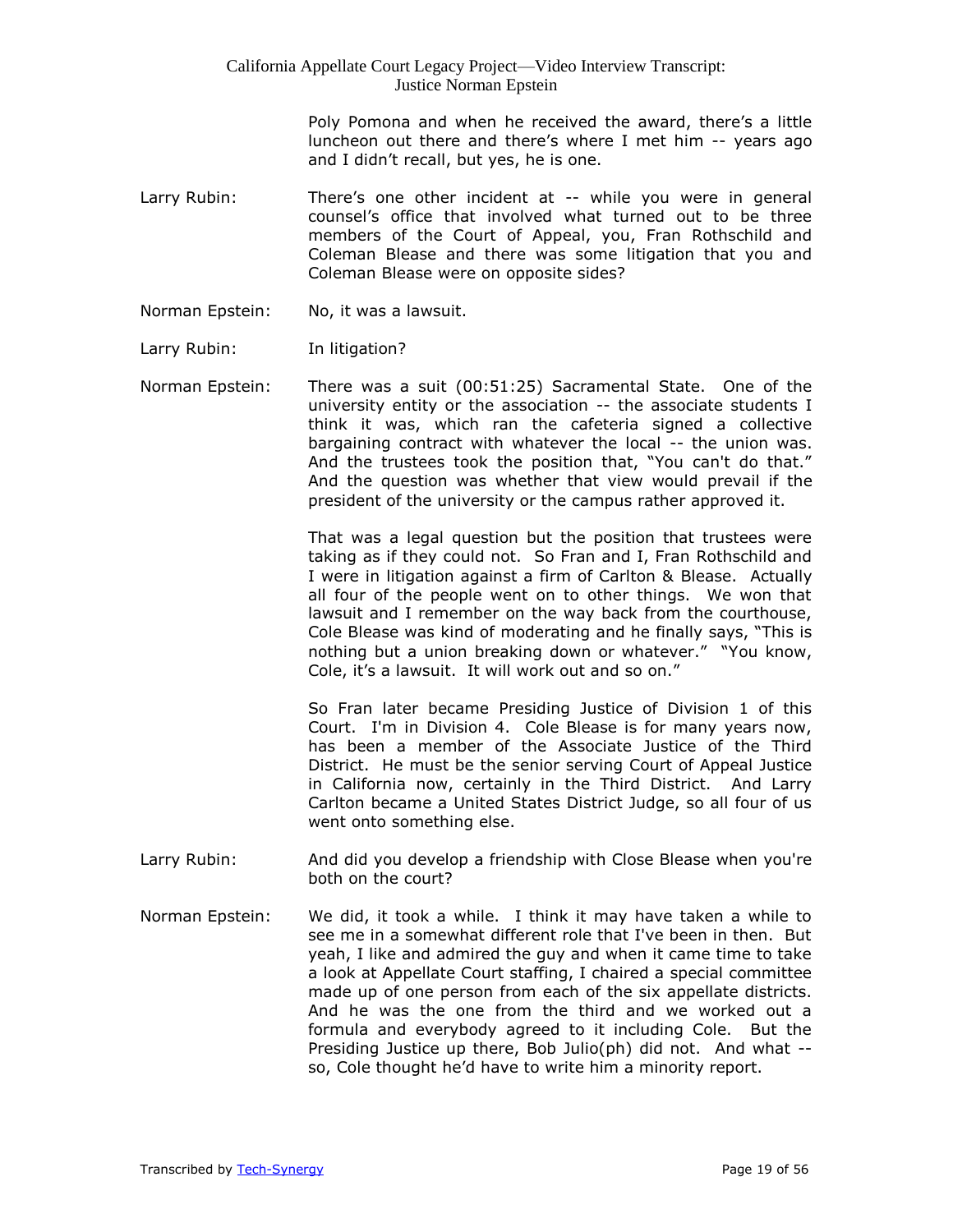Poly Pomona and when he received the award, there's a little luncheon out there and there's where I met him -- years ago and I didn't recall, but yes, he is one.

Larry Rubin: There's one other incident at -- while you were in general counsel's office that involved what turned out to be three members of the Court of Appeal, you, Fran Rothschild and Coleman Blease and there was some litigation that you and Coleman Blease were on opposite sides?

Norman Epstein: No, it was a lawsuit.

Larry Rubin: In litigation?

Norman Epstein: There was a suit (00:51:25) Sacramental State. One of the university entity or the association -- the associate students I think it was, which ran the cafeteria signed a collective bargaining contract with whatever the local -- the union was. And the trustees took the position that, "You can't do that." And the question was whether that view would prevail if the president of the university or the campus rather approved it.

That was a legal question but the position that trustees were taking as if they could not. So Fran and I, Fran Rothschild and I were in litigation against a firm of Carlton & Blease. Actually all four of the people went on to other things. We won that lawsuit and I remember on the way back from the courthouse, Cole Blease was kind of moderating and he finally says, "This is nothing but a union breaking down or whatever." "You know, Cole, it's a lawsuit. It will work out and so on."

So Fran later became Presiding Justice of Division 1 of this Court. I'm in Division 4. Cole Blease is for many years now, has been a member of the Associate Justice of the Third District. He must be the senior serving Court of Appeal Justice in California now, certainly in the Third District. And Larry Carlton became a United States District Judge, so all four of us went onto something else.

Larry Rubin: And did you develop a friendship with Close Blease when you're both on the court?

Norman Epstein: We did, it took a while. I think it may have taken a while to see me in a somewhat different role that I've been in then. But yeah, I like and admired the guy and when it came time to take a look at Appellate Court staffing, I chaired a special committee made up of one person from each of the six appellate districts. And he was the one from the third and we worked out a formula and everybody agreed to it including Cole. But the Presiding Justice up there, Bob Julio(ph) did not. And what -- so, Cole thought he'd have to write him a minority report.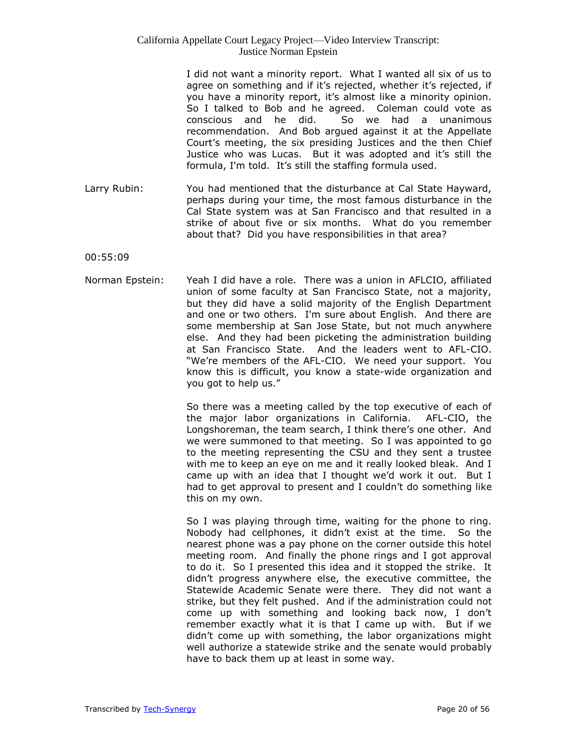I did not want a minority report. What I wanted all six of us to agree on something and if it's rejected, whether it's rejected, if you have a minority report, it's almost like a minority opinion. So I talked to Bob and he agreed. Coleman could vote as conscious and he did. So we had a unanimous recommendation. And Bob argued against it at the Appellate Court's meeting, the six presiding Justices and the then Chief Justice who was Lucas. But it was adopted and it's still the formula, I'm told. It's still the staffing formula used.

Larry Rubin: You had mentioned that the disturbance at Cal State Hayward, perhaps during your time, the most famous disturbance in the Cal State system was at San Francisco and that resulted in a strike of about five or six months. What do you remember about that? Did you have responsibilities in that area?

00:55:09

Norman Epstein: Yeah I did have a role. There was a union in AFLCIO, affiliated union of some faculty at San Francisco State, not a majority, but they did have a solid majority of the English Department and one or two others. I'm sure about English. And there are some membership at San Jose State, but not much anywhere else. And they had been picketing the administration building at San Francisco State. And the leaders went to AFL-CIO. "We're members of the AFL-CIO. We need your support. You know this is difficult, you know a state-wide organization and you got to help us."

So there was a meeting called by the top executive of each of the major labor organizations in California. AFL-CIO, the Longshoreman, the team search, I think there's one other. And we were summoned to that meeting. So I was appointed to go to the meeting representing the CSU and they sent a trustee with me to keep an eye on me and it really looked bleak. And I came up with an idea that I thought we'd work it out. But I had to get approval to present and I couldn't do something like this on my own.

So I was playing through time, waiting for the phone to ring. Nobody had cellphones, it didn't exist at the time. So the nearest phone was a pay phone on the corner outside this hotel meeting room. And finally the phone rings and I got approval to do it. So I presented this idea and it stopped the strike. It didn't progress anywhere else, the executive committee, the Statewide Academic Senate were there. They did not want a strike, but they felt pushed. And if the administration could not come up with something and looking back now, I don't remember exactly what it is that I came up with. But if we didn't come up with something, the labor organizations might well authorize a statewide strike and the senate would probably have to back them up at least in some way.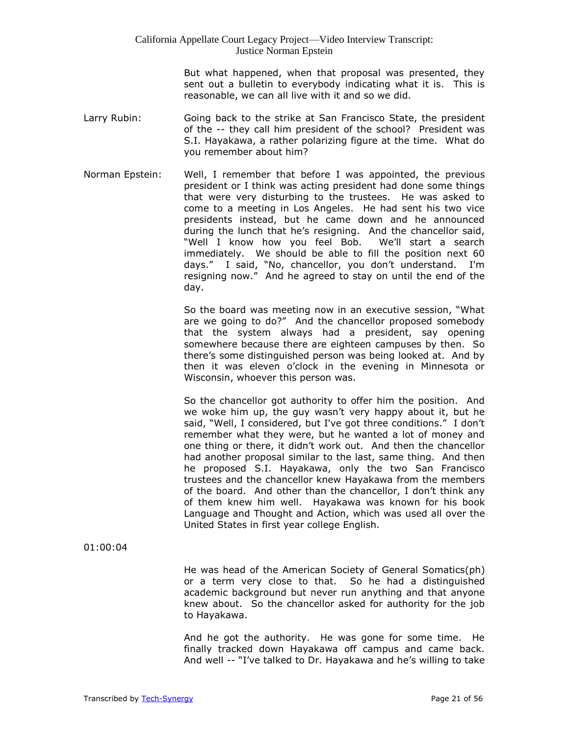But what happened, when that proposal was presented, they sent out a bulletin to everybody indicating what it is. This is reasonable, we can all live with it and so we did.

Larry Rubin: Going back to the strike at San Francisco State, the president of the -- they call him president of the school? President was S.I. Hayakawa, a rather polarizing figure at the time. What do you remember about him?

Norman Epstein: Well, I remember that before I was appointed, the previous president or I think was acting president had done some things that were very disturbing to the trustees. He was asked to come to a meeting in Los Angeles. He had sent his two vice presidents instead, but he came down and he announced during the lunch that he's resigning. And the chancellor said, "Well I know how you feel Bob. We'll start a search immediately. We should be able to fill the position next 60 days." I said, "No, chancellor, you don't understand. I'm resigning now." And he agreed to stay on until the end of the day.

So the board was meeting now in an executive session, "What are we going to do?" And the chancellor proposed somebody that the system always had a president, say opening somewhere because there are eighteen campuses by then. So there's some distinguished person was being looked at. And by then it was eleven o'clock in the evening in Minnesota or Wisconsin, whoever this person was.

So the chancellor got authority to offer him the position. And we woke him up, the guy wasn't very happy about it, but he said, "Well, I considered, but I've got three conditions." I don't remember what they were, but he wanted a lot of money and one thing or there, it didn't work out. And then the chancellor had another proposal similar to the last, same thing. And then he proposed S.I. Hayakawa, only the two San Francisco trustees and the chancellor knew Hayakawa from the members of the board. And other than the chancellor, I don't think any of them knew him well. Hayakawa was known for his book Language and Thought and Action, which was used all over the United States in first year college English.

01:00:04

He was head of the American Society of General Somatics(ph) or a term very close to that. So he had a distinguished academic background but never run anything and that anyone knew about. So the chancellor asked for authority for the job to Hayakawa.

And he got the authority. He was gone for some time. He finally tracked down Hayakawa off campus and came back. And well -- "I've talked to Dr. Hayakawa and he's willing to take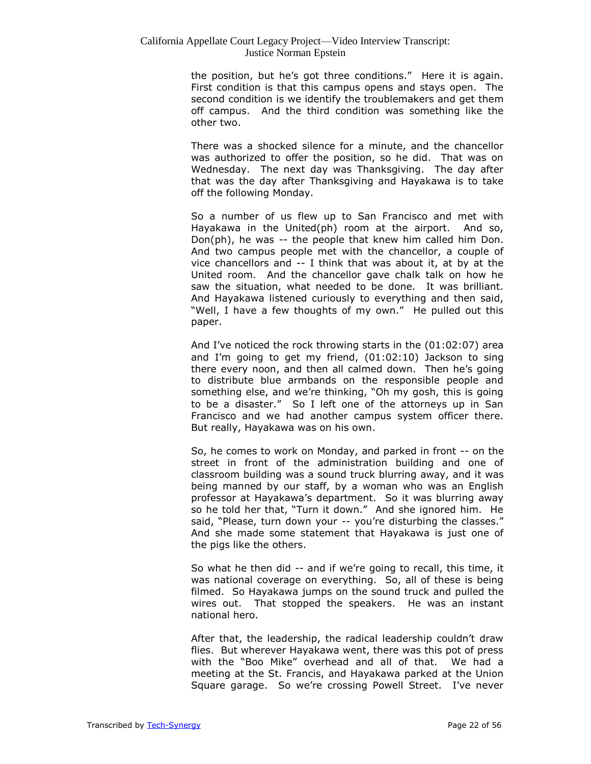the position, but he's got three conditions." Here it is again. First condition is that this campus opens and stays open. The second condition is we identify the troublemakers and get them off campus. And the third condition was something like the other two.

There was a shocked silence for a minute, and the chancellor was authorized to offer the position, so he did. That was on Wednesday. The next day was Thanksgiving. The day after that was the day after Thanksgiving and Hayakawa is to take off the following Monday.

So a number of us flew up to San Francisco and met with Hayakawa in the United(ph) room at the airport. And so, Don(ph), he was -- the people that knew him called him Don. And two campus people met with the chancellor, a couple of vice chancellors and -- I think that was about it, at by at the United room. And the chancellor gave chalk talk on how he saw the situation, what needed to be done. It was brilliant. And Hayakawa listened curiously to everything and then said, "Well, I have a few thoughts of my own." He pulled out this paper.

And I've noticed the rock throwing starts in the (01:02:07) area and I'm going to get my friend, (01:02:10) Jackson to sing there every noon, and then all calmed down. Then he's going to distribute blue armbands on the responsible people and something else, and we're thinking, "Oh my gosh, this is going to be a disaster." So I left one of the attorneys up in San Francisco and we had another campus system officer there. But really, Hayakawa was on his own.

So, he comes to work on Monday, and parked in front -- on the street in front of the administration building and one of classroom building was a sound truck blurring away, and it was being manned by our staff, by a woman who was an English professor at Hayakawa's department. So it was blurring away so he told her that, "Turn it down." And she ignored him. He said, "Please, turn down your -- you're disturbing the classes." And she made some statement that Hayakawa is just one of the pigs like the others.

So what he then did -- and if we're going to recall, this time, it was national coverage on everything. So, all of these is being filmed. So Hayakawa jumps on the sound truck and pulled the wires out. That stopped the speakers. He was an instant national hero.

After that, the leadership, the radical leadership couldn't draw flies. But wherever Hayakawa went, there was this pot of press with the "Boo Mike" overhead and all of that. We had a meeting at the St. Francis, and Hayakawa parked at the Union Square garage. So we're crossing Powell Street. I've never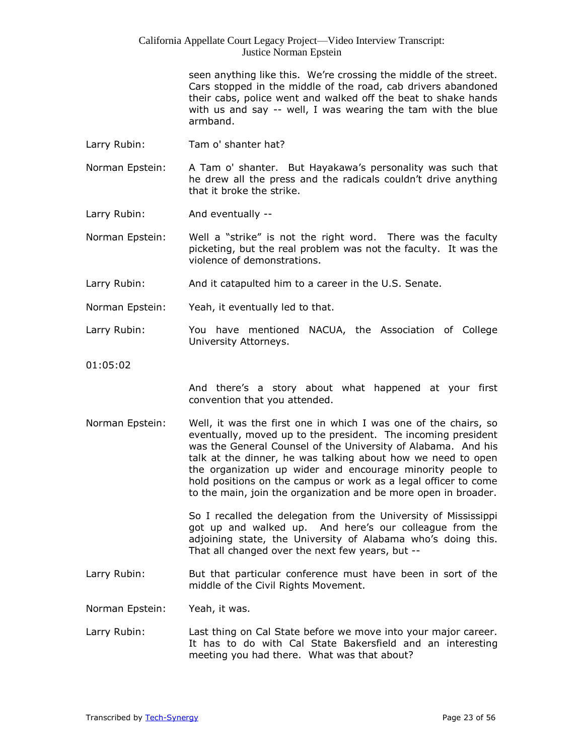seen anything like this. We're crossing the middle of the street. Cars stopped in the middle of the road, cab drivers abandoned their cabs, police went and walked off the beat to shake hands with us and say -- well, I was wearing the tam with the blue armband.

Larry Rubin: Tam o' shanter hat?

Norman Epstein: A Tam o' shanter. But Hayakawa's personality was such that he drew all the press and the radicals couldn't drive anything that it broke the strike.

Larry Rubin: And eventually --

Norman Epstein: Well a "strike" is not the right word. There was the faculty picketing, but the real problem was not the faculty. It was the violence of demonstrations.

Larry Rubin: And it catapulted him to a career in the U.S. Senate.

Norman Epstein: Yeah, it eventually led to that.

Larry Rubin: You have mentioned NACUA, the Association of College University Attorneys.

01:05:02

And there's a story about what happened at your first convention that you attended.

Norman Epstein: Well, it was the first one in which I was one of the chairs, so eventually, moved up to the president. The incoming president was the General Counsel of the University of Alabama. And his talk at the dinner, he was talking about how we need to open the organization up wider and encourage minority people to hold positions on the campus or work as a legal officer to come to the main, join the organization and be more open in broader.

So I recalled the delegation from the University of Mississippi got up and walked up. And here's our colleague from the adjoining state, the University of Alabama who's doing this. That all changed over the next few years, but --

Larry Rubin: But that particular conference must have been in sort of the middle of the Civil Rights Movement.

Norman Epstein: Yeah, it was.

Larry Rubin: Last thing on Cal State before we move into your major career. It has to do with Cal State Bakersfield and an interesting meeting you had there. What was that about?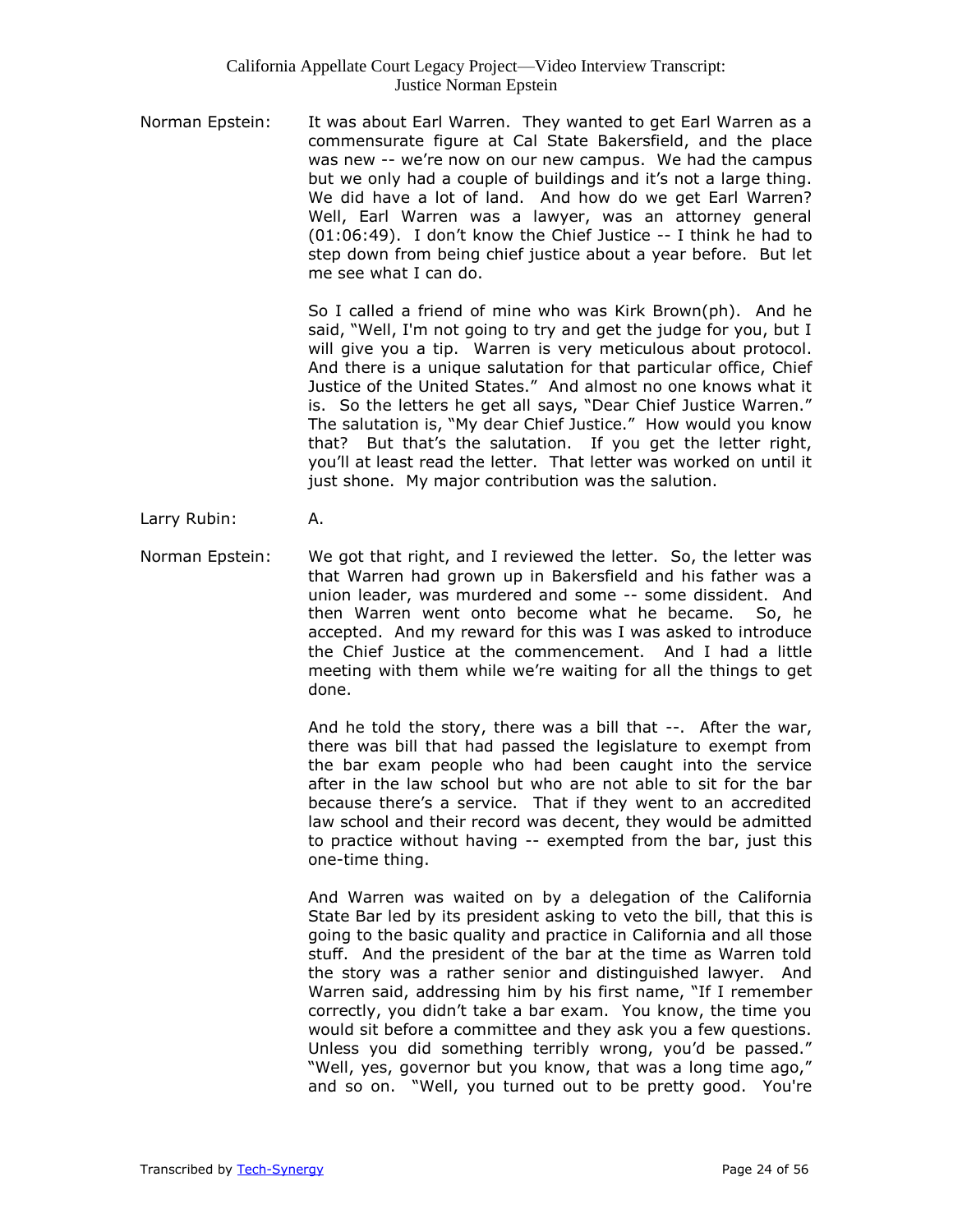Norman Epstein: It was about Earl Warren. They wanted to get Earl Warren as a commensurate figure at Cal State Bakersfield, and the place was new -- we're now on our new campus. We had the campus but we only had a couple of buildings and it's not a large thing. We did have a lot of land. And how do we get Earl Warren? Well, Earl Warren was a lawyer, was an attorney general (01:06:49). I don't know the Chief Justice -- I think he had to step down from being chief justice about a year before. But let me see what I can do.

So I called a friend of mine who was Kirk Brown(ph). And he said, "Well, I'm not going to try and get the judge for you, but I will give you a tip. Warren is very meticulous about protocol. And there is a unique salutation for that particular office, Chief Justice of the United States." And almost no one knows what it is. So the letters he get all says, "Dear Chief Justice Warren." The salutation is, "My dear Chief Justice." How would you know that? But that's the salutation. If you get the letter right, you'll at least read the letter. That letter was worked on until it just shone. My major contribution was the salution.

Larry Rubin: A.

Norman Epstein: We got that right, and I reviewed the letter. So, the letter was that Warren had grown up in Bakersfield and his father was a union leader, was murdered and some -- some dissident. And then Warren went onto become what he became. So, he accepted. And my reward for this was I was asked to introduce the Chief Justice at the commencement. And I had a little meeting with them while we're waiting for all the things to get done.

And he told the story, there was a bill that --. After the war, there was bill that had passed the legislature to exempt from the bar exam people who had been caught into the service after in the law school but who are not able to sit for the bar because there's a service. That if they went to an accredited law school and their record was decent, they would be admitted to practice without having -- exempted from the bar, just this one-time thing.

And Warren was waited on by a delegation of the California State Bar led by its president asking to veto the bill, that this is going to the basic quality and practice in California and all those stuff. And the president of the bar at the time as Warren told the story was a rather senior and distinguished lawyer. And Warren said, addressing him by his first name, "If I remember correctly, you didn't take a bar exam. You know, the time you would sit before a committee and they ask you a few questions. Unless you did something terribly wrong, you'd be passed." "Well, yes, governor but you know, that was a long time ago," and so on. "Well, you turned out to be pretty good. You're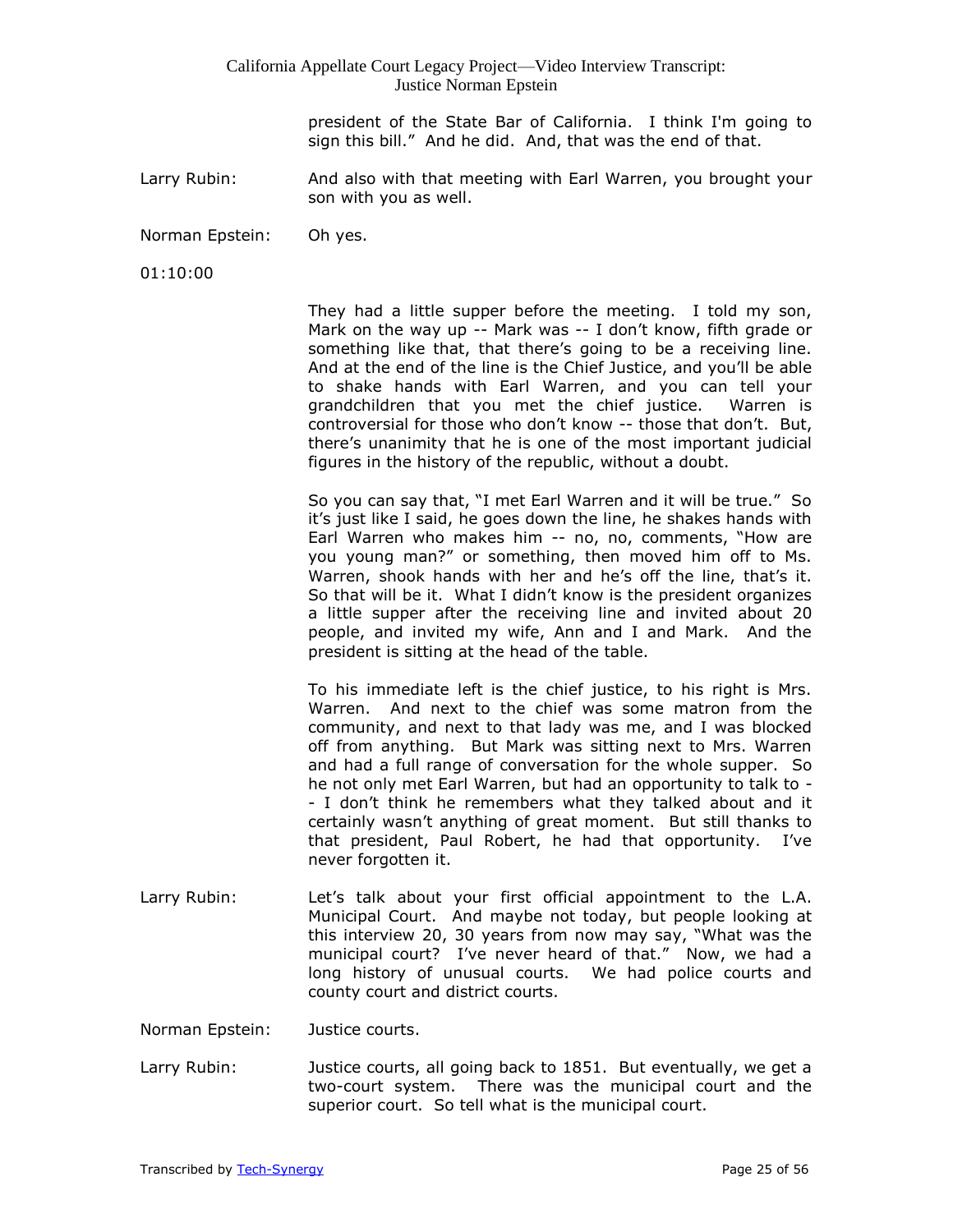president of the State Bar of California. I think I'm going to sign this bill." And he did. And, that was the end of that.

Larry Rubin: And also with that meeting with Earl Warren, you brought your son with you as well.

Norman Epstein: Oh yes.

01:10:00

They had a little supper before the meeting. I told my son, Mark on the way up -- Mark was -- I don't know, fifth grade or something like that, that there's going to be a receiving line. And at the end of the line is the Chief Justice, and you'll be able to shake hands with Earl Warren, and you can tell your grandchildren that you met the chief justice. Warren is controversial for those who don't know -- those that don't. But, there's unanimity that he is one of the most important judicial figures in the history of the republic, without a doubt.

So you can say that, "I met Earl Warren and it will be true." So it's just like I said, he goes down the line, he shakes hands with Earl Warren who makes him -- no, no, comments, "How are you young man?" or something, then moved him off to Ms. Warren, shook hands with her and he's off the line, that's it. So that will be it. What I didn't know is the president organizes a little supper after the receiving line and invited about 20 people, and invited my wife, Ann and I and Mark. And the president is sitting at the head of the table.

To his immediate left is the chief justice, to his right is Mrs. Warren. And next to the chief was some matron from the community, and next to that lady was me, and I was blocked off from anything. But Mark was sitting next to Mrs. Warren and had a full range of conversation for the whole supper. So he not only met Earl Warren, but had an opportunity to talk to -- I don't think he remembers what they talked about and it certainly wasn't anything of great moment. But still thanks to that president, Paul Robert, he had that opportunity. I've never forgotten it.

Larry Rubin: Let's talk about your first official appointment to the L.A. Municipal Court. And maybe not today, but people looking at this interview 20, 30 years from now may say, "What was the municipal court? I've never heard of that." Now, we had a long history of unusual courts. We had police courts and county court and district courts.

Norman Epstein: Justice courts.

Larry Rubin: Justice courts, all going back to 1851. But eventually, we get a two-court system. There was the municipal court and the superior court. So tell what is the municipal court.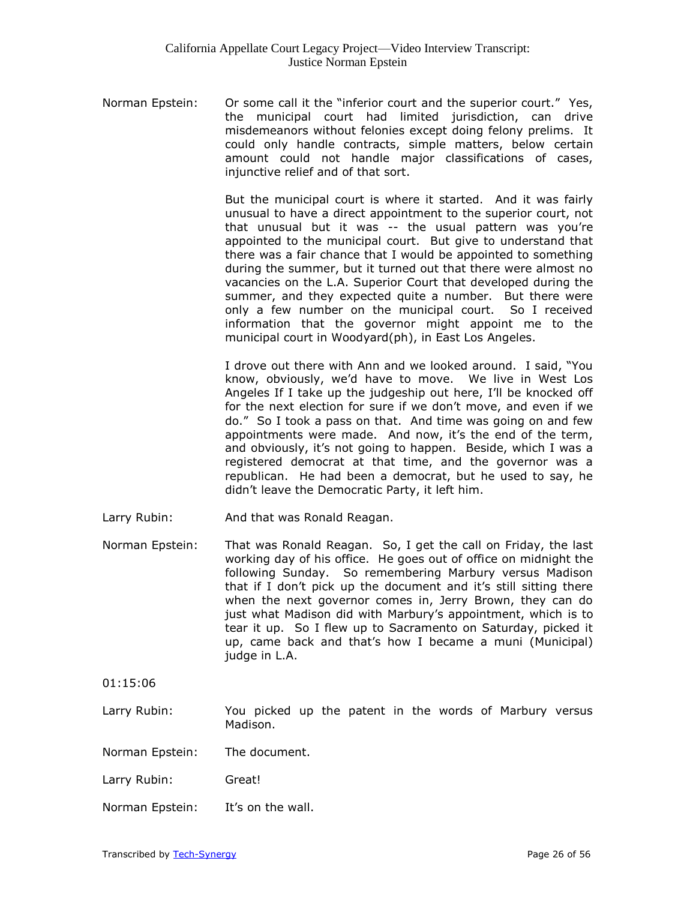Norman Epstein: Or some call it the "inferior court and the superior court." Yes, the municipal court had limited jurisdiction, can drive misdemeanors without felonies except doing felony prelims. It could only handle contracts, simple matters, below certain amount could not handle major classifications of cases, injunctive relief and of that sort.

But the municipal court is where it started. And it was fairly unusual to have a direct appointment to the superior court, not that unusual but it was -- the usual pattern was you're appointed to the municipal court. But give to understand that there was a fair chance that I would be appointed to something during the summer, but it turned out that there were almost no vacancies on the L.A. Superior Court that developed during the summer, and they expected quite a number. But there were only a few number on the municipal court. So I received information that the governor might appoint me to the municipal court in Woodyard(ph), in East Los Angeles.

I drove out there with Ann and we looked around. I said, "You know, obviously, we'd have to move. We live in West Los Angeles If I take up the judgeship out here, I'll be knocked off for the next election for sure if we don't move, and even if we do." So I took a pass on that. And time was going on and few appointments were made. And now, it's the end of the term, and obviously, it's not going to happen. Beside, which I was a registered democrat at that time, and the governor was a republican. He had been a democrat, but he used to say, he didn't leave the Democratic Party, it left him.

Larry Rubin: And that was Ronald Reagan.

Norman Epstein: That was Ronald Reagan. So, I get the call on Friday, the last working day of his office. He goes out of office on midnight the following Sunday. So remembering Marbury versus Madison that if I don't pick up the document and it's still sitting there when the next governor comes in, Jerry Brown, they can do just what Madison did with Marbury's appointment, which is to tear it up. So I flew up to Sacramento on Saturday, picked it up, came back and that's how I became a muni (Municipal) judge in L.A.

01:15:06

Larry Rubin: You picked up the patent in the words of Marbury versus Madison.

Norman Epstein: The document.

Larry Rubin: Great!

Norman Epstein: It's on the wall.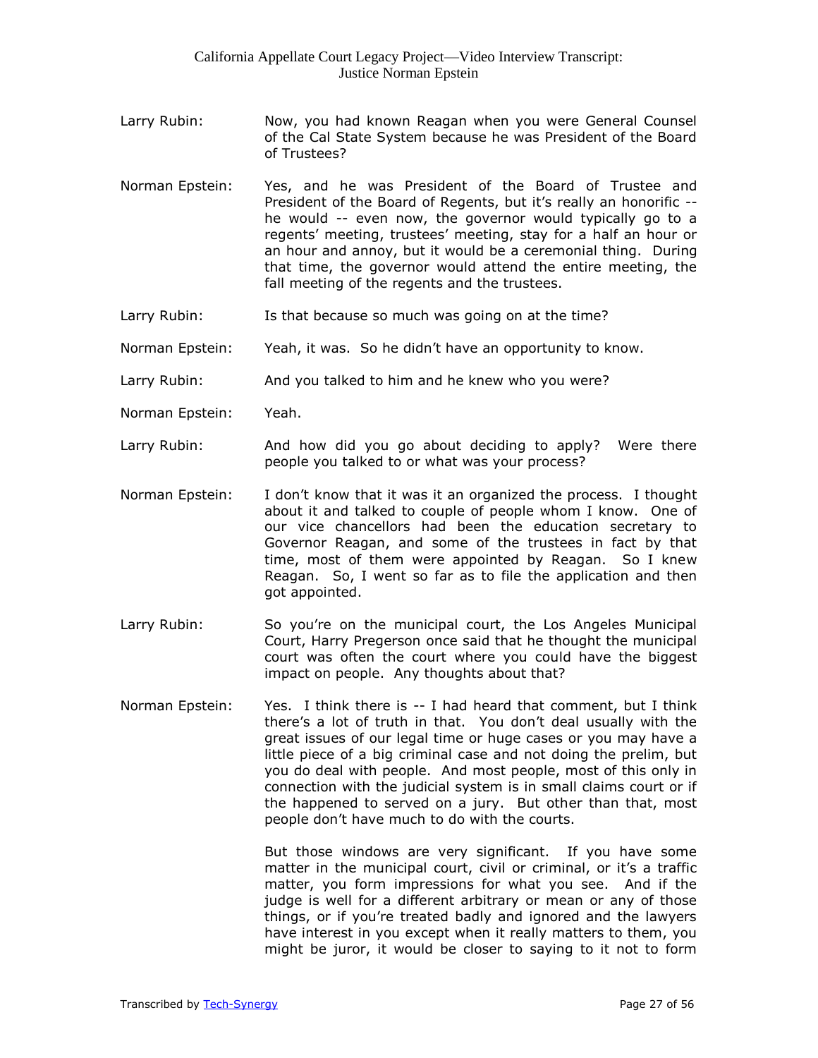Larry Rubin: Now, you had known Reagan when you were General Counsel of the Cal State System because he was President of the Board of Trustees?

Norman Epstein: Yes, and he was President of the Board of Trustee and President of the Board of Regents, but it's really an honorific -- he would -- even now, the governor would typically go to a regents' meeting, trustees' meeting, stay for a half an hour or an hour and annoy, but it would be a ceremonial thing. During that time, the governor would attend the entire meeting, the fall meeting of the regents and the trustees.

Larry Rubin: Is that because so much was going on at the time?

Norman Epstein: Yeah, it was. So he didn't have an opportunity to know.

Larry Rubin: And you talked to him and he knew who you were?

Norman Epstein: Yeah.

Larry Rubin: And how did you go about deciding to apply? Were there people you talked to or what was your process?

Norman Epstein: I don't know that it was it an organized the process. I thought about it and talked to couple of people whom I know. One of our vice chancellors had been the education secretary to Governor Reagan, and some of the trustees in fact by that time, most of them were appointed by Reagan. So I knew Reagan. So, I went so far as to file the application and then got appointed.

Larry Rubin: So you're on the municipal court, the Los Angeles Municipal Court, Harry Pregerson once said that he thought the municipal court was often the court where you could have the biggest impact on people. Any thoughts about that?

Norman Epstein: Yes. I think there is -- I had heard that comment, but I think there's a lot of truth in that. You don't deal usually with the great issues of our legal time or huge cases or you may have a little piece of a big criminal case and not doing the prelim, but you do deal with people. And most people, most of this only in connection with the judicial system is in small claims court or if the happened to served on a jury. But other than that, most people don't have much to do with the courts.

But those windows are very significant. If you have some matter in the municipal court, civil or criminal, or it's a traffic matter, you form impressions for what you see. And if the judge is well for a different arbitrary or mean or any of those things, or if you're treated badly and ignored and the lawyers have interest in you except when it really matters to them, you might be juror, it would be closer to saying to it not to form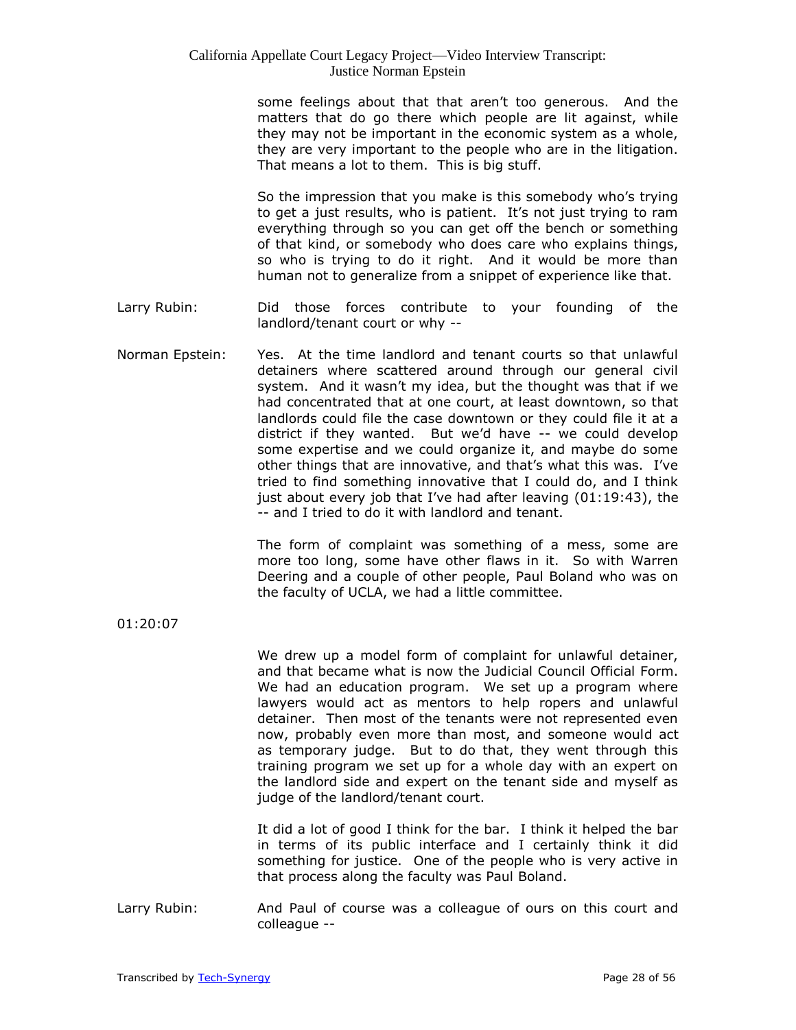some feelings about that that aren't too generous. And the matters that do go there which people are lit against, while they may not be important in the economic system as a whole, they are very important to the people who are in the litigation. That means a lot to them. This is big stuff.

So the impression that you make is this somebody who's trying to get a just results, who is patient. It's not just trying to ram everything through so you can get off the bench or something of that kind, or somebody who does care who explains things, so who is trying to do it right. And it would be more than human not to generalize from a snippet of experience like that.

Larry Rubin: Did those forces contribute to your founding of the landlord/tenant court or why --

Norman Epstein: Yes. At the time landlord and tenant courts so that unlawful detainers where scattered around through our general civil system. And it wasn't my idea, but the thought was that if we had concentrated that at one court, at least downtown, so that landlords could file the case downtown or they could file it at a district if they wanted. But we'd have -- we could develop some expertise and we could organize it, and maybe do some other things that are innovative, and that's what this was. I've tried to find something innovative that I could do, and I think just about every job that I've had after leaving (01:19:43), the -- and I tried to do it with landlord and tenant.

The form of complaint was something of a mess, some are more too long, some have other flaws in it. So with Warren Deering and a couple of other people, Paul Boland who was on the faculty of UCLA, we had a little committee.

01:20:07

We drew up a model form of complaint for unlawful detainer, and that became what is now the Judicial Council Official Form. We had an education program. We set up a program where lawyers would act as mentors to help ropers and unlawful detainer. Then most of the tenants were not represented even now, probably even more than most, and someone would act as temporary judge. But to do that, they went through this training program we set up for a whole day with an expert on the landlord side and expert on the tenant side and myself as judge of the landlord/tenant court.

It did a lot of good I think for the bar. I think it helped the bar in terms of its public interface and I certainly think it did something for justice. One of the people who is very active in that process along the faculty was Paul Boland.

Larry Rubin: And Paul of course was a colleague of ours on this court and colleague --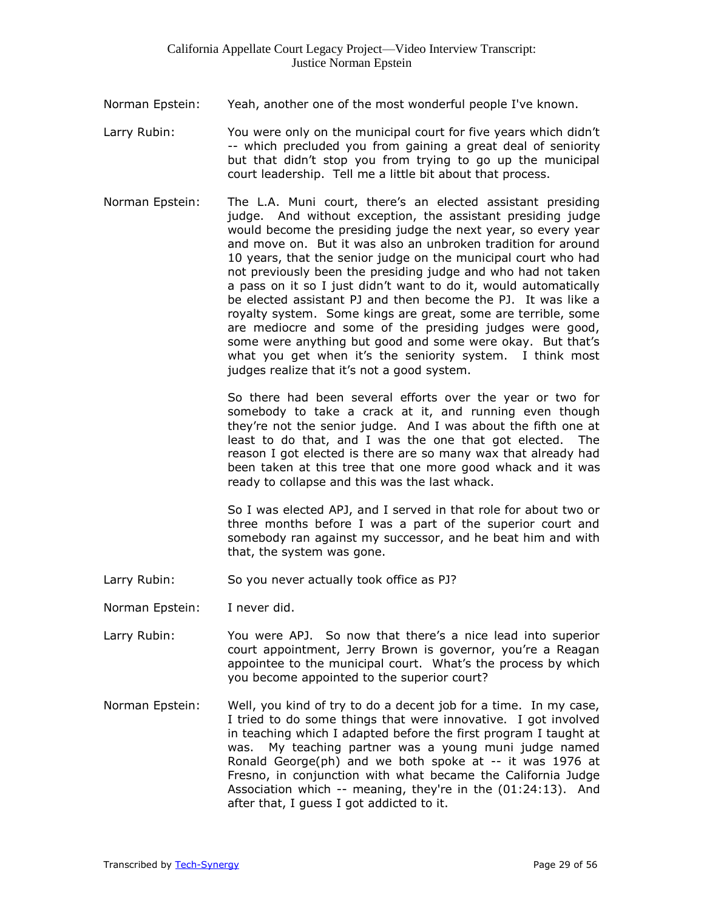Norman Epstein: Yeah, another one of the most wonderful people I've known.

Larry Rubin: You were only on the municipal court for five years which didn't -- which precluded you from gaining a great deal of seniority but that didn't stop you from trying to go up the municipal court leadership. Tell me a little bit about that process.

Norman Epstein: The L.A. Muni court, there's an elected assistant presiding judge. And without exception, the assistant presiding judge would become the presiding judge the next year, so every year and move on. But it was also an unbroken tradition for around 10 years, that the senior judge on the municipal court who had not previously been the presiding judge and who had not taken a pass on it so I just didn't want to do it, would automatically be elected assistant PJ and then become the PJ. It was like a royalty system. Some kings are great, some are terrible, some are mediocre and some of the presiding judges were good, some were anything but good and some were okay. But that's what you get when it's the seniority system. I think most judges realize that it's not a good system.

So there had been several efforts over the year or two for somebody to take a crack at it, and running even though they're not the senior judge. And I was about the fifth one at least to do that, and I was the one that got elected. The reason I got elected is there are so many wax that already had been taken at this tree that one more good whack and it was ready to collapse and this was the last whack.

So I was elected APJ, and I served in that role for about two or three months before I was a part of the superior court and somebody ran against my successor, and he beat him and with that, the system was gone.

Larry Rubin: So you never actually took office as PJ?

Norman Epstein: I never did.

Larry Rubin: You were APJ. So now that there's a nice lead into superior court appointment, Jerry Brown is governor, you're a Reagan appointee to the municipal court. What's the process by which you become appointed to the superior court?

Norman Epstein: Well, you kind of try to do a decent job for a time. In my case, I tried to do some things that were innovative. I got involved in teaching which I adapted before the first program I taught at was. My teaching partner was a young muni judge named Ronald George(ph) and we both spoke at -- it was 1976 at Fresno, in conjunction with what became the California Judge Association which -- meaning, they're in the (01:24:13). And after that, I guess I got addicted to it.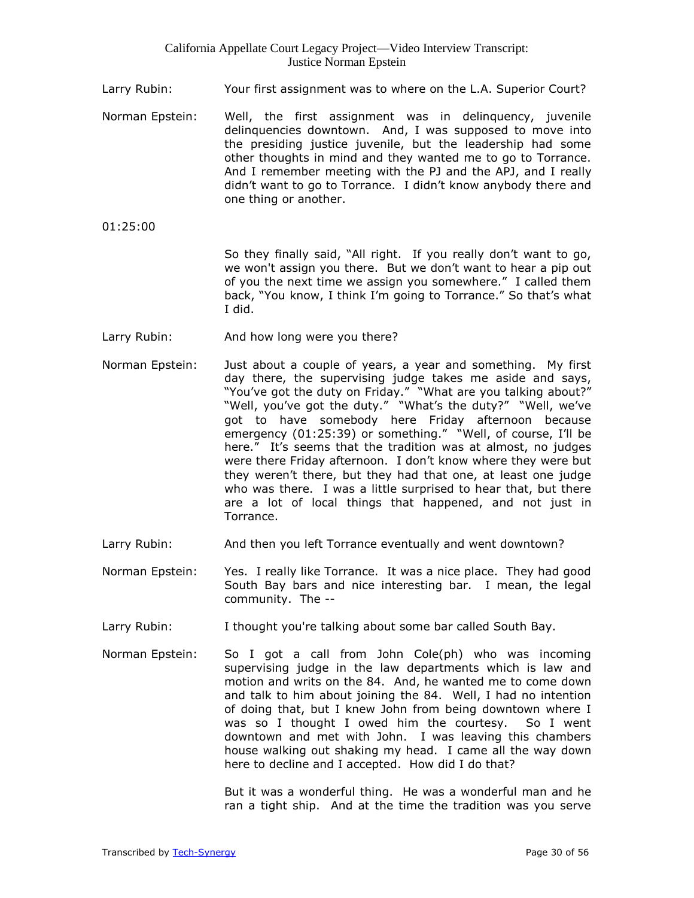Larry Rubin: Your first assignment was to where on the L.A. Superior Court?

Norman Epstein: Well, the first assignment was in delinquency, juvenile delinquencies downtown. And, I was supposed to move into the presiding justice juvenile, but the leadership had some other thoughts in mind and they wanted me to go to Torrance. And I remember meeting with the PJ and the APJ, and I really didn't want to go to Torrance. I didn't know anybody there and one thing or another.

01:25:00

So they finally said, "All right. If you really don't want to go, we won't assign you there. But we don't want to hear a pip out of you the next time we assign you somewhere." I called them back, "You know, I think I'm going to Torrance." So that's what I did.

Larry Rubin: And how long were you there?

Norman Epstein: Just about a couple of years, a year and something. My first day there, the supervising judge takes me aside and says, "You've got the duty on Friday." "What are you talking about?" "Well, you've got the duty." "What's the duty?" "Well, we've got to have somebody here Friday afternoon because emergency (01:25:39) or something." "Well, of course, I'll be here." It's seems that the tradition was at almost, no judges were there Friday afternoon. I don't know where they were but they weren't there, but they had that one, at least one judge who was there. I was a little surprised to hear that, but there are a lot of local things that happened, and not just in Torrance.

Larry Rubin: And then you left Torrance eventually and went downtown?

Norman Epstein: Yes. I really like Torrance. It was a nice place. They had good South Bay bars and nice interesting bar. I mean, the legal community. The --

Larry Rubin: I thought you're talking about some bar called South Bay.

Norman Epstein: So I got a call from John Cole(ph) who was incoming supervising judge in the law departments which is law and motion and writs on the 84. And, he wanted me to come down and talk to him about joining the 84. Well, I had no intention of doing that, but I knew John from being downtown where I was so I thought I owed him the courtesy. So I went downtown and met with John. I was leaving this chambers house walking out shaking my head. I came all the way down here to decline and I accepted. How did I do that?

But it was a wonderful thing. He was a wonderful man and he ran a tight ship. And at the time the tradition was you serve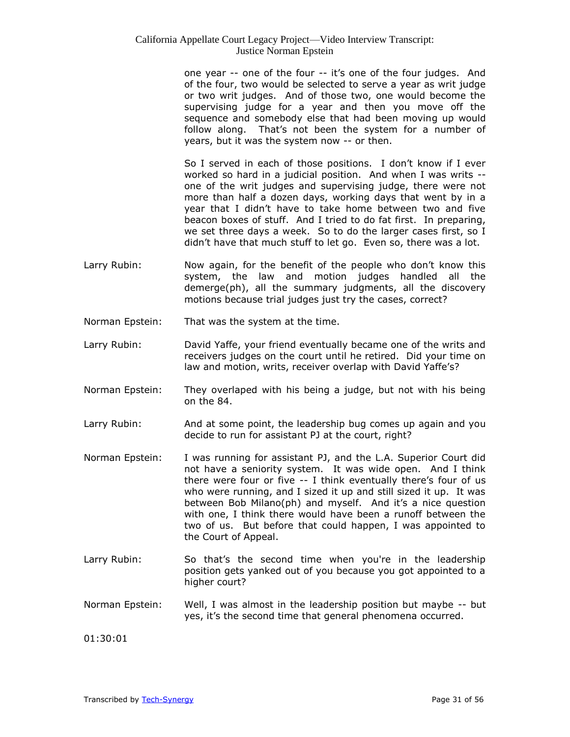one year -- one of the four -- it's one of the four judges. And of the four, two would be selected to serve a year as writ judge or two writ judges. And of those two, one would become the supervising judge for a year and then you move off the sequence and somebody else that had been moving up would follow along. That's not been the system for a number of years, but it was the system now -- or then.

So I served in each of those positions. I don't know if I ever worked so hard in a judicial position. And when I was writs -- one of the writ judges and supervising judge, there were not more than half a dozen days, working days that went by in a year that I didn't have to take home between two and five beacon boxes of stuff. And I tried to do fat first. In preparing, we set three days a week. So to do the larger cases first, so I didn't have that much stuff to let go. Even so, there was a lot.

Larry Rubin: Now again, for the benefit of the people who don't know this system, the law and motion judges handled all the demerge(ph), all the summary judgments, all the discovery motions because trial judges just try the cases, correct?

Norman Epstein: That was the system at the time.

Larry Rubin: David Yaffe, your friend eventually became one of the writs and receivers judges on the court until he retired. Did your time on law and motion, writs, receiver overlap with David Yaffe's?

Norman Epstein: They overlaped with his being a judge, but not with his being on the 84.

Larry Rubin: And at some point, the leadership bug comes up again and you decide to run for assistant PJ at the court, right?

Norman Epstein: I was running for assistant PJ, and the L.A. Superior Court did not have a seniority system. It was wide open. And I think there were four or five -- I think eventually there's four of us who were running, and I sized it up and still sized it up. It was between Bob Milano(ph) and myself. And it's a nice question with one, I think there would have been a runoff between the two of us. But before that could happen, I was appointed to the Court of Appeal.

Larry Rubin: So that's the second time when you're in the leadership position gets yanked out of you because you got appointed to a higher court?

Norman Epstein: Well, I was almost in the leadership position but maybe -- but yes, it's the second time that general phenomena occurred.

01:30:01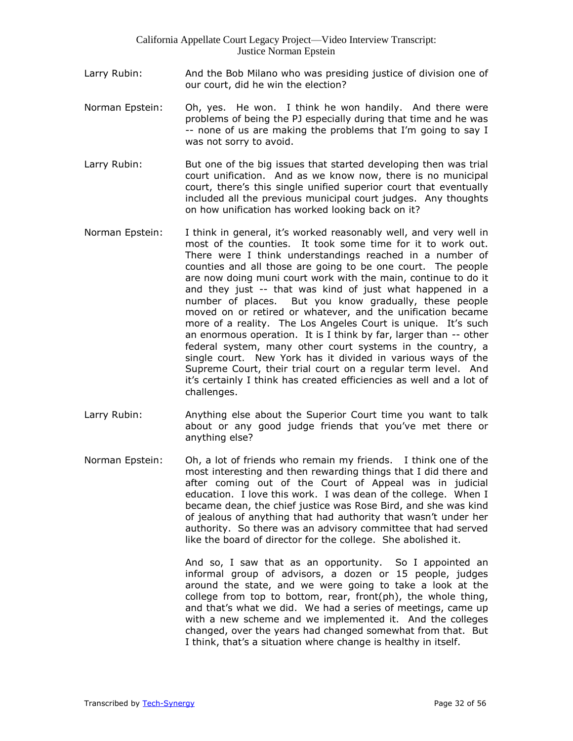Larry Rubin: And the Bob Milano who was presiding justice of division one of our court, did he win the election?

Norman Epstein: Oh, yes. He won. I think he won handily. And there were problems of being the PJ especially during that time and he was -- none of us are making the problems that I'm going to say I was not sorry to avoid.

Larry Rubin: But one of the big issues that started developing then was trial court unification. And as we know now, there is no municipal court, there's this single unified superior court that eventually included all the previous municipal court judges. Any thoughts on how unification has worked looking back on it?

Norman Epstein: I think in general, it's worked reasonably well, and very well in most of the counties. It took some time for it to work out. There were I think understandings reached in a number of counties and all those are going to be one court. The people are now doing muni court work with the main, continue to do it and they just -- that was kind of just what happened in a number of places. But you know gradually, these people moved on or retired or whatever, and the unification became more of a reality. The Los Angeles Court is unique. It's such an enormous operation. It is I think by far, larger than -- other federal system, many other court systems in the country, a single court. New York has it divided in various ways of the Supreme Court, their trial court on a regular term level. And it's certainly I think has created efficiencies as well and a lot of challenges.

Larry Rubin: Anything else about the Superior Court time you want to talk about or any good judge friends that you've met there or anything else?

Norman Epstein: Oh, a lot of friends who remain my friends. I think one of the most interesting and then rewarding things that I did there and after coming out of the Court of Appeal was in judicial education. I love this work. I was dean of the college. When I became dean, the chief justice was Rose Bird, and she was kind of jealous of anything that had authority that wasn't under her authority. So there was an advisory committee that had served like the board of director for the college. She abolished it.

And so, I saw that as an opportunity. So I appointed an informal group of advisors, a dozen or 15 people, judges around the state, and we were going to take a look at the college from top to bottom, rear, front(ph), the whole thing, and that's what we did. We had a series of meetings, came up with a new scheme and we implemented it. And the colleges changed, over the years had changed somewhat from that. But I think, that's a situation where change is healthy in itself.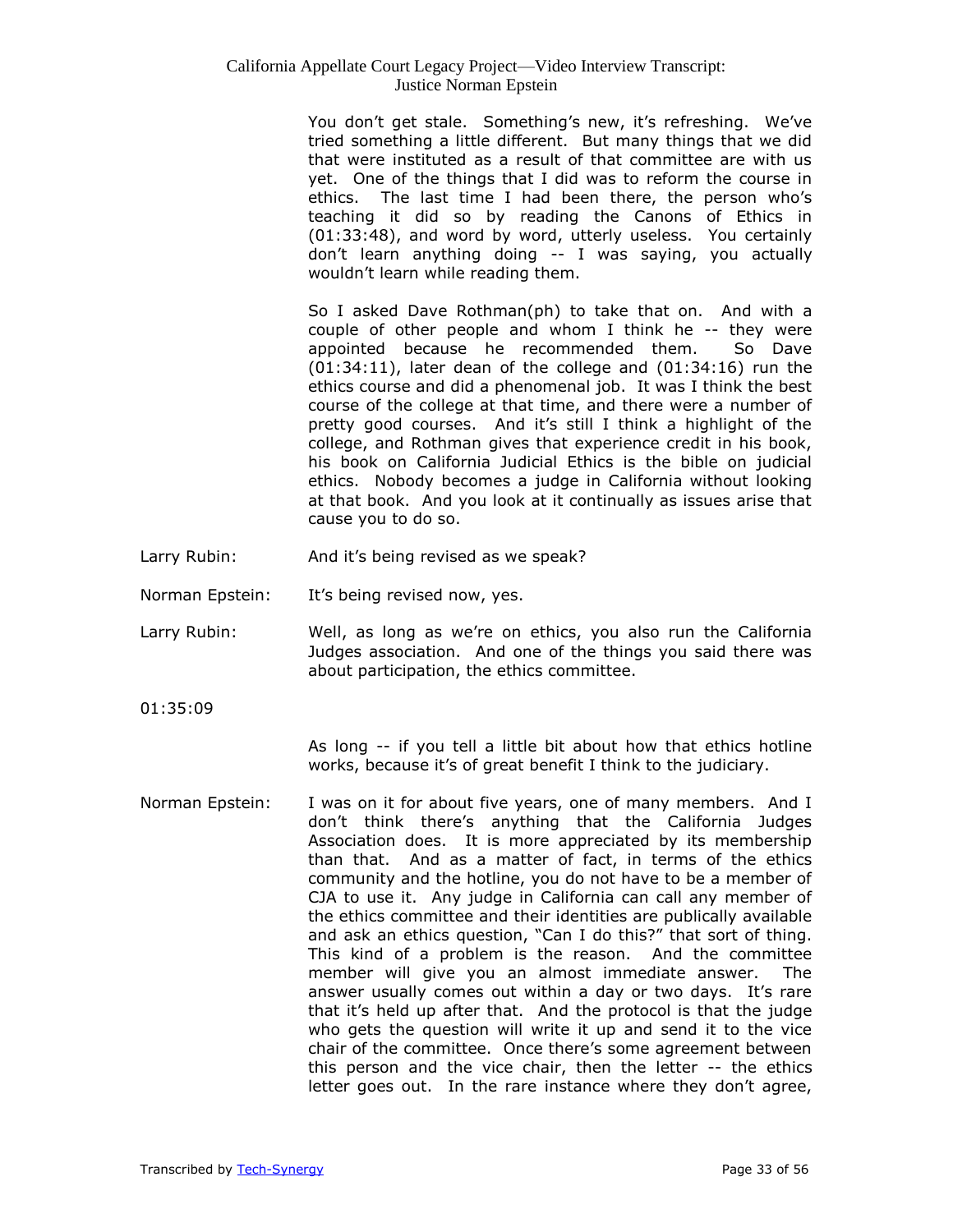You don't get stale. Something's new, it's refreshing. We've tried something a little different. But many things that we did that were instituted as a result of that committee are with us yet. One of the things that I did was to reform the course in ethics. The last time I had been there, the person who's teaching it did so by reading the Canons of Ethics in (01:33:48), and word by word, utterly useless. You certainly don't learn anything doing -- I was saying, you actually wouldn't learn while reading them.

So I asked Dave Rothman(ph) to take that on. And with a couple of other people and whom I think he -- they were appointed because he recommended them. So Dave (01:34:11), later dean of the college and (01:34:16) run the ethics course and did a phenomenal job. It was I think the best course of the college at that time, and there were a number of pretty good courses. And it's still I think a highlight of the college, and Rothman gives that experience credit in his book, his book on California Judicial Ethics is the bible on judicial ethics. Nobody becomes a judge in California without looking at that book. And you look at it continually as issues arise that cause you to do so.

Larry Rubin: And it's being revised as we speak?

Norman Epstein: It's being revised now, yes.

Larry Rubin: Well, as long as we're on ethics, you also run the California Judges association. And one of the things you said there was about participation, the ethics committee.

01:35:09

As long -- if you tell a little bit about how that ethics hotline works, because it's of great benefit I think to the judiciary.

Norman Epstein: I was on it for about five years, one of many members. And I don't think there's anything that the California Judges Association does. It is more appreciated by its membership than that. And as a matter of fact, in terms of the ethics community and the hotline, you do not have to be a member of CJA to use it. Any judge in California can call any member of the ethics committee and their identities are publically available and ask an ethics question, "Can I do this?" that sort of thing. This kind of a problem is the reason. And the committee member will give you an almost immediate answer. The answer usually comes out within a day or two days. It's rare that it's held up after that. And the protocol is that the judge who gets the question will write it up and send it to the vice chair of the committee. Once there's some agreement between this person and the vice chair, then the letter -- the ethics letter goes out. In the rare instance where they don't agree,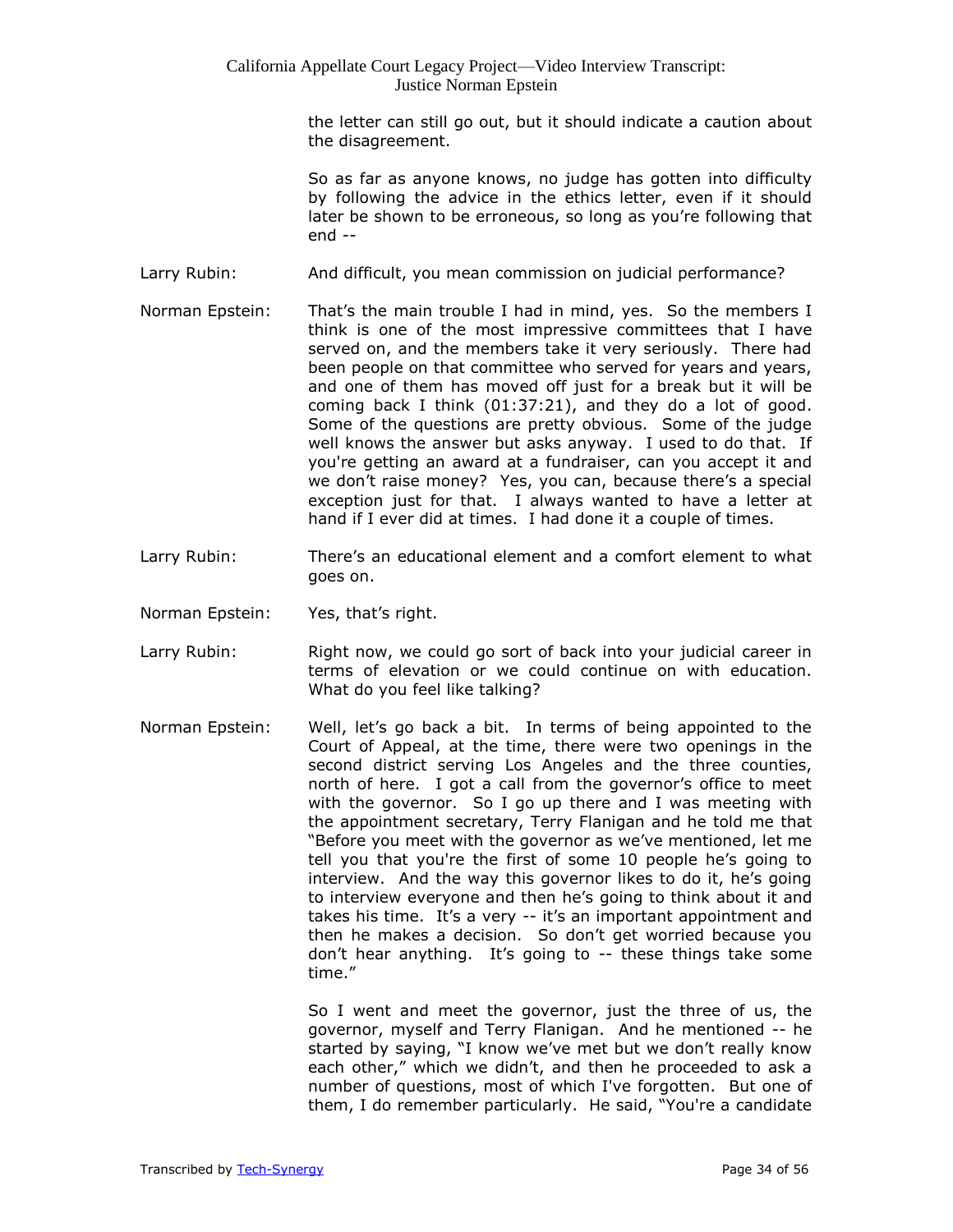the letter can still go out, but it should indicate a caution about the disagreement.

So as far as anyone knows, no judge has gotten into difficulty by following the advice in the ethics letter, even if it should later be shown to be erroneous, so long as you're following that end --

Larry Rubin: And difficult, you mean commission on judicial performance?

Norman Epstein: That's the main trouble I had in mind, yes. So the members I think is one of the most impressive committees that I have served on, and the members take it very seriously. There had been people on that committee who served for years and years, and one of them has moved off just for a break but it will be coming back I think (01:37:21), and they do a lot of good. Some of the questions are pretty obvious. Some of the judge well knows the answer but asks anyway. I used to do that. If you're getting an award at a fundraiser, can you accept it and we don't raise money? Yes, you can, because there's a special exception just for that. I always wanted to have a letter at hand if I ever did at times. I had done it a couple of times.

Larry Rubin: There's an educational element and a comfort element to what goes on.

Norman Epstein: Yes, that's right.

Larry Rubin: Right now, we could go sort of back into your judicial career in terms of elevation or we could continue on with education. What do you feel like talking?

Norman Epstein: Well, let's go back a bit. In terms of being appointed to the Court of Appeal, at the time, there were two openings in the second district serving Los Angeles and the three counties, north of here. I got a call from the governor's office to meet with the governor. So I go up there and I was meeting with the appointment secretary, Terry Flanigan and he told me that "Before you meet with the governor as we've mentioned, let me tell you that you're the first of some 10 people he's going to interview. And the way this governor likes to do it, he's going to interview everyone and then he's going to think about it and takes his time. It's a very -- it's an important appointment and then he makes a decision. So don't get worried because you don't hear anything. It's going to -- these things take some time."

So I went and meet the governor, just the three of us, the governor, myself and Terry Flanigan. And he mentioned -- he started by saying, "I know we've met but we don't really know each other," which we didn't, and then he proceeded to ask a number of questions, most of which I've forgotten. But one of them, I do remember particularly. He said, "You're a candidate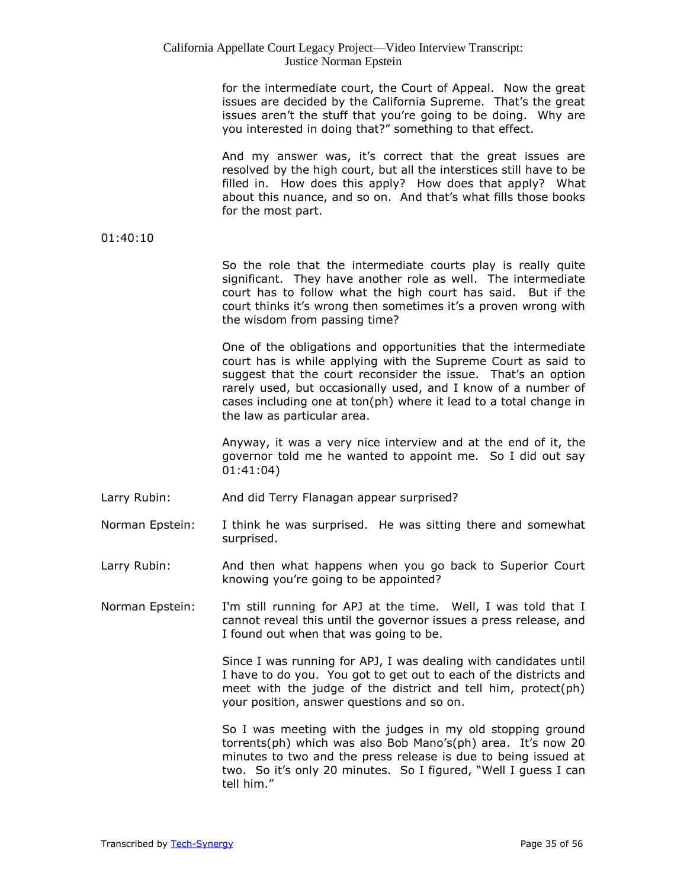for the intermediate court, the Court of Appeal. Now the great issues are decided by the California Supreme. That's the great issues aren't the stuff that you're going to be doing. Why are you interested in doing that?" something to that effect.

And my answer was, it's correct that the great issues are resolved by the high court, but all the interstices still have to be filled in. How does this apply? How does that apply? What about this nuance, and so on. And that's what fills those books for the most part.

01:40:10

So the role that the intermediate courts play is really quite significant. They have another role as well. The intermediate court has to follow what the high court has said. But if the court thinks it's wrong then sometimes it's a proven wrong with the wisdom from passing time?

One of the obligations and opportunities that the intermediate court has is while applying with the Supreme Court as said to suggest that the court reconsider the issue. That's an option rarely used, but occasionally used, and I know of a number of cases including one at ton(ph) where it lead to a total change in the law as particular area.

Anyway, it was a very nice interview and at the end of it, the governor told me he wanted to appoint me. So I did out say 01:41:04)

Larry Rubin: And did Terry Flanagan appear surprised?

Norman Epstein: I think he was surprised. He was sitting there and somewhat surprised.

Larry Rubin: And then what happens when you go back to Superior Court knowing you're going to be appointed?

Norman Epstein: I'm still running for APJ at the time. Well, I was told that I cannot reveal this until the governor issues a press release, and I found out when that was going to be.

Since I was running for APJ, I was dealing with candidates until I have to do you. You got to get out to each of the districts and meet with the judge of the district and tell him, protect(ph) your position, answer questions and so on.

So I was meeting with the judges in my old stopping ground torrents(ph) which was also Bob Mano's(ph) area. It's now 20 minutes to two and the press release is due to being issued at two. So it's only 20 minutes. So I figured, "Well I guess I can tell him."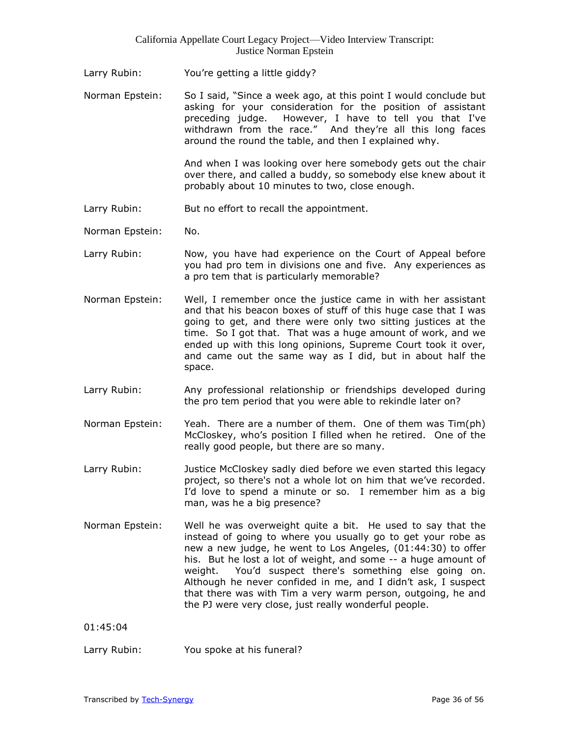Larry Rubin: You're getting a little giddy?

Norman Epstein: So I said, "Since a week ago, at this point I would conclude but asking for your consideration for the position of assistant preceding judge. However, I have to tell you that I've withdrawn from the race." And they're all this long faces around the round the table, and then I explained why.

And when I was looking over here somebody gets out the chair over there, and called a buddy, so somebody else knew about it probably about 10 minutes to two, close enough.

Larry Rubin: But no effort to recall the appointment.

Norman Epstein: No.

Larry Rubin: Now, you have had experience on the Court of Appeal before you had pro tem in divisions one and five. Any experiences as a pro tem that is particularly memorable?

Norman Epstein: Well, I remember once the justice came in with her assistant and that his beacon boxes of stuff of this huge case that I was going to get, and there were only two sitting justices at the time. So I got that. That was a huge amount of work, and we ended up with this long opinions, Supreme Court took it over, and came out the same way as I did, but in about half the space.

Larry Rubin: Any professional relationship or friendships developed during the pro tem period that you were able to rekindle later on?

Norman Epstein: Yeah. There are a number of them. One of them was Tim(ph) McCloskey, who's position I filled when he retired. One of the really good people, but there are so many.

Larry Rubin: Justice McCloskey sadly died before we even started this legacy project, so there's not a whole lot on him that we've recorded. I'd love to spend a minute or so. I remember him as a big man, was he a big presence?

Norman Epstein: Well he was overweight quite a bit. He used to say that the instead of going to where you usually go to get your robe as new a new judge, he went to Los Angeles, (01:44:30) to offer his. But he lost a lot of weight, and some -- a huge amount of weight. You'd suspect there's something else going on. Although he never confided in me, and I didn't ask, I suspect that there was with Tim a very warm person, outgoing, he and the PJ were very close, just really wonderful people.

01:45:04

Larry Rubin: You spoke at his funeral?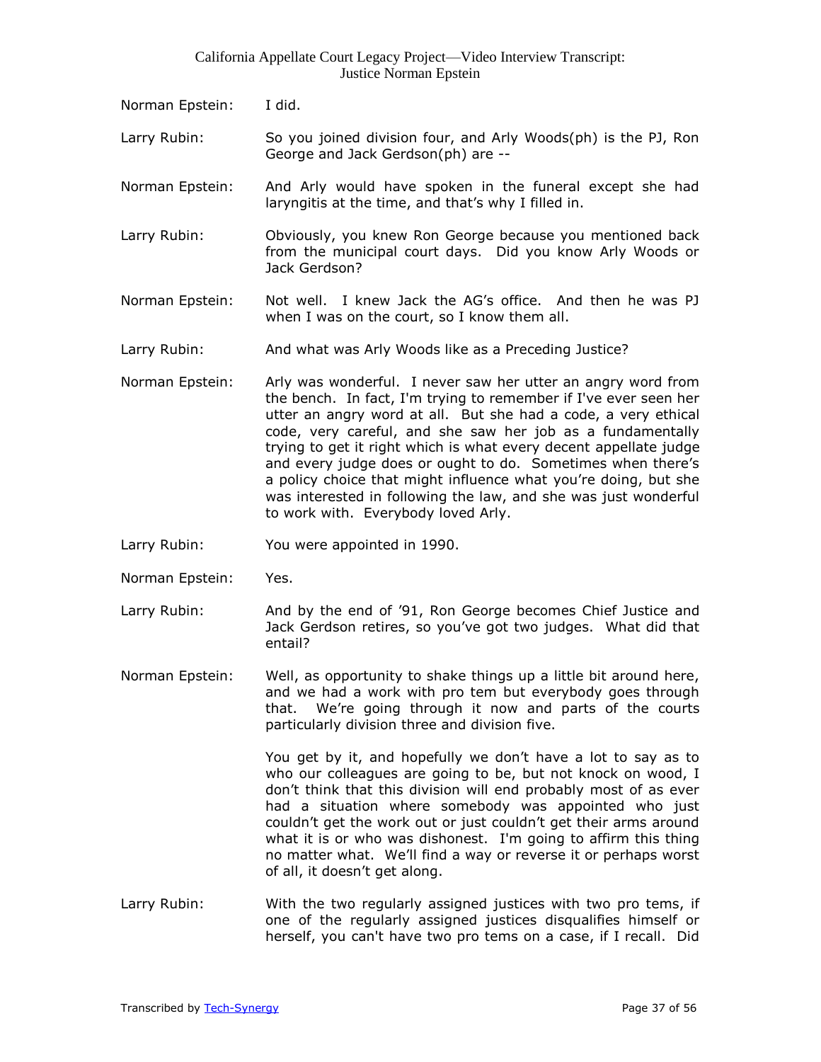Norman Epstein: I did.

Larry Rubin: So you joined division four, and Arly Woods(ph) is the PJ, Ron George and Jack Gerdson(ph) are --

Norman Epstein: And Arly would have spoken in the funeral except she had laryngitis at the time, and that's why I filled in.

Larry Rubin: Obviously, you knew Ron George because you mentioned back from the municipal court days. Did you know Arly Woods or Jack Gerdson?

Norman Epstein: Not well. I knew Jack the AG's office. And then he was PJ when I was on the court, so I know them all.

Larry Rubin: And what was Arly Woods like as a Preceding Justice?

Norman Epstein: Arly was wonderful. I never saw her utter an angry word from the bench. In fact, I'm trying to remember if I've ever seen her utter an angry word at all. But she had a code, a very ethical code, very careful, and she saw her job as a fundamentally trying to get it right which is what every decent appellate judge and every judge does or ought to do. Sometimes when there's a policy choice that might influence what you're doing, but she was interested in following the law, and she was just wonderful to work with. Everybody loved Arly.

Larry Rubin: You were appointed in 1990.

Norman Epstein: Yes.

Larry Rubin: And by the end of '91, Ron George becomes Chief Justice and Jack Gerdson retires, so you've got two judges. What did that entail?

Norman Epstein: Well, as opportunity to shake things up a little bit around here, and we had a work with pro tem but everybody goes through that. We're going through it now and parts of the courts particularly division three and division five.

You get by it, and hopefully we don't have a lot to say as to who our colleagues are going to be, but not knock on wood, I don't think that this division will end probably most of as ever had a situation where somebody was appointed who just couldn't get the work out or just couldn't get their arms around what it is or who was dishonest. I'm going to affirm this thing no matter what. We'll find a way or reverse it or perhaps worst of all, it doesn't get along.

Larry Rubin: With the two regularly assigned justices with two pro tems, if one of the regularly assigned justices disqualifies himself or herself, you can't have two pro tems on a case, if I recall. Did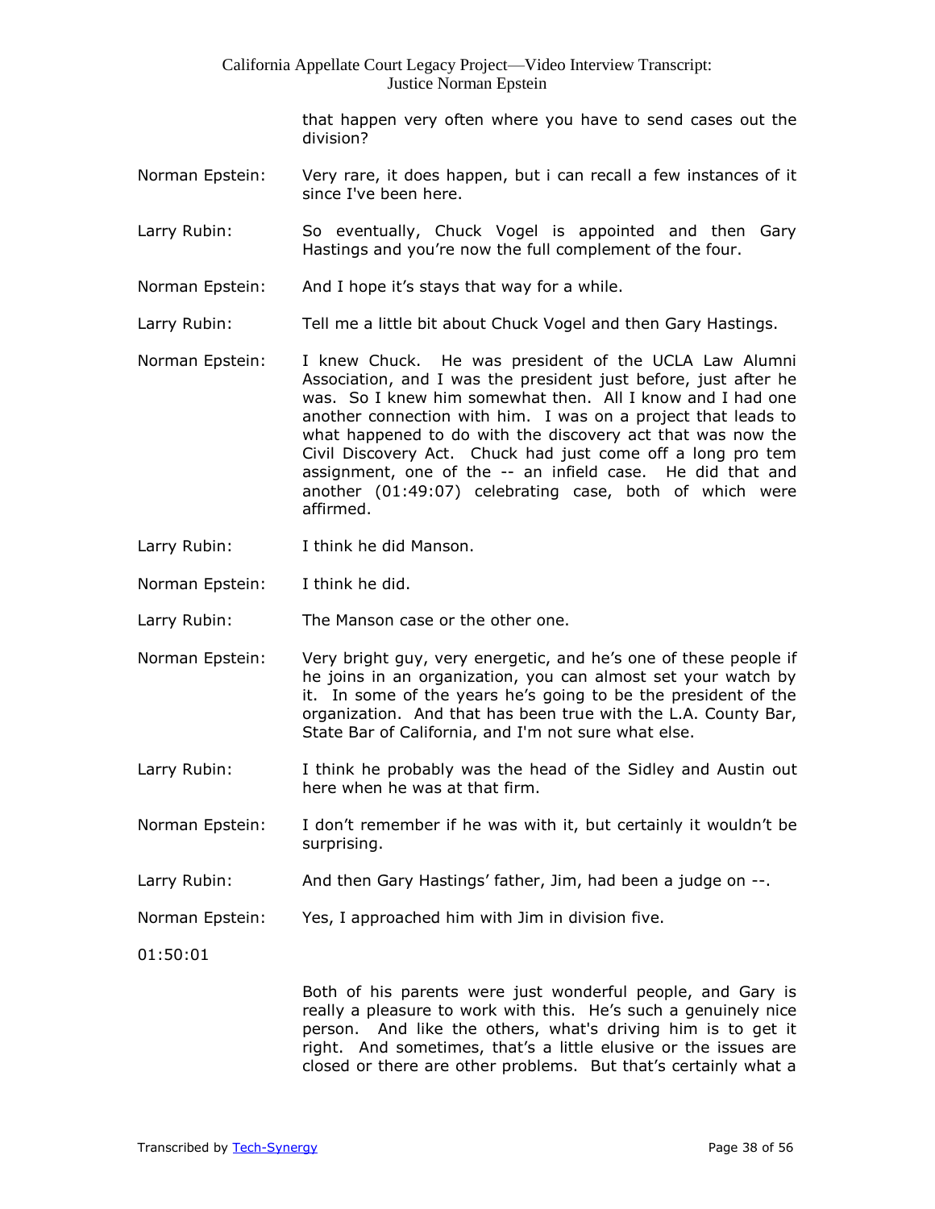that happen very often where you have to send cases out the division?

Norman Epstein: Very rare, it does happen, but i can recall a few instances of it since I've been here.

Larry Rubin: So eventually, Chuck Vogel is appointed and then Gary Hastings and you're now the full complement of the four.

Norman Epstein: And I hope it's stays that way for a while.

Larry Rubin: Tell me a little bit about Chuck Vogel and then Gary Hastings.

Norman Epstein: I knew Chuck. He was president of the UCLA Law Alumni Association, and I was the president just before, just after he was. So I knew him somewhat then. All I know and I had one another connection with him. I was on a project that leads to what happened to do with the discovery act that was now the Civil Discovery Act. Chuck had just come off a long pro tem assignment, one of the -- an infield case. He did that and another (01:49:07) celebrating case, both of which were affirmed.

Larry Rubin: I think he did Manson.

Norman Epstein: I think he did.

Larry Rubin: The Manson case or the other one.

Norman Epstein: Very bright guy, very energetic, and he's one of these people if he joins in an organization, you can almost set your watch by it. In some of the years he's going to be the president of the organization. And that has been true with the L.A. County Bar, State Bar of California, and I'm not sure what else.

Larry Rubin: I think he probably was the head of the Sidley and Austin out here when he was at that firm.

Norman Epstein: I don't remember if he was with it, but certainly it wouldn't be surprising.

Larry Rubin: And then Gary Hastings' father, Jim, had been a judge on --.

Norman Epstein: Yes, I approached him with Jim in division five.

01:50:01

Both of his parents were just wonderful people, and Gary is really a pleasure to work with this. He's such a genuinely nice person. And like the others, what's driving him is to get it right. And sometimes, that's a little elusive or the issues are closed or there are other problems. But that's certainly what a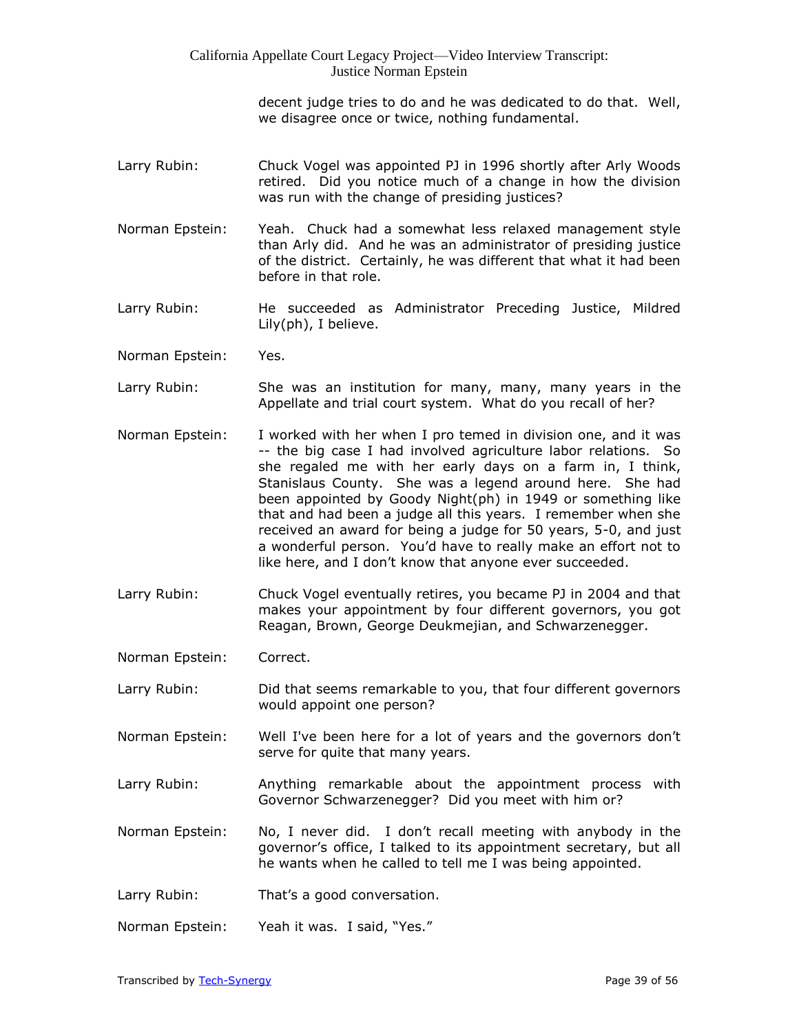decent judge tries to do and he was dedicated to do that. Well, we disagree once or twice, nothing fundamental.

Larry Rubin: Chuck Vogel was appointed PJ in 1996 shortly after Arly Woods retired. Did you notice much of a change in how the division was run with the change of presiding justices?

Norman Epstein: Yeah. Chuck had a somewhat less relaxed management style than Arly did. And he was an administrator of presiding justice of the district. Certainly, he was different that what it had been before in that role.

Larry Rubin: He succeeded as Administrator Preceding Justice, Mildred Lily(ph), I believe.

Norman Epstein: Yes.

Larry Rubin: She was an institution for many, many, many years in the Appellate and trial court system. What do you recall of her?

Norman Epstein: I worked with her when I pro temed in division one, and it was -- the big case I had involved agriculture labor relations. So she regaled me with her early days on a farm in, I think, Stanislaus County. She was a legend around here. She had been appointed by Goody Night(ph) in 1949 or something like that and had been a judge all this years. I remember when she received an award for being a judge for 50 years, 5-0, and just a wonderful person. You'd have to really make an effort not to like here, and I don't know that anyone ever succeeded.

Larry Rubin: Chuck Vogel eventually retires, you became PJ in 2004 and that makes your appointment by four different governors, you got Reagan, Brown, George Deukmejian, and Schwarzenegger.

Norman Epstein: Correct.

Larry Rubin: Did that seems remarkable to you, that four different governors would appoint one person?

Norman Epstein: Well I've been here for a lot of years and the governors don't serve for quite that many years.

Larry Rubin: Anything remarkable about the appointment process with Governor Schwarzenegger? Did you meet with him or?

Norman Epstein: No, I never did. I don't recall meeting with anybody in the governor's office, I talked to its appointment secretary, but all he wants when he called to tell me I was being appointed.

Larry Rubin: That's a good conversation.

Norman Epstein: Yeah it was. I said, "Yes."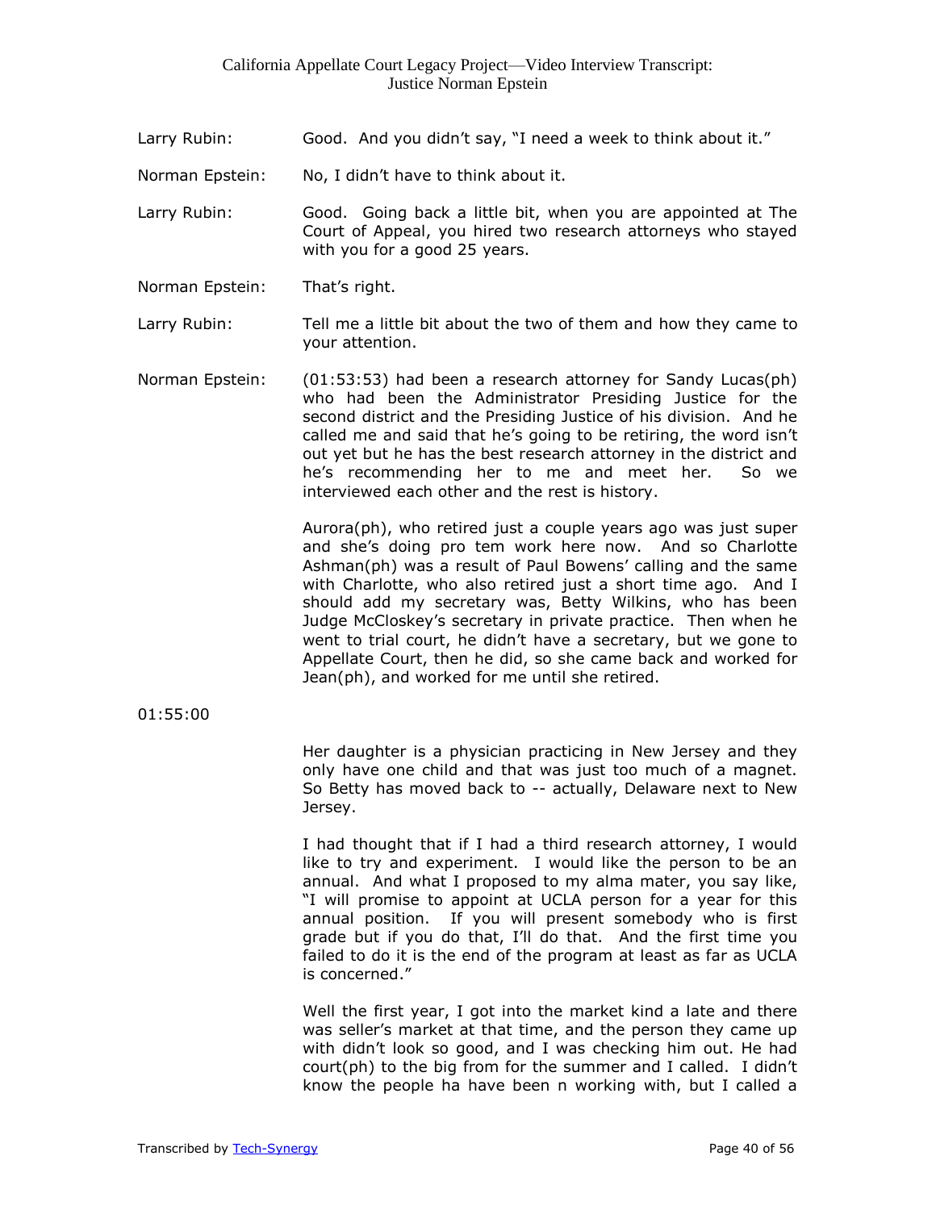Larry Rubin: Good. And you didn't say, "I need a week to think about it."

Norman Epstein: No, I didn't have to think about it.

Larry Rubin: Good. Going back a little bit, when you are appointed at The Court of Appeal, you hired two research attorneys who stayed with you for a good 25 years.

Norman Epstein: That's right.

Larry Rubin: Tell me a little bit about the two of them and how they came to your attention.

Norman Epstein: (01:53:53) had been a research attorney for Sandy Lucas(ph) who had been the Administrator Presiding Justice for the second district and the Presiding Justice of his division. And he called me and said that he's going to be retiring, the word isn't out yet but he has the best research attorney in the district and he's recommending her to me and meet her. So we interviewed each other and the rest is history.

Aurora(ph), who retired just a couple years ago was just super and she's doing pro tem work here now. And so Charlotte Ashman(ph) was a result of Paul Bowens' calling and the same with Charlotte, who also retired just a short time ago. And I should add my secretary was, Betty Wilkins, who has been Judge McCloskey's secretary in private practice. Then when he went to trial court, he didn't have a secretary, but we gone to Appellate Court, then he did, so she came back and worked for Jean(ph), and worked for me until she retired.

01:55:00

Her daughter is a physician practicing in New Jersey and they only have one child and that was just too much of a magnet. So Betty has moved back to -- actually, Delaware next to New Jersey.

I had thought that if I had a third research attorney, I would like to try and experiment. I would like the person to be an annual. And what I proposed to my alma mater, you say like, "I will promise to appoint at UCLA person for a year for this annual position. If you will present somebody who is first grade but if you do that, I'll do that. And the first time you failed to do it is the end of the program at least as far as UCLA is concerned."

Well the first year, I got into the market kind a late and there was seller's market at that time, and the person they came up with didn't look so good, and I was checking him out. He had court(ph) to the big from for the summer and I called. I didn't know the people ha have been n working with, but I called a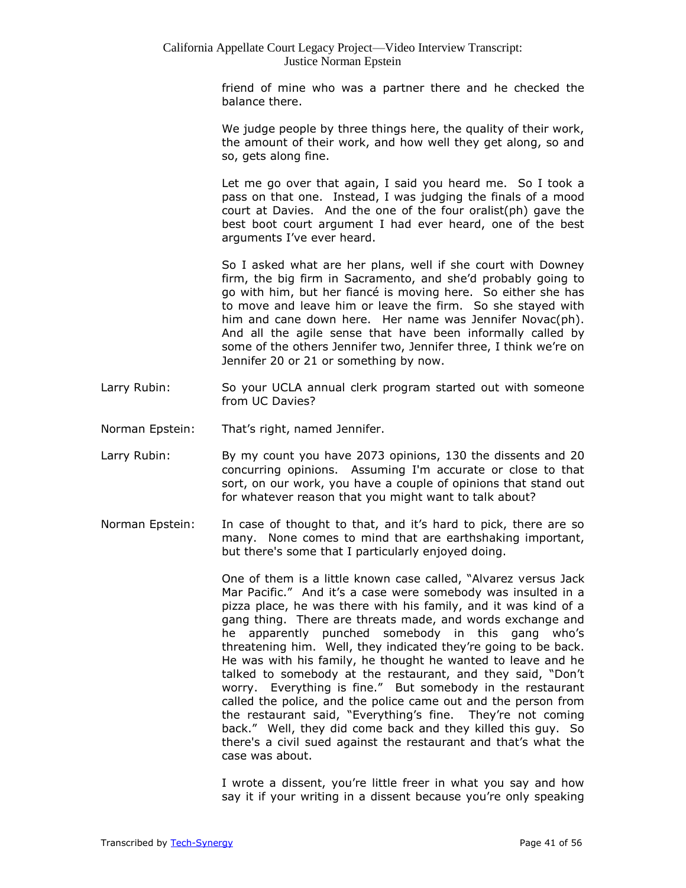friend of mine who was a partner there and he checked the balance there.

We judge people by three things here, the quality of their work, the amount of their work, and how well they get along, so and so, gets along fine.

Let me go over that again, I said you heard me. So I took a pass on that one. Instead, I was judging the finals of a mood court at Davies. And the one of the four oralist(ph) gave the best boot court argument I had ever heard, one of the best arguments I've ever heard.

So I asked what are her plans, well if she court with Downey firm, the big firm in Sacramento, and she'd probably going to go with him, but her fiancé is moving here. So either she has to move and leave him or leave the firm. So she stayed with him and cane down here. Her name was Jennifer Novac(ph). And all the agile sense that have been informally called by some of the others Jennifer two, Jennifer three, I think we're on Jennifer 20 or 21 or something by now.

Larry Rubin: So your UCLA annual clerk program started out with someone from UC Davies?

Norman Epstein: That's right, named Jennifer.

Larry Rubin: By my count you have 2073 opinions, 130 the dissents and 20 concurring opinions. Assuming I'm accurate or close to that sort, on our work, you have a couple of opinions that stand out for whatever reason that you might want to talk about?

Norman Epstein: In case of thought to that, and it's hard to pick, there are so many. None comes to mind that are earthshaking important, but there's some that I particularly enjoyed doing.

One of them is a little known case called, "Alvarez versus Jack Mar Pacific." And it's a case were somebody was insulted in a pizza place, he was there with his family, and it was kind of a gang thing. There are threats made, and words exchange and he apparently punched somebody in this gang who's threatening him. Well, they indicated they're going to be back. He was with his family, he thought he wanted to leave and he talked to somebody at the restaurant, and they said, "Don't worry. Everything is fine." But somebody in the restaurant called the police, and the police came out and the person from the restaurant said, "Everything's fine. They're not coming back." Well, they did come back and they killed this guy. So there's a civil sued against the restaurant and that's what the case was about.

I wrote a dissent, you're little freer in what you say and how say it if your writing in a dissent because you're only speaking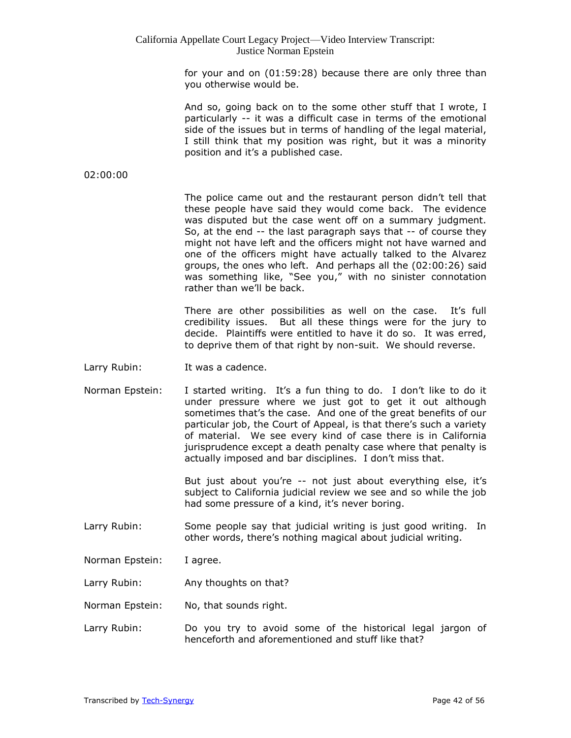for your and on (01:59:28) because there are only three than you otherwise would be.

And so, going back on to the some other stuff that I wrote, I particularly -- it was a difficult case in terms of the emotional side of the issues but in terms of handling of the legal material, I still think that my position was right, but it was a minority position and it's a published case.

02:00:00

The police came out and the restaurant person didn't tell that these people have said they would come back. The evidence was disputed but the case went off on a summary judgment. So, at the end -- the last paragraph says that -- of course they might not have left and the officers might not have warned and one of the officers might have actually talked to the Alvarez groups, the ones who left. And perhaps all the (02:00:26) said was something like, "See you," with no sinister connotation rather than we'll be back.

There are other possibilities as well on the case. It's full credibility issues. But all these things were for the jury to decide. Plaintiffs were entitled to have it do so. It was erred, to deprive them of that right by non-suit. We should reverse.

Larry Rubin: It was a cadence.

Norman Epstein: I started writing. It's a fun thing to do. I don't like to do it under pressure where we just got to get it out although sometimes that's the case. And one of the great benefits of our particular job, the Court of Appeal, is that there's such a variety of material. We see every kind of case there is in California jurisprudence except a death penalty case where that penalty is actually imposed and bar disciplines. I don't miss that.

But just about you're -- not just about everything else, it's subject to California judicial review we see and so while the job had some pressure of a kind, it's never boring.

Larry Rubin: Some people say that judicial writing is just good writing. In other words, there's nothing magical about judicial writing.

Norman Epstein: I agree.

Larry Rubin: Any thoughts on that?

Norman Epstein: No, that sounds right.

Larry Rubin: Do you try to avoid some of the historical legal jargon of henceforth and aforementioned and stuff like that?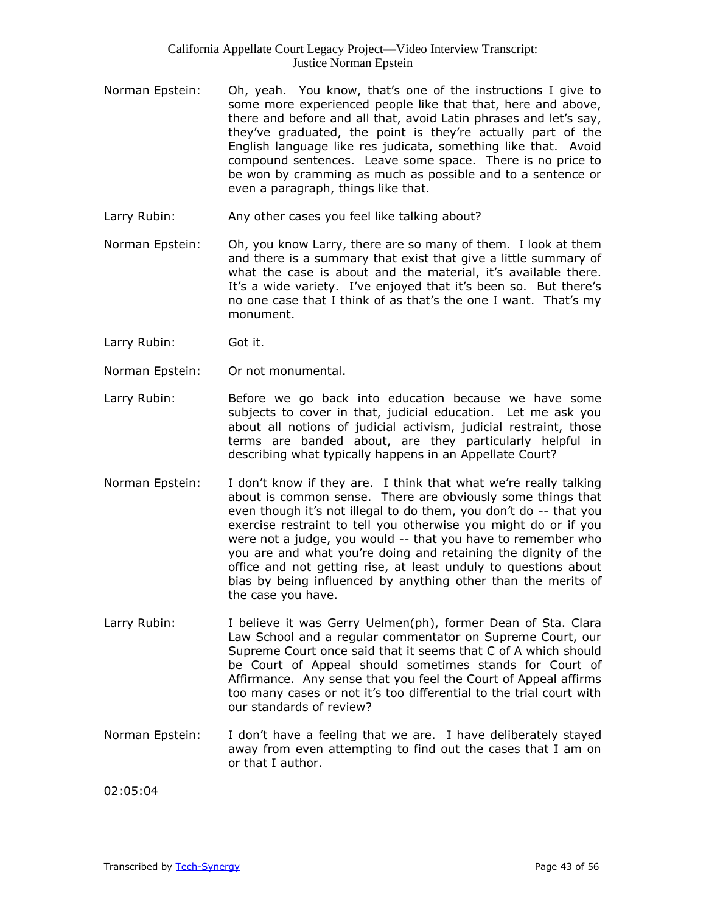Norman Epstein: Oh, yeah. You know, that's one of the instructions I give to some more experienced people like that that, here and above, there and before and all that, avoid Latin phrases and let's say, they've graduated, the point is they're actually part of the English language like res judicata, something like that. Avoid compound sentences. Leave some space. There is no price to be won by cramming as much as possible and to a sentence or even a paragraph, things like that.

Larry Rubin: Any other cases you feel like talking about?

Norman Epstein: Oh, you know Larry, there are so many of them. I look at them and there is a summary that exist that give a little summary of what the case is about and the material, it's available there. It's a wide variety. I've enjoyed that it's been so. But there's no one case that I think of as that's the one I want. That's my monument.

Larry Rubin: Got it.

Norman Epstein: Or not monumental.

Larry Rubin: Before we go back into education because we have some subjects to cover in that, judicial education. Let me ask you about all notions of judicial activism, judicial restraint, those terms are banded about, are they particularly helpful in describing what typically happens in an Appellate Court?

Norman Epstein: I don't know if they are. I think that what we're really talking about is common sense. There are obviously some things that even though it's not illegal to do them, you don't do -- that you exercise restraint to tell you otherwise you might do or if you were not a judge, you would -- that you have to remember who you are and what you're doing and retaining the dignity of the office and not getting rise, at least unduly to questions about bias by being influenced by anything other than the merits of the case you have.

Larry Rubin: I believe it was Gerry Uelmen(ph), former Dean of Sta. Clara Law School and a regular commentator on Supreme Court, our Supreme Court once said that it seems that C of A which should be Court of Appeal should sometimes stands for Court of Affirmance. Any sense that you feel the Court of Appeal affirms too many cases or not it's too differential to the trial court with our standards of review?

Norman Epstein: I don't have a feeling that we are. I have deliberately stayed away from even attempting to find out the cases that I am on or that I author.

02:05:04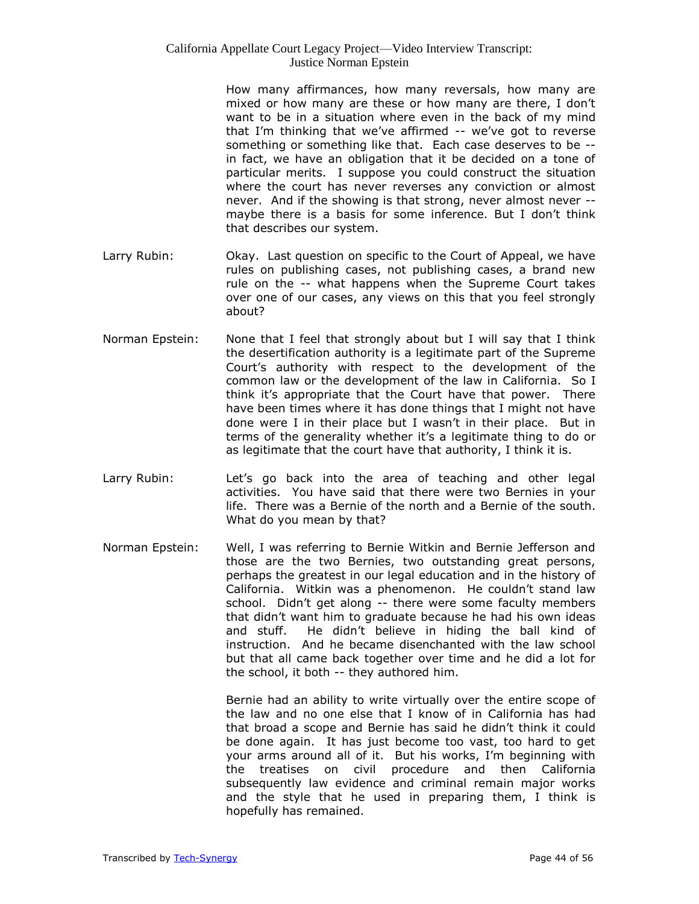How many affirmances, how many reversals, how many are mixed or how many are these or how many are there, I don't want to be in a situation where even in the back of my mind that I'm thinking that we've affirmed -- we've got to reverse something or something like that. Each case deserves to be -- in fact, we have an obligation that it be decided on a tone of particular merits. I suppose you could construct the situation where the court has never reverses any conviction or almost never. And if the showing is that strong, never almost never -- maybe there is a basis for some inference. But I don't think that describes our system.

Larry Rubin: Okay. Last question on specific to the Court of Appeal, we have rules on publishing cases, not publishing cases, a brand new rule on the -- what happens when the Supreme Court takes over one of our cases, any views on this that you feel strongly about?

Norman Epstein: None that I feel that strongly about but I will say that I think the desertification authority is a legitimate part of the Supreme Court's authority with respect to the development of the common law or the development of the law in California. So I think it's appropriate that the Court have that power. There have been times where it has done things that I might not have done were I in their place but I wasn't in their place. But in terms of the generality whether it's a legitimate thing to do or as legitimate that the court have that authority, I think it is.

Larry Rubin: Let's go back into the area of teaching and other legal activities. You have said that there were two Bernies in your life. There was a Bernie of the north and a Bernie of the south. What do you mean by that?

Norman Epstein: Well, I was referring to Bernie Witkin and Bernie Jefferson and those are the two Bernies, two outstanding great persons, perhaps the greatest in our legal education and in the history of California. Witkin was a phenomenon. He couldn't stand law school. Didn't get along -- there were some faculty members that didn't want him to graduate because he had his own ideas and stuff. He didn't believe in hiding the ball kind of instruction. And he became disenchanted with the law school but that all came back together over time and he did a lot for the school, it both -- they authored him.

Bernie had an ability to write virtually over the entire scope of the law and no one else that I know of in California has had that broad a scope and Bernie has said he didn't think it could be done again. It has just become too vast, too hard to get your arms around all of it. But his works, I'm beginning with the treatises on civil procedure and then California subsequently law evidence and criminal remain major works and the style that he used in preparing them, I think is hopefully has remained.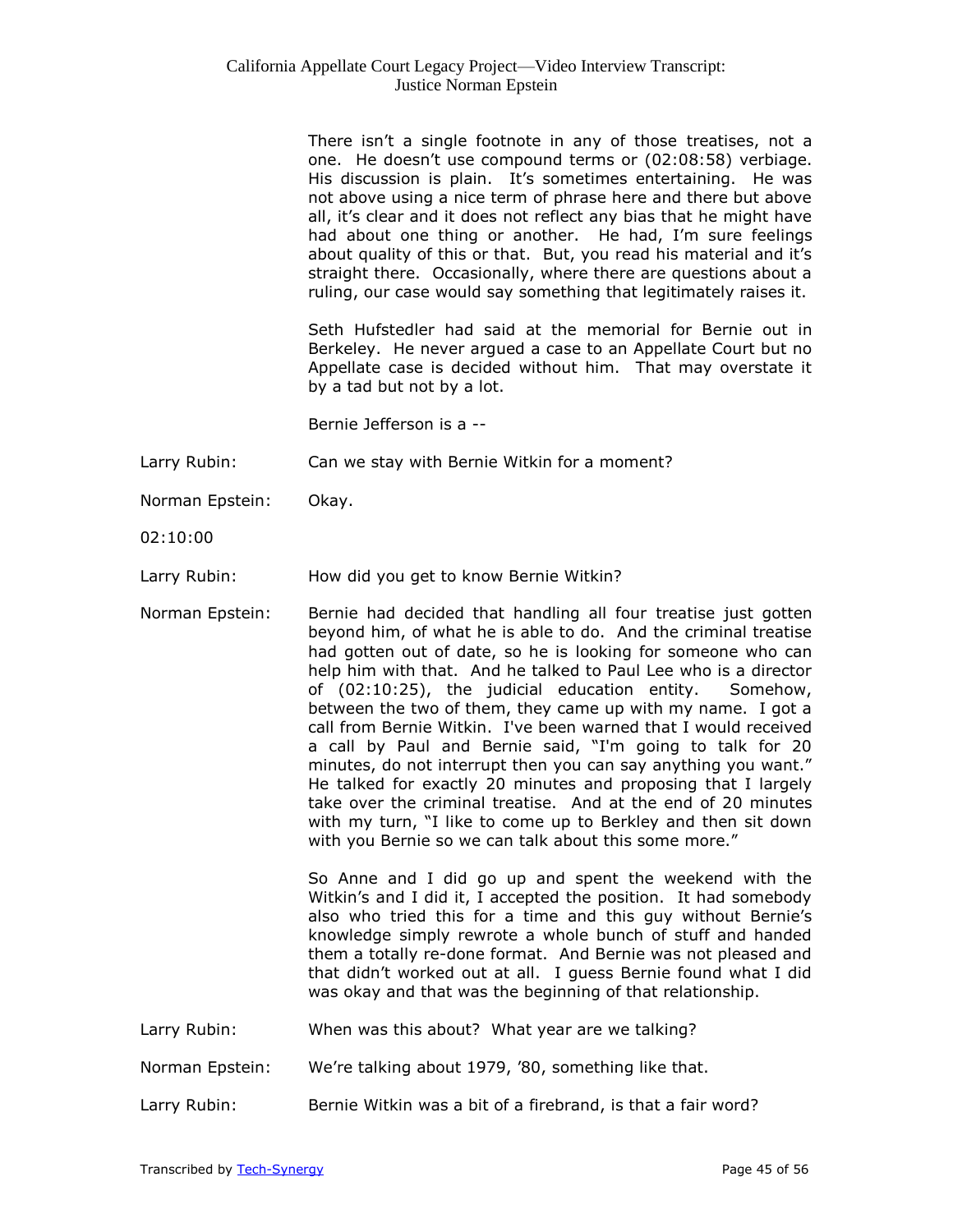There isn't a single footnote in any of those treatises, not a one. He doesn't use compound terms or (02:08:58) verbiage. His discussion is plain. It's sometimes entertaining. He was not above using a nice term of phrase here and there but above all, it's clear and it does not reflect any bias that he might have had about one thing or another. He had, I'm sure feelings about quality of this or that. But, you read his material and it's straight there. Occasionally, where there are questions about a ruling, our case would say something that legitimately raises it.

Seth Hufstedler had said at the memorial for Bernie out in Berkeley. He never argued a case to an Appellate Court but no Appellate case is decided without him. That may overstate it by a tad but not by a lot.

Bernie Jefferson is a --

Larry Rubin: Can we stay with Bernie Witkin for a moment?

Norman Epstein: Okay.

02:10:00

Larry Rubin: How did you get to know Bernie Witkin?

Norman Epstein: Bernie had decided that handling all four treatise just gotten beyond him, of what he is able to do. And the criminal treatise had gotten out of date, so he is looking for someone who can help him with that. And he talked to Paul Lee who is a director of (02:10:25), the judicial education entity. Somehow, between the two of them, they came up with my name. I got a call from Bernie Witkin. I've been warned that I would received a call by Paul and Bernie said, "I'm going to talk for 20 minutes, do not interrupt then you can say anything you want." He talked for exactly 20 minutes and proposing that I largely take over the criminal treatise. And at the end of 20 minutes with my turn, "I like to come up to Berkley and then sit down with you Bernie so we can talk about this some more."

So Anne and I did go up and spent the weekend with the Witkin's and I did it, I accepted the position. It had somebody also who tried this for a time and this guy without Bernie's knowledge simply rewrote a whole bunch of stuff and handed them a totally re-done format. And Bernie was not pleased and that didn't worked out at all. I guess Bernie found what I did was okay and that was the beginning of that relationship.

Larry Rubin: When was this about? What year are we talking?

Norman Epstein: We're talking about 1979, '80, something like that.

Larry Rubin: Bernie Witkin was a bit of a firebrand, is that a fair word?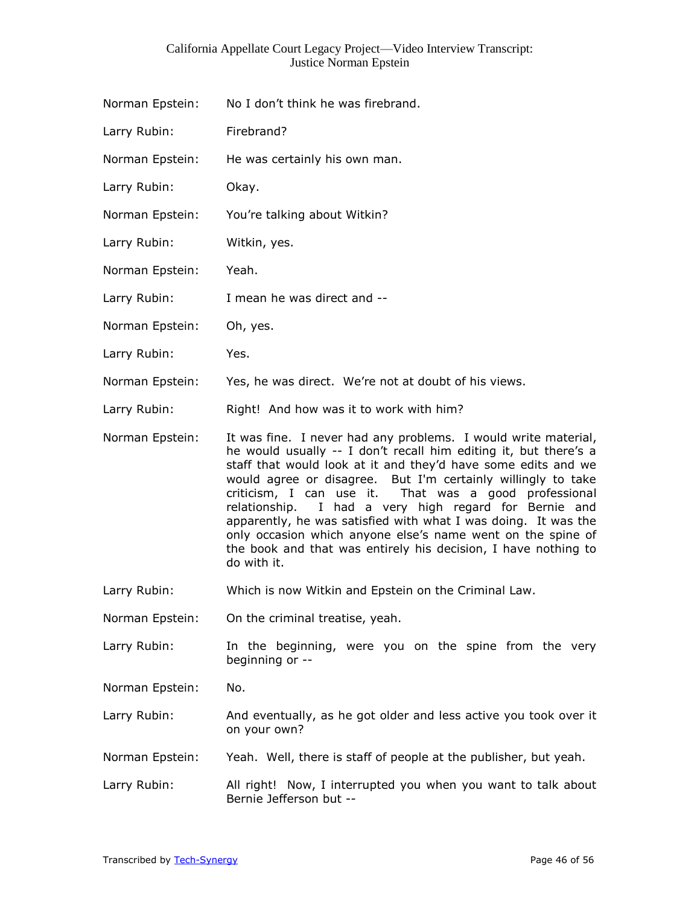Norman Epstein: No I don't think he was firebrand.

Larry Rubin: Firebrand?

Norman Epstein: He was certainly his own man.

Larry Rubin: Okay.

Norman Epstein: You're talking about Witkin?

Larry Rubin: Witkin, yes.

Norman Epstein: Yeah.

Larry Rubin: I mean he was direct and --

Norman Epstein: Oh, yes.

Larry Rubin: Yes.

Norman Epstein: Yes, he was direct. We're not at doubt of his views.

Larry Rubin: Right! And how was it to work with him?

Norman Epstein: It was fine. I never had any problems. I would write material, he would usually -- I don't recall him editing it, but there's a staff that would look at it and they'd have some edits and we would agree or disagree. But I'm certainly willingly to take criticism, I can use it. That was a good professional relationship. I had a very high regard for Bernie and apparently, he was satisfied with what I was doing. It was the only occasion which anyone else's name went on the spine of the book and that was entirely his decision, I have nothing to do with it.

Larry Rubin: Which is now Witkin and Epstein on the Criminal Law.

Norman Epstein: On the criminal treatise, yeah.

Larry Rubin: In the beginning, were you on the spine from the very beginning or --

Norman Epstein: No.

Larry Rubin: And eventually, as he got older and less active you took over it on your own?

Norman Epstein: Yeah. Well, there is staff of people at the publisher, but yeah.

Larry Rubin: All right! Now, I interrupted you when you want to talk about Bernie Jefferson but --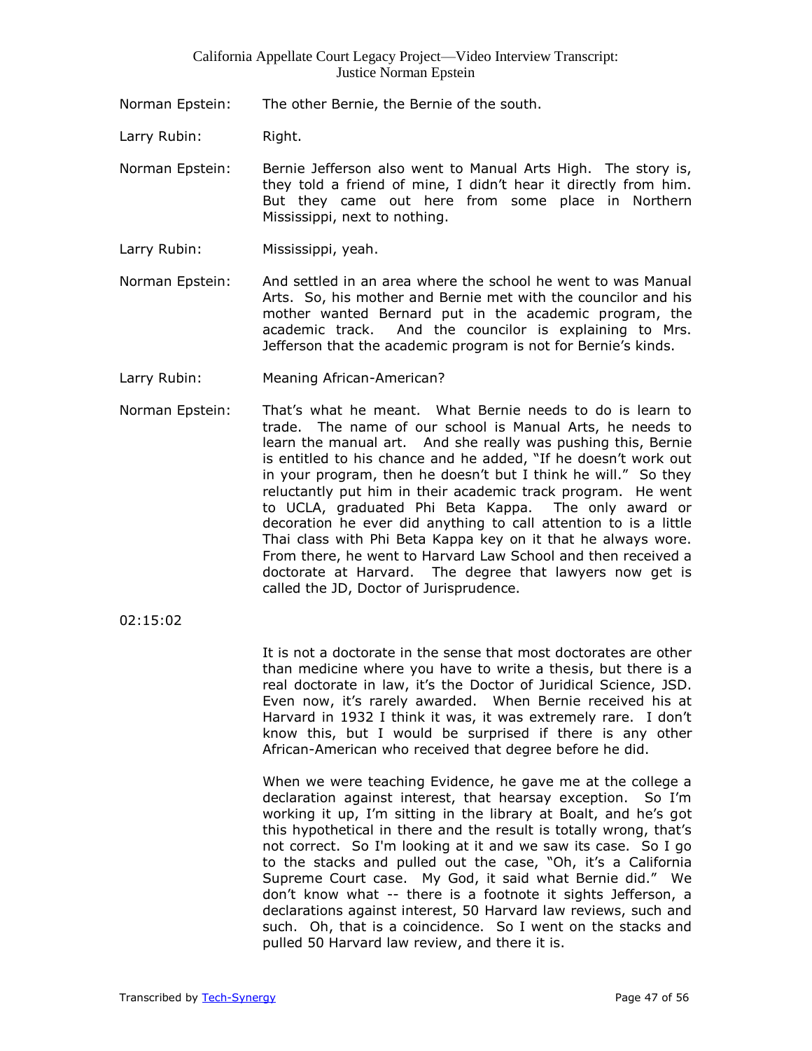Norman Epstein: The other Bernie, the Bernie of the south.

Larry Rubin: Right.

Norman Epstein: Bernie Jefferson also went to Manual Arts High. The story is, they told a friend of mine, I didn't hear it directly from him. But they came out here from some place in Northern Mississippi, next to nothing.

Larry Rubin: Mississippi, yeah.

Norman Epstein: And settled in an area where the school he went to was Manual Arts. So, his mother and Bernie met with the councilor and his mother wanted Bernard put in the academic program, the academic track. And the councilor is explaining to Mrs. Jefferson that the academic program is not for Bernie's kinds.

Larry Rubin: Meaning African-American?

Norman Epstein: That's what he meant. What Bernie needs to do is learn to trade. The name of our school is Manual Arts, he needs to learn the manual art. And she really was pushing this, Bernie is entitled to his chance and he added, "If he doesn't work out in your program, then he doesn't but I think he will." So they reluctantly put him in their academic track program. He went to UCLA, graduated Phi Beta Kappa. The only award or decoration he ever did anything to call attention to is a little Thai class with Phi Beta Kappa key on it that he always wore. From there, he went to Harvard Law School and then received a doctorate at Harvard. The degree that lawyers now get is called the JD, Doctor of Jurisprudence.

02:15:02

It is not a doctorate in the sense that most doctorates are other than medicine where you have to write a thesis, but there is a real doctorate in law, it's the Doctor of Juridical Science, JSD. Even now, it's rarely awarded. When Bernie received his at Harvard in 1932 I think it was, it was extremely rare. I don't know this, but I would be surprised if there is any other African-American who received that degree before he did.

When we were teaching Evidence, he gave me at the college a declaration against interest, that hearsay exception. So I'm working it up, I'm sitting in the library at Boalt, and he's got this hypothetical in there and the result is totally wrong, that's not correct. So I'm looking at it and we saw its case. So I go to the stacks and pulled out the case, "Oh, it's a California Supreme Court case. My God, it said what Bernie did." We don't know what -- there is a footnote it sights Jefferson, a declarations against interest, 50 Harvard law reviews, such and such. Oh, that is a coincidence. So I went on the stacks and pulled 50 Harvard law review, and there it is.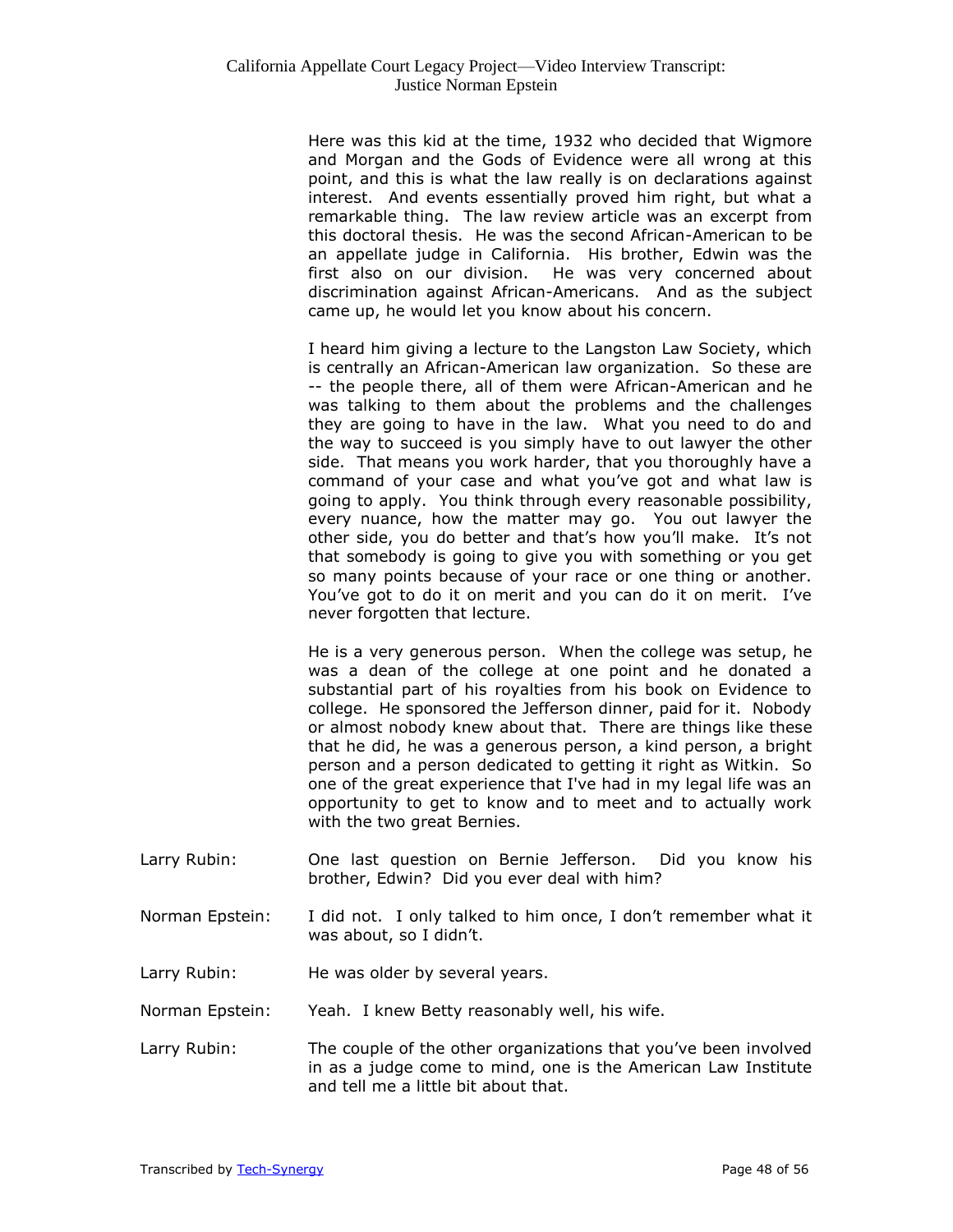Here was this kid at the time, 1932 who decided that Wigmore and Morgan and the Gods of Evidence were all wrong at this point, and this is what the law really is on declarations against interest. And events essentially proved him right, but what a remarkable thing. The law review article was an excerpt from this doctoral thesis. He was the second African-American to be an appellate judge in California. His brother, Edwin was the first also on our division. He was very concerned about discrimination against African-Americans. And as the subject came up, he would let you know about his concern.

I heard him giving a lecture to the Langston Law Society, which is centrally an African-American law organization. So these are -- the people there, all of them were African-American and he was talking to them about the problems and the challenges they are going to have in the law. What you need to do and the way to succeed is you simply have to out lawyer the other side. That means you work harder, that you thoroughly have a command of your case and what you've got and what law is going to apply. You think through every reasonable possibility, every nuance, how the matter may go. You out lawyer the other side, you do better and that's how you'll make. It's not that somebody is going to give you with something or you get so many points because of your race or one thing or another. You've got to do it on merit and you can do it on merit. I've never forgotten that lecture.

He is a very generous person. When the college was setup, he was a dean of the college at one point and he donated a substantial part of his royalties from his book on Evidence to college. He sponsored the Jefferson dinner, paid for it. Nobody or almost nobody knew about that. There are things like these that he did, he was a generous person, a kind person, a bright person and a person dedicated to getting it right as Witkin. So one of the great experience that I've had in my legal life was an opportunity to get to know and to meet and to actually work with the two great Bernies.

Larry Rubin: One last question on Bernie Jefferson. Did you know his brother, Edwin? Did you ever deal with him?

Norman Epstein: I did not. I only talked to him once, I don't remember what it was about, so I didn't.

Larry Rubin: He was older by several years.

Norman Epstein: Yeah. I knew Betty reasonably well, his wife.

Larry Rubin: The couple of the other organizations that you've been involved in as a judge come to mind, one is the American Law Institute and tell me a little bit about that.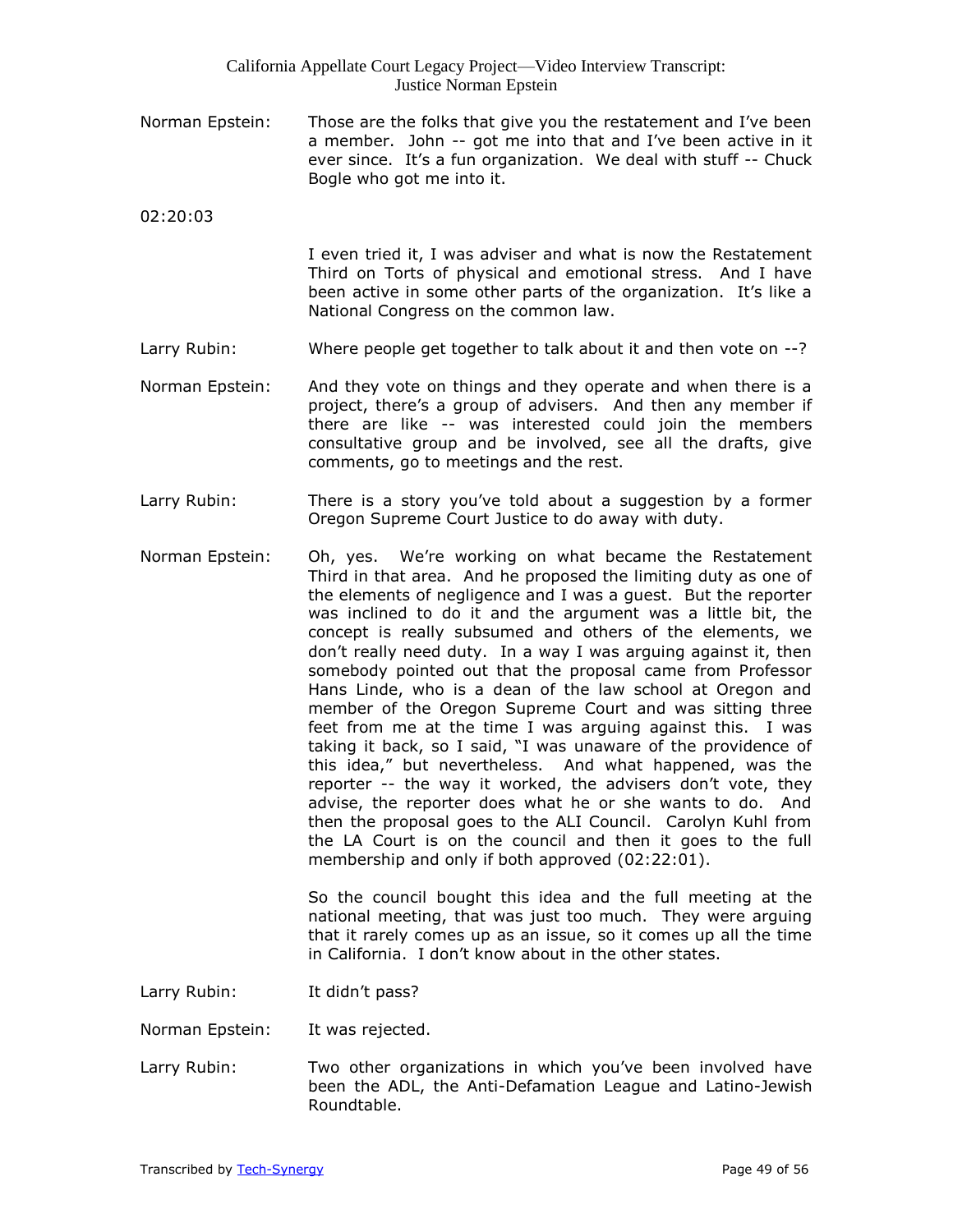Norman Epstein: Those are the folks that give you the restatement and I've been a member. John -- got me into that and I've been active in it ever since. It's a fun organization. We deal with stuff -- Chuck Bogle who got me into it.

02:20:03

I even tried it, I was adviser and what is now the Restatement Third on Torts of physical and emotional stress. And I have been active in some other parts of the organization. It's like a National Congress on the common law.

Larry Rubin: Where people get together to talk about it and then vote on --?

Norman Epstein: And they vote on things and they operate and when there is a project, there's a group of advisers. And then any member if there are like -- was interested could join the members consultative group and be involved, see all the drafts, give comments, go to meetings and the rest.

Larry Rubin: There is a story you've told about a suggestion by a former Oregon Supreme Court Justice to do away with duty.

Norman Epstein: Oh, yes. We're working on what became the Restatement Third in that area. And he proposed the limiting duty as one of the elements of negligence and I was a guest. But the reporter was inclined to do it and the argument was a little bit, the concept is really subsumed and others of the elements, we don't really need duty. In a way I was arguing against it, then somebody pointed out that the proposal came from Professor Hans Linde, who is a dean of the law school at Oregon and member of the Oregon Supreme Court and was sitting three feet from me at the time I was arguing against this. I was taking it back, so I said, "I was unaware of the providence of this idea," but nevertheless. And what happened, was the reporter -- the way it worked, the advisers don't vote, they advise, the reporter does what he or she wants to do. And then the proposal goes to the ALI Council. Carolyn Kuhl from the LA Court is on the council and then it goes to the full membership and only if both approved (02:22:01).

So the council bought this idea and the full meeting at the national meeting, that was just too much. They were arguing that it rarely comes up as an issue, so it comes up all the time in California. I don't know about in the other states.

Larry Rubin: It didn't pass?

Norman Epstein: It was rejected.

Larry Rubin: Two other organizations in which you've been involved have been the ADL, the Anti-Defamation League and Latino-Jewish Roundtable.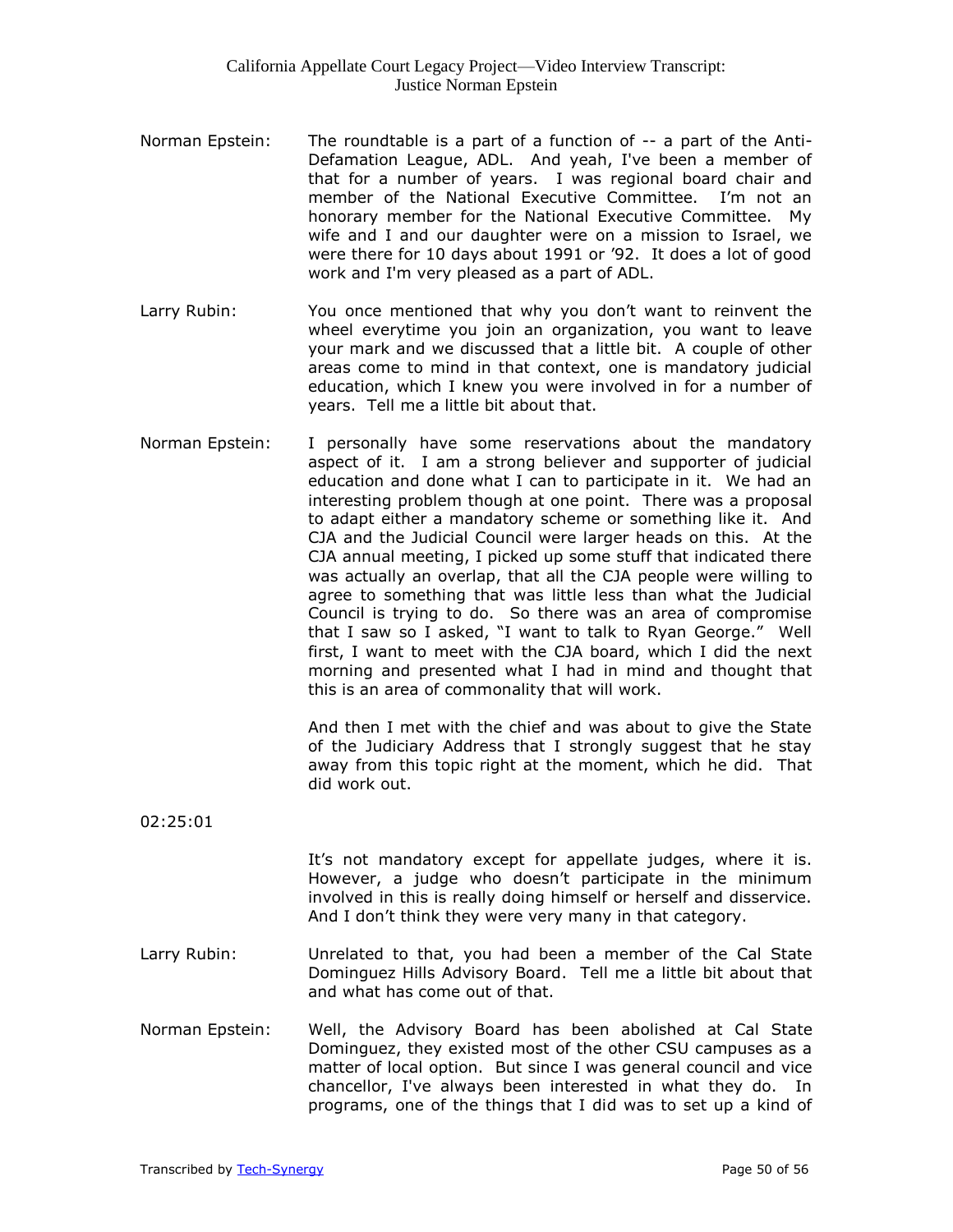Norman Epstein: The roundtable is a part of a function of -- a part of the Anti-Defamation League, ADL. And yeah, I've been a member of that for a number of years. I was regional board chair and member of the National Executive Committee. I'm not an honorary member for the National Executive Committee. My wife and I and our daughter were on a mission to Israel, we were there for 10 days about 1991 or '92. It does a lot of good work and I'm very pleased as a part of ADL.

Larry Rubin: You once mentioned that why you don't want to reinvent the wheel everytime you join an organization, you want to leave your mark and we discussed that a little bit. A couple of other areas come to mind in that context, one is mandatory judicial education, which I knew you were involved in for a number of years. Tell me a little bit about that.

Norman Epstein: I personally have some reservations about the mandatory aspect of it. I am a strong believer and supporter of judicial education and done what I can to participate in it. We had an interesting problem though at one point. There was a proposal to adapt either a mandatory scheme or something like it. And CJA and the Judicial Council were larger heads on this. At the CJA annual meeting, I picked up some stuff that indicated there was actually an overlap, that all the CJA people were willing to agree to something that was little less than what the Judicial Council is trying to do. So there was an area of compromise that I saw so I asked, "I want to talk to Ryan George." Well first, I want to meet with the CJA board, which I did the next morning and presented what I had in mind and thought that this is an area of commonality that will work.

And then I met with the chief and was about to give the State of the Judiciary Address that I strongly suggest that he stay away from this topic right at the moment, which he did. That did work out.

02:25:01

It's not mandatory except for appellate judges, where it is. However, a judge who doesn't participate in the minimum involved in this is really doing himself or herself and disservice. And I don't think they were very many in that category.

Larry Rubin: Unrelated to that, you had been a member of the Cal State Dominguez Hills Advisory Board. Tell me a little bit about that and what has come out of that.

Norman Epstein: Well, the Advisory Board has been abolished at Cal State Dominguez, they existed most of the other CSU campuses as a matter of local option. But since I was general council and vice chancellor, I've always been interested in what they do. In programs, one of the things that I did was to set up a kind of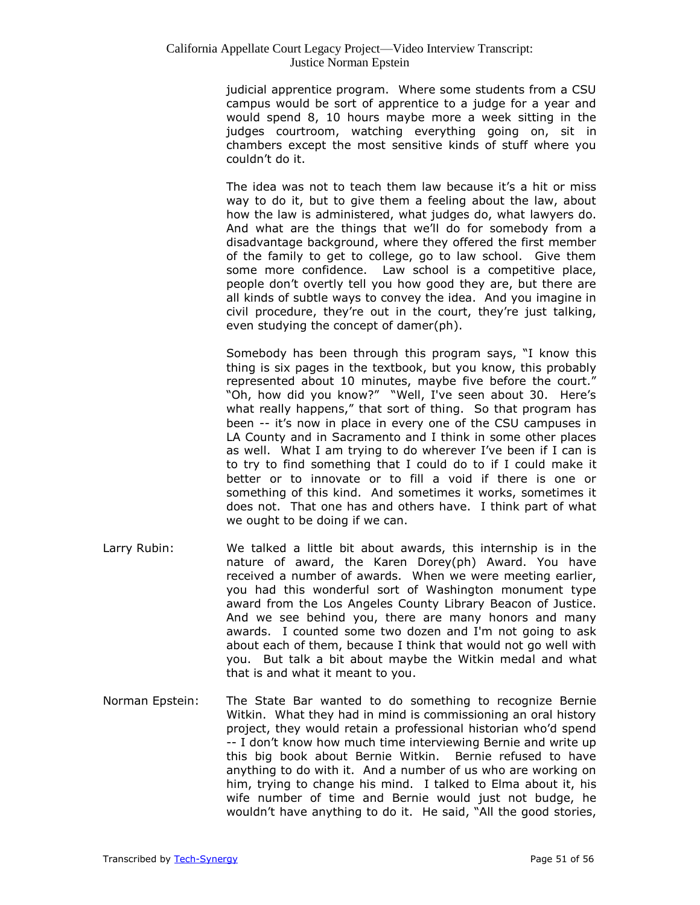judicial apprentice program. Where some students from a CSU campus would be sort of apprentice to a judge for a year and would spend 8, 10 hours maybe more a week sitting in the judges courtroom, watching everything going on, sit in chambers except the most sensitive kinds of stuff where you couldn't do it.

The idea was not to teach them law because it's a hit or miss way to do it, but to give them a feeling about the law, about how the law is administered, what judges do, what lawyers do. And what are the things that we'll do for somebody from a disadvantage background, where they offered the first member of the family to get to college, go to law school. Give them some more confidence. Law school is a competitive place, people don't overtly tell you how good they are, but there are all kinds of subtle ways to convey the idea. And you imagine in civil procedure, they're out in the court, they're just talking, even studying the concept of damer(ph).

Somebody has been through this program says, "I know this thing is six pages in the textbook, but you know, this probably represented about 10 minutes, maybe five before the court." "Oh, how did you know?" "Well, I've seen about 30. Here's what really happens," that sort of thing. So that program has been -- it's now in place in every one of the CSU campuses in LA County and in Sacramento and I think in some other places as well. What I am trying to do wherever I've been if I can is to try to find something that I could do to if I could make it better or to innovate or to fill a void if there is one or something of this kind. And sometimes it works, sometimes it does not. That one has and others have. I think part of what we ought to be doing if we can.

Larry Rubin: We talked a little bit about awards, this internship is in the nature of award, the Karen Dorey(ph) Award. You have received a number of awards. When we were meeting earlier, you had this wonderful sort of Washington monument type award from the Los Angeles County Library Beacon of Justice. And we see behind you, there are many honors and many awards. I counted some two dozen and I'm not going to ask about each of them, because I think that would not go well with you. But talk a bit about maybe the Witkin medal and what that is and what it meant to you.

Norman Epstein: The State Bar wanted to do something to recognize Bernie Witkin. What they had in mind is commissioning an oral history project, they would retain a professional historian who'd spend -- I don't know how much time interviewing Bernie and write up this big book about Bernie Witkin. Bernie refused to have anything to do with it. And a number of us who are working on him, trying to change his mind. I talked to Elma about it, his wife number of time and Bernie would just not budge, he wouldn't have anything to do it. He said, "All the good stories,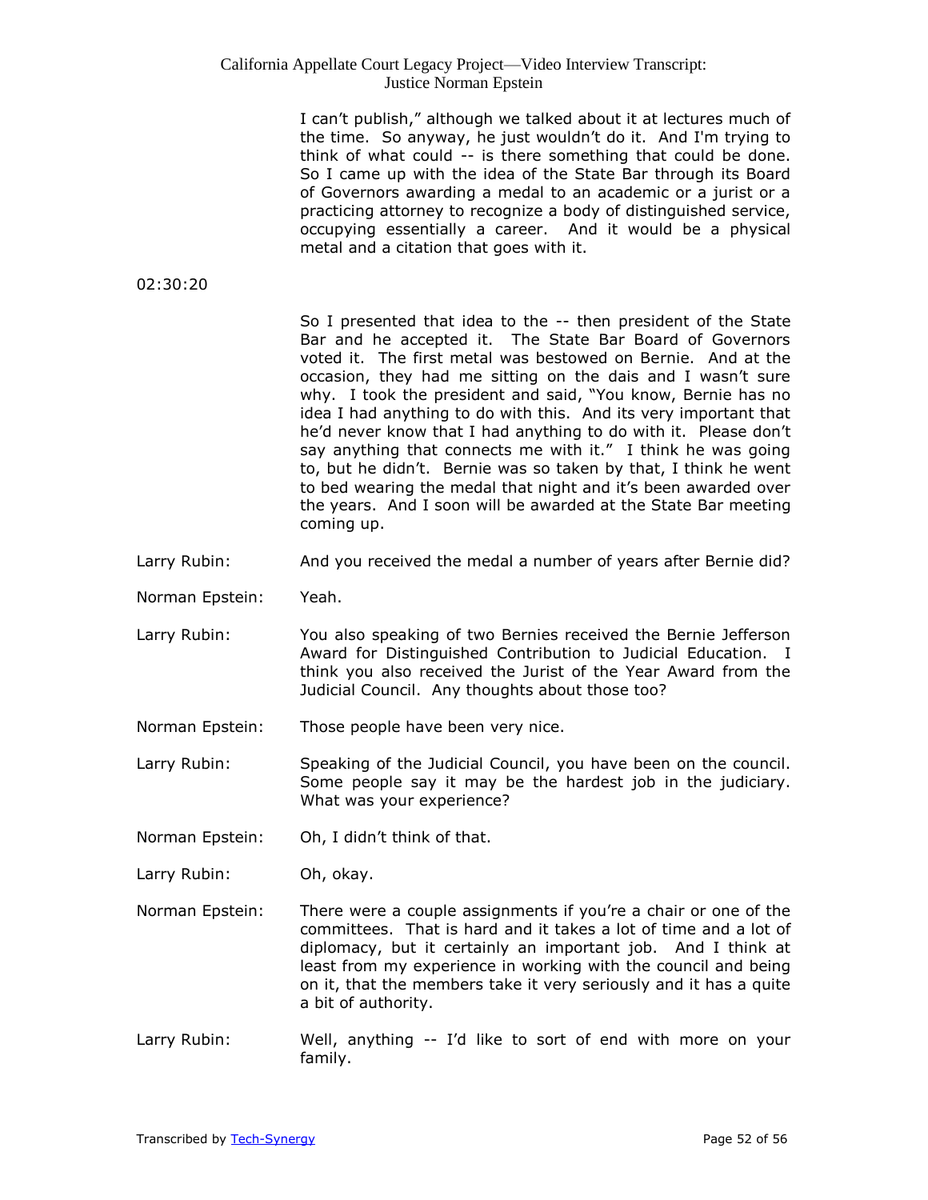I can't publish," although we talked about it at lectures much of the time. So anyway, he just wouldn't do it. And I'm trying to think of what could -- is there something that could be done. So I came up with the idea of the State Bar through its Board of Governors awarding a medal to an academic or a jurist or a practicing attorney to recognize a body of distinguished service, occupying essentially a career. And it would be a physical metal and a citation that goes with it.

02:30:20

So I presented that idea to the -- then president of the State Bar and he accepted it. The State Bar Board of Governors voted it. The first metal was bestowed on Bernie. And at the occasion, they had me sitting on the dais and I wasn't sure why. I took the president and said, "You know, Bernie has no idea I had anything to do with this. And its very important that he'd never know that I had anything to do with it. Please don't say anything that connects me with it." I think he was going to, but he didn't. Bernie was so taken by that, I think he went to bed wearing the medal that night and it's been awarded over the years. And I soon will be awarded at the State Bar meeting coming up.

Larry Rubin: And you received the medal a number of years after Bernie did?

Norman Epstein: Yeah.

Larry Rubin: You also speaking of two Bernies received the Bernie Jefferson Award for Distinguished Contribution to Judicial Education. I think you also received the Jurist of the Year Award from the Judicial Council. Any thoughts about those too?

Norman Epstein: Those people have been very nice.

Larry Rubin: Speaking of the Judicial Council, you have been on the council. Some people say it may be the hardest job in the judiciary. What was your experience?

Norman Epstein: Oh, I didn't think of that.

Larry Rubin: Oh, okay.

Norman Epstein: There were a couple assignments if you're a chair or one of the committees. That is hard and it takes a lot of time and a lot of diplomacy, but it certainly an important job. And I think at least from my experience in working with the council and being on it, that the members take it very seriously and it has a quite a bit of authority.

Larry Rubin: Well, anything -- I'd like to sort of end with more on your family.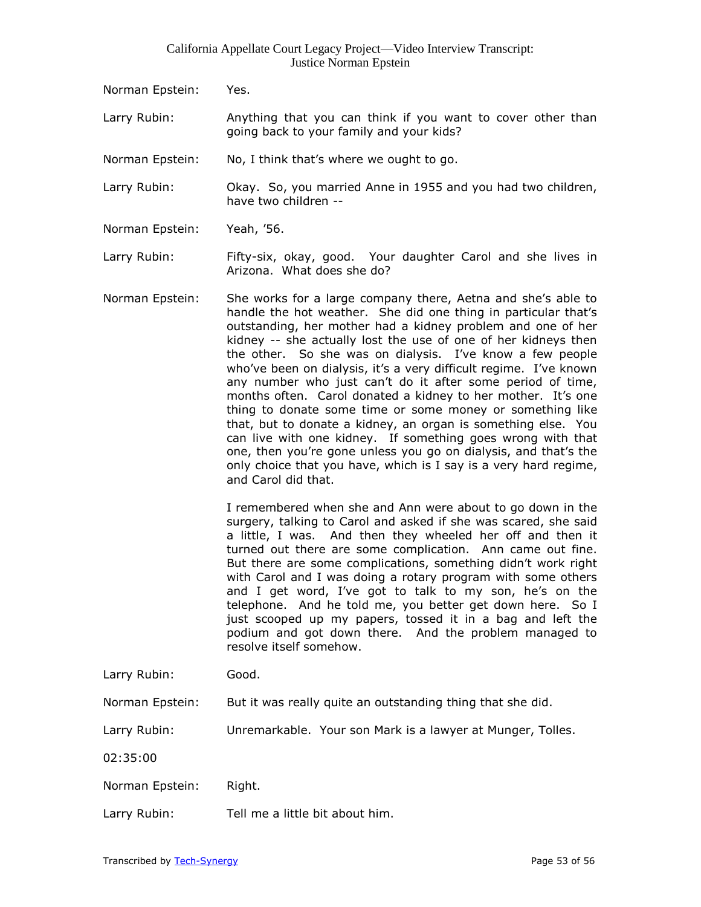Norman Epstein: Yes.

Larry Rubin: Anything that you can think if you want to cover other than going back to your family and your kids?

Norman Epstein: No, I think that's where we ought to go.

Larry Rubin: Okay. So, you married Anne in 1955 and you had two children, have two children --

Norman Epstein: Yeah, '56.

Larry Rubin: Fifty-six, okay, good. Your daughter Carol and she lives in Arizona. What does she do?

Norman Epstein: She works for a large company there, Aetna and she's able to handle the hot weather. She did one thing in particular that's outstanding, her mother had a kidney problem and one of her kidney -- she actually lost the use of one of her kidneys then the other. So she was on dialysis. I've know a few people who've been on dialysis, it's a very difficult regime. I've known any number who just can't do it after some period of time, months often. Carol donated a kidney to her mother. It's one thing to donate some time or some money or something like that, but to donate a kidney, an organ is something else. You can live with one kidney. If something goes wrong with that one, then you're gone unless you go on dialysis, and that's the only choice that you have, which is I say is a very hard regime, and Carol did that.

I remembered when she and Ann were about to go down in the surgery, talking to Carol and asked if she was scared, she said a little, I was. And then they wheeled her off and then it turned out there are some complication. Ann came out fine. But there are some complications, something didn't work right with Carol and I was doing a rotary program with some others and I get word, I've got to talk to my son, he's on the telephone. And he told me, you better get down here. So I just scooped up my papers, tossed it in a bag and left the podium and got down there. And the problem managed to resolve itself somehow.

Larry Rubin: Good.

Norman Epstein: But it was really quite an outstanding thing that she did.

Larry Rubin: Unremarkable. Your son Mark is a lawyer at Munger, Tolles.

02:35:00

Norman Epstein: Right.

Larry Rubin: Tell me a little bit about him.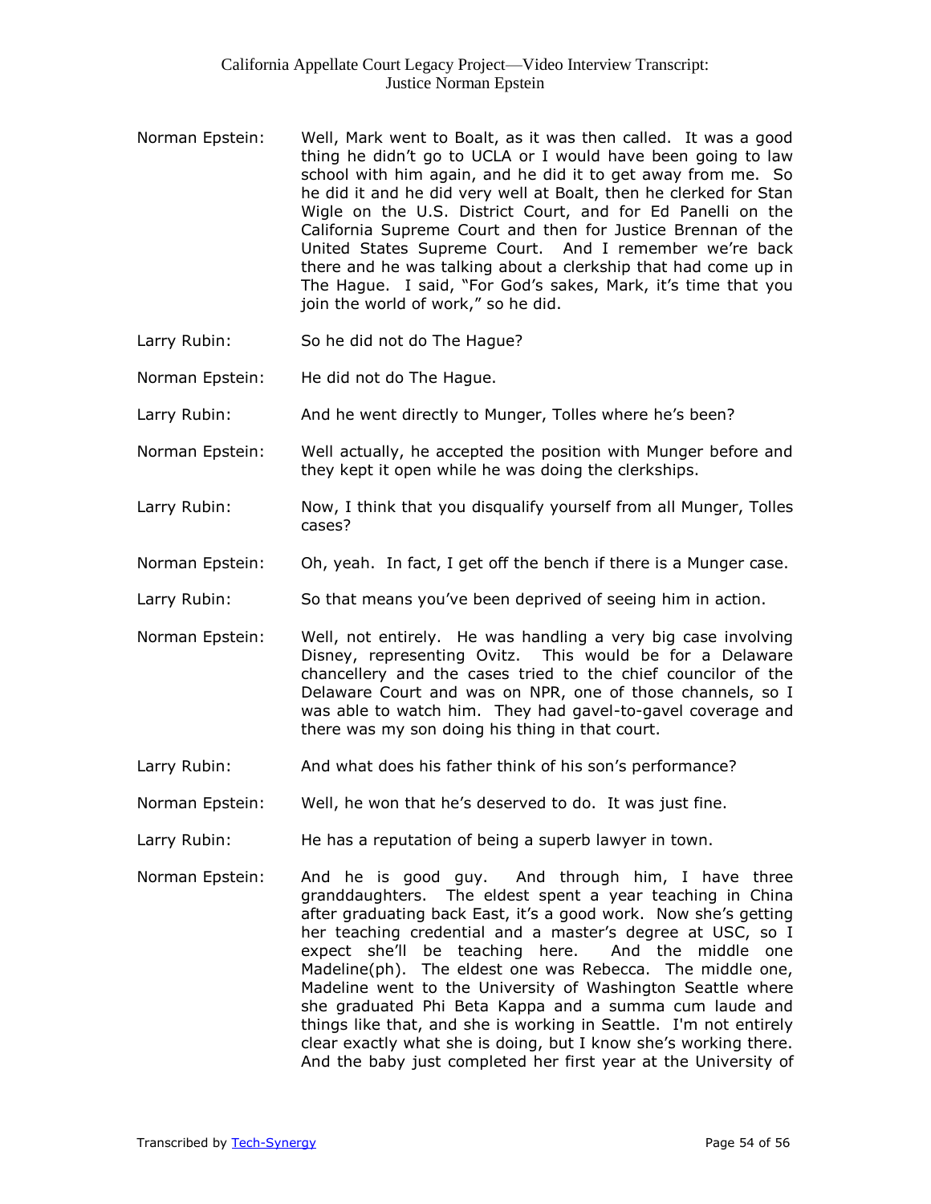Norman Epstein: Well, Mark went to Boalt, as it was then called. It was a good thing he didn't go to UCLA or I would have been going to law school with him again, and he did it to get away from me. So he did it and he did very well at Boalt, then he clerked for Stan Wigle on the U.S. District Court, and for Ed Panelli on the California Supreme Court and then for Justice Brennan of the United States Supreme Court. And I remember we're back there and he was talking about a clerkship that had come up in The Hague. I said, "For God's sakes, Mark, it's time that you join the world of work," so he did.

Larry Rubin: So he did not do The Hague?

Norman Epstein: He did not do The Hague.

Larry Rubin: And he went directly to Munger, Tolles where he's been?

Norman Epstein: Well actually, he accepted the position with Munger before and they kept it open while he was doing the clerkships.

Larry Rubin: Now, I think that you disqualify yourself from all Munger, Tolles cases?

Norman Epstein: Oh, yeah. In fact, I get off the bench if there is a Munger case.

Larry Rubin: So that means you've been deprived of seeing him in action.

Norman Epstein: Well, not entirely. He was handling a very big case involving Disney, representing Ovitz. This would be for a Delaware chancellery and the cases tried to the chief councilor of the Delaware Court and was on NPR, one of those channels, so I was able to watch him. They had gavel-to-gavel coverage and there was my son doing his thing in that court.

Larry Rubin: And what does his father think of his son's performance?

Norman Epstein: Well, he won that he's deserved to do. It was just fine.

Larry Rubin: He has a reputation of being a superb lawyer in town.

Norman Epstein: And he is good guy. And through him, I have three granddaughters. The eldest spent a year teaching in China after graduating back East, it's a good work. Now she's getting her teaching credential and a master's degree at USC, so I expect she'll be teaching here. And the middle one Madeline(ph). The eldest one was Rebecca. The middle one, Madeline went to the University of Washington Seattle where she graduated Phi Beta Kappa and a summa cum laude and things like that, and she is working in Seattle. I'm not entirely clear exactly what she is doing, but I know she's working there. And the baby just completed her first year at the University of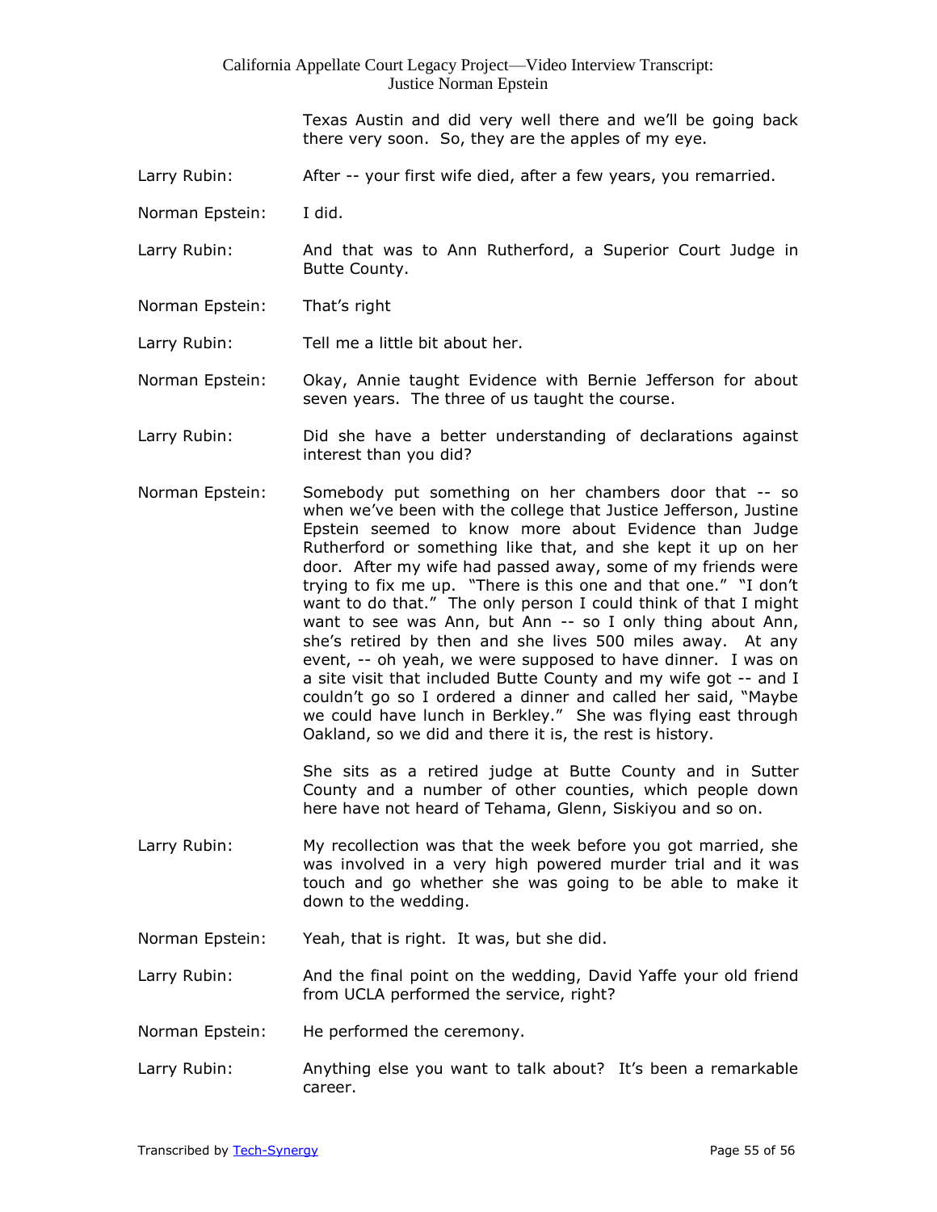Texas Austin and did very well there and we'll be going back there very soon. So, they are the apples of my eye.

Larry Rubin: After -- your first wife died, after a few years, you remarried.

Norman Epstein: I did.

Larry Rubin: And that was to Ann Rutherford, a Superior Court Judge in Butte County.

Norman Epstein: That's right

Larry Rubin: Tell me a little bit about her.

Norman Epstein: Okay, Annie taught Evidence with Bernie Jefferson for about seven years. The three of us taught the course.

Larry Rubin: Did she have a better understanding of declarations against interest than you did?

Norman Epstein: Somebody put something on her chambers door that -- so when we've been with the college that Justice Jefferson, Justine Epstein seemed to know more about Evidence than Judge Rutherford or something like that, and she kept it up on her door. After my wife had passed away, some of my friends were trying to fix me up. "There is this one and that one." "I don't want to do that." The only person I could think of that I might want to see was Ann, but Ann -- so I only thing about Ann, she's retired by then and she lives 500 miles away. At any event, -- oh yeah, we were supposed to have dinner. I was on a site visit that included Butte County and my wife got -- and I couldn't go so I ordered a dinner and called her said, "Maybe we could have lunch in Berkley." She was flying east through Oakland, so we did and there it is, the rest is history.

She sits as a retired judge at Butte County and in Sutter County and a number of other counties, which people down here have not heard of Tehama, Glenn, Siskiyou and so on.

Larry Rubin: My recollection was that the week before you got married, she was involved in a very high powered murder trial and it was touch and go whether she was going to be able to make it down to the wedding.

Norman Epstein: Yeah, that is right. It was, but she did.

Larry Rubin: And the final point on the wedding, David Yaffe your old friend from UCLA performed the service, right?

Norman Epstein: He performed the ceremony.

Larry Rubin: Anything else you want to talk about? It's been a remarkable career.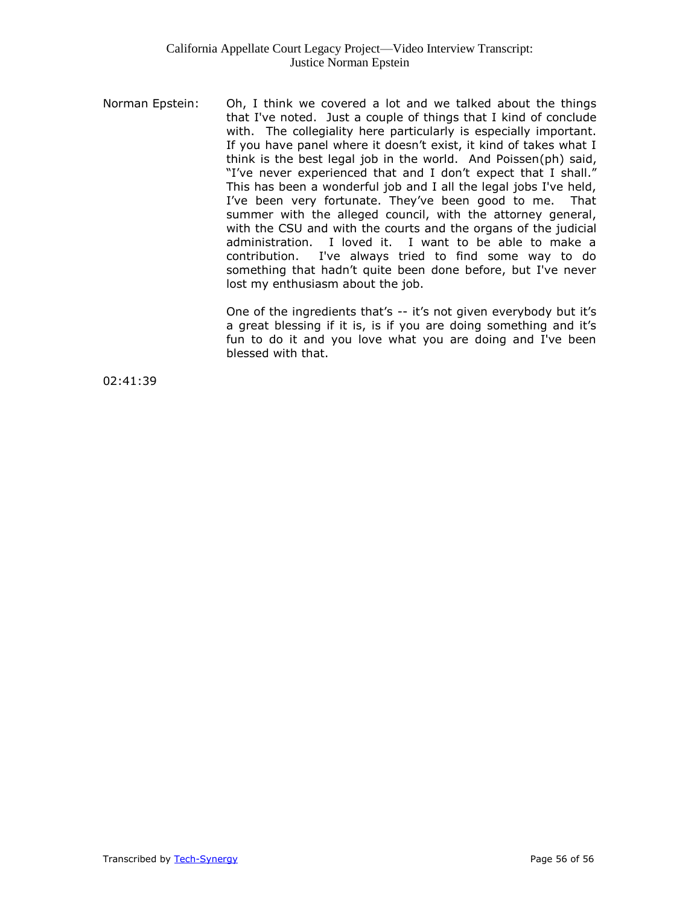Norman Epstein: Oh, I think we covered a lot and we talked about the things that I've noted. Just a couple of things that I kind of conclude with. The collegiality here particularly is especially important. If you have panel where it doesn't exist, it kind of takes what I think is the best legal job in the world. And Poissen(ph) said, "I've never experienced that and I don't expect that I shall." This has been a wonderful job and I all the legal jobs I've held, I've been very fortunate. They've been good to me. That summer with the alleged council, with the attorney general, with the CSU and with the courts and the organs of the judicial administration. I loved it. I want to be able to make a contribution. I've always tried to find some way to do something that hadn't quite been done before, but I've never lost my enthusiasm about the job.

One of the ingredients that's -- it's not given everybody but it's a great blessing if it is, is if you are doing something and it's fun to do it and you love what you are doing and I've been blessed with that.

02:41:39